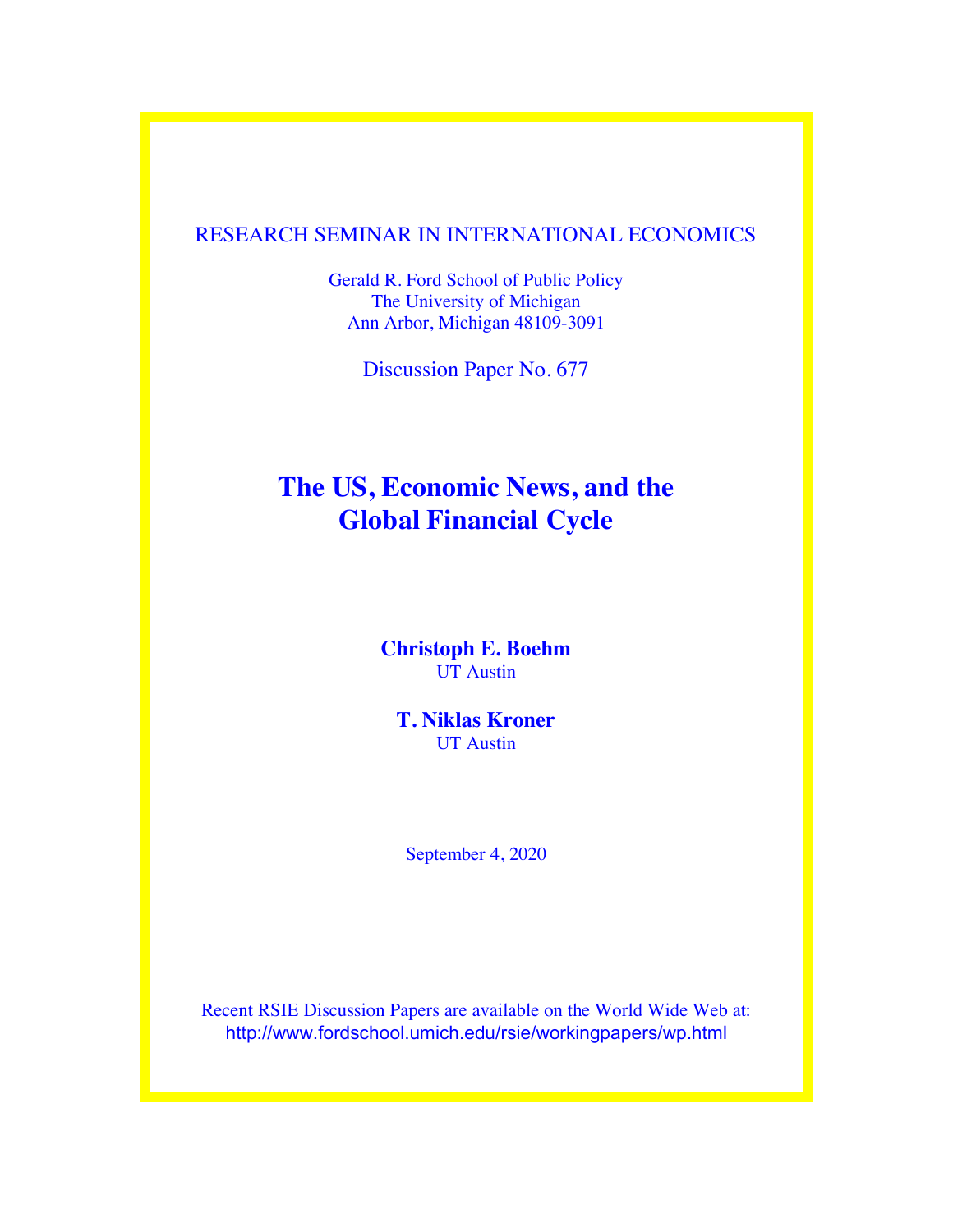RESEARCH SEMINAR IN INTERNATIONAL ECONOMICS

Gerald R. Ford School of Public Policy
The University of Michigan
Ann Arbor, Michigan 48109-3091

Discussion Paper No. 677

# The US, Economic News, and the Global Financial Cycle

**Christoph E. Boehm**
UT Austin

**T. Niklas Kroner**
UT Austin

September 4, 2020

Recent RSIE Discussion Papers are available on the World Wide Web at:
http://www.fordschool.umich.edu/rsie/workingpapers/wp.html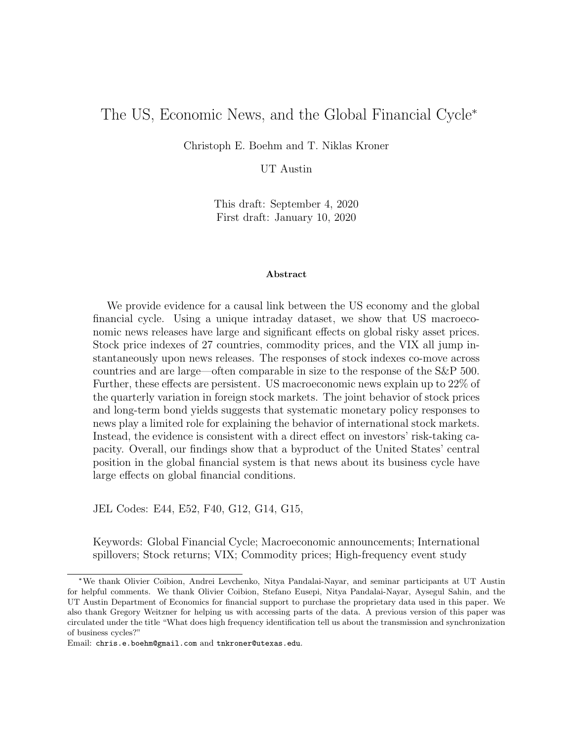# The US, Economic News, and the Global Financial Cycle*

Christoph E. Boehm and T. Niklas Kroner

UT Austin

This draft: September 4, 2020
First draft: January 10, 2020

### Abstract

We provide evidence for a causal link between the US economy and the global financial cycle. Using a unique intraday dataset, we show that US macroeconomic news releases have large and significant effects on global risky asset prices. Stock price indexes of 27 countries, commodity prices, and the VIX all jump instantaneously upon news releases. The responses of stock indexes co-move across countries and are large—often comparable in size to the response of the S&P 500. Further, these effects are persistent. US macroeconomic news explain up to 22% of the quarterly variation in foreign stock markets. The joint behavior of stock prices and long-term bond yields suggests that systematic monetary policy responses to news play a limited role for explaining the behavior of international stock markets. Instead, the evidence is consistent with a direct effect on investors' risk-taking capacity. Overall, our findings show that a byproduct of the United States' central position in the global financial system is that news about its business cycle have large effects on global financial conditions.

JEL Codes: E44, E52, F40, G12, G14, G15,

Keywords: Global Financial Cycle; Macroeconomic announcements; International spillovers; Stock returns; VIX; Commodity prices; High-frequency event study

---

*We thank Olivier Coibion, Andrei Levchenko, Nitya Pandalai-Nayar, and seminar participants at UT Austin for helpful comments. We thank Olivier Coibion, Stefano Eusepi, Nitya Pandalai-Nayar, Aysegul Sahin, and the UT Austin Department of Economics for financial support to purchase the proprietary data used in this paper. We also thank Gregory Weitzner for helping us with accessing parts of the data. A previous version of this paper was circulated under the title "What does high frequency identification tell us about the transmission and synchronization of business cycles?"

Email: chris.e.boehm@gmail.com and tnkroner@utexas.edu.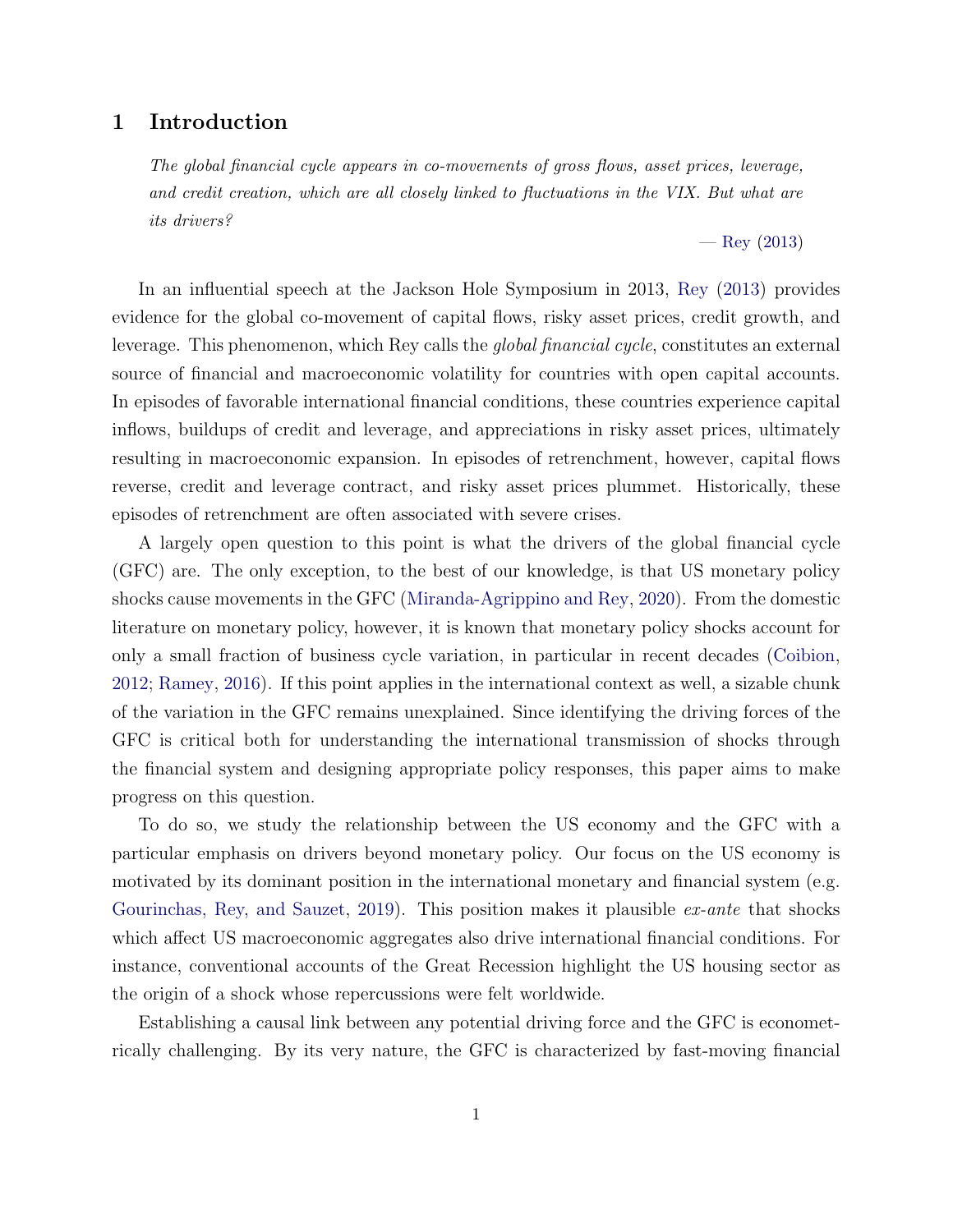# 1 Introduction

> *The global financial cycle appears in co-movements of gross flows, asset prices, leverage, and credit creation, which are all closely linked to fluctuations in the VIX. But what are its drivers?*
>
> — Rey (2013)

In an influential speech at the Jackson Hole Symposium in 2013, Rey (2013) provides evidence for the global co-movement of capital flows, risky asset prices, credit growth, and leverage. This phenomenon, which Rey calls the *global financial cycle*, constitutes an external source of financial and macroeconomic volatility for countries with open capital accounts. In episodes of favorable international financial conditions, these countries experience capital inflows, buildups of credit and leverage, and appreciations in risky asset prices, ultimately resulting in macroeconomic expansion. In episodes of retrenchment, however, capital flows reverse, credit and leverage contract, and risky asset prices plummet. Historically, these episodes of retrenchment are often associated with severe crises.

A largely open question to this point is what the drivers of the global financial cycle (GFC) are. The only exception, to the best of our knowledge, is that US monetary policy shocks cause movements in the GFC (Miranda-Agrippino and Rey, 2020). From the domestic literature on monetary policy, however, it is known that monetary policy shocks account for only a small fraction of business cycle variation, in particular in recent decades (Coibion, 2012; Ramey, 2016). If this point applies in the international context as well, a sizable chunk of the variation in the GFC remains unexplained. Since identifying the driving forces of the GFC is critical both for understanding the international transmission of shocks through the financial system and designing appropriate policy responses, this paper aims to make progress on this question.

To do so, we study the relationship between the US economy and the GFC with a particular emphasis on drivers beyond monetary policy. Our focus on the US economy is motivated by its dominant position in the international monetary and financial system (e.g. Gourinchas, Rey, and Sauzet, 2019). This position makes it plausible *ex-ante* that shocks which affect US macroeconomic aggregates also drive international financial conditions. For instance, conventional accounts of the Great Recession highlight the US housing sector as the origin of a shock whose repercussions were felt worldwide.

Establishing a causal link between any potential driving force and the GFC is econometrically challenging. By its very nature, the GFC is characterized by fast-moving financial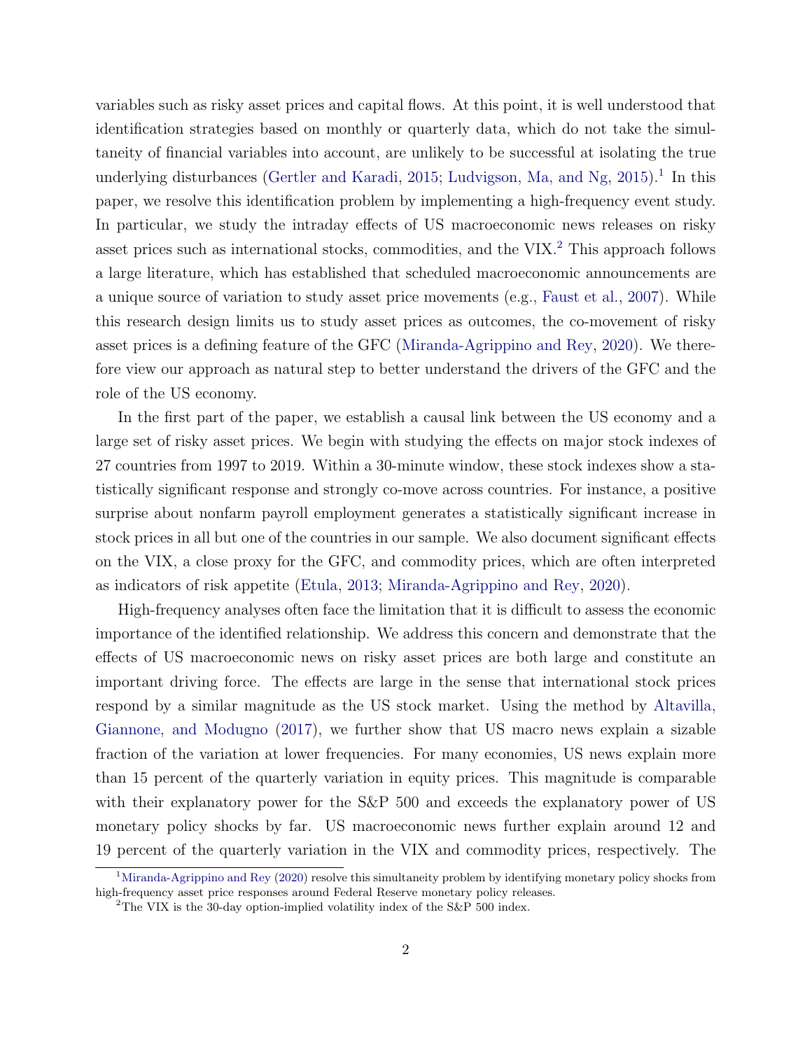variables such as risky asset prices and capital flows. At this point, it is well understood that identification strategies based on monthly or quarterly data, which do not take the simultaneity of financial variables into account, are unlikely to be successful at isolating the true underlying disturbances (Gertler and Karadi, 2015; Ludvigson, Ma, and Ng, 2015).[1] In this paper, we resolve this identification problem by implementing a high-frequency event study. In particular, we study the intraday effects of US macroeconomic news releases on risky asset prices such as international stocks, commodities, and the VIX.[2] This approach follows a large literature, which has established that scheduled macroeconomic announcements are a unique source of variation to study asset price movements (e.g., Faust et al., 2007). While this research design limits us to study asset prices as outcomes, the co-movement of risky asset prices is a defining feature of the GFC (Miranda-Agrippino and Rey, 2020). We therefore view our approach as natural step to better understand the drivers of the GFC and the role of the US economy.

In the first part of the paper, we establish a causal link between the US economy and a large set of risky asset prices. We begin with studying the effects on major stock indexes of 27 countries from 1997 to 2019. Within a 30-minute window, these stock indexes show a statistically significant response and strongly co-move across countries. For instance, a positive surprise about nonfarm payroll employment generates a statistically significant increase in stock prices in all but one of the countries in our sample. We also document significant effects on the VIX, a close proxy for the GFC, and commodity prices, which are often interpreted as indicators of risk appetite (Etula, 2013; Miranda-Agrippino and Rey, 2020).

High-frequency analyses often face the limitation that it is difficult to assess the economic importance of the identified relationship. We address this concern and demonstrate that the effects of US macroeconomic news on risky asset prices are both large and constitute an important driving force. The effects are large in the sense that international stock prices respond by a similar magnitude as the US stock market. Using the method by Altavilla, Giannone, and Modugno (2017), we further show that US macro news explain a sizable fraction of the variation at lower frequencies. For many economies, US news explain more than 15 percent of the quarterly variation in equity prices. This magnitude is comparable with their explanatory power for the S&P 500 and exceeds the explanatory power of US monetary policy shocks by far. US macroeconomic news further explain around 12 and 19 percent of the quarterly variation in the VIX and commodity prices, respectively. The

[1] Miranda-Agrippino and Rey (2020) resolve this simultaneity problem by identifying monetary policy shocks from high-frequency asset price responses around Federal Reserve monetary policy releases.

[2] The VIX is the 30-day option-implied volatility index of the S&P 500 index.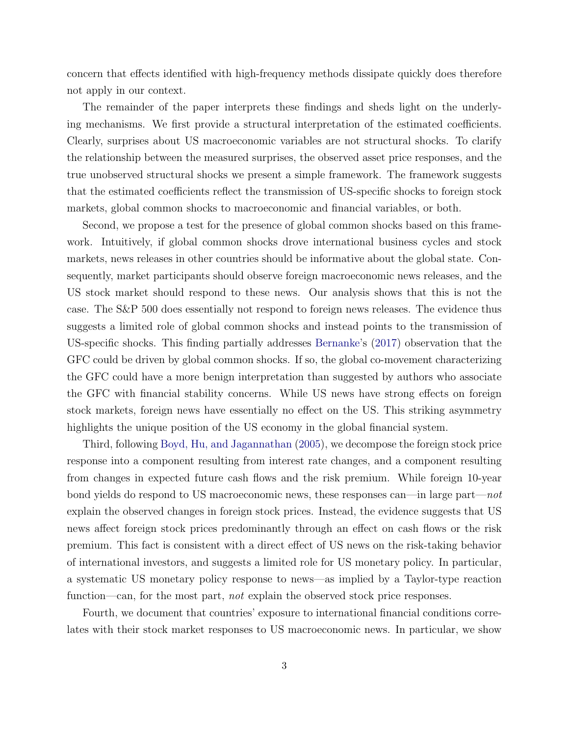concern that effects identified with high-frequency methods dissipate quickly does therefore not apply in our context.

The remainder of the paper interprets these findings and sheds light on the underlying mechanisms. We first provide a structural interpretation of the estimated coefficients. Clearly, surprises about US macroeconomic variables are not structural shocks. To clarify the relationship between the measured surprises, the observed asset price responses, and the true unobserved structural shocks we present a simple framework. The framework suggests that the estimated coefficients reflect the transmission of US-specific shocks to foreign stock markets, global common shocks to macroeconomic and financial variables, or both.

Second, we propose a test for the presence of global common shocks based on this framework. Intuitively, if global common shocks drove international business cycles and stock markets, news releases in other countries should be informative about the global state. Consequently, market participants should observe foreign macroeconomic news releases, and the US stock market should respond to these news. Our analysis shows that this is not the case. The S&P 500 does essentially not respond to foreign news releases. The evidence thus suggests a limited role of global common shocks and instead points to the transmission of US-specific shocks. This finding partially addresses Bernanke's (2017) observation that the GFC could be driven by global common shocks. If so, the global co-movement characterizing the GFC could have a more benign interpretation than suggested by authors who associate the GFC with financial stability concerns. While US news have strong effects on foreign stock markets, foreign news have essentially no effect on the US. This striking asymmetry highlights the unique position of the US economy in the global financial system.

Third, following Boyd, Hu, and Jagannathan (2005), we decompose the foreign stock price response into a component resulting from interest rate changes, and a component resulting from changes in expected future cash flows and the risk premium. While foreign 10-year bond yields do respond to US macroeconomic news, these responses can—in large part—*not* explain the observed changes in foreign stock prices. Instead, the evidence suggests that US news affect foreign stock prices predominantly through an effect on cash flows or the risk premium. This fact is consistent with a direct effect of US news on the risk-taking behavior of international investors, and suggests a limited role for US monetary policy. In particular, a systematic US monetary policy response to news—as implied by a Taylor-type reaction function—can, for the most part, *not* explain the observed stock price responses.

Fourth, we document that countries' exposure to international financial conditions correlates with their stock market responses to US macroeconomic news. In particular, we show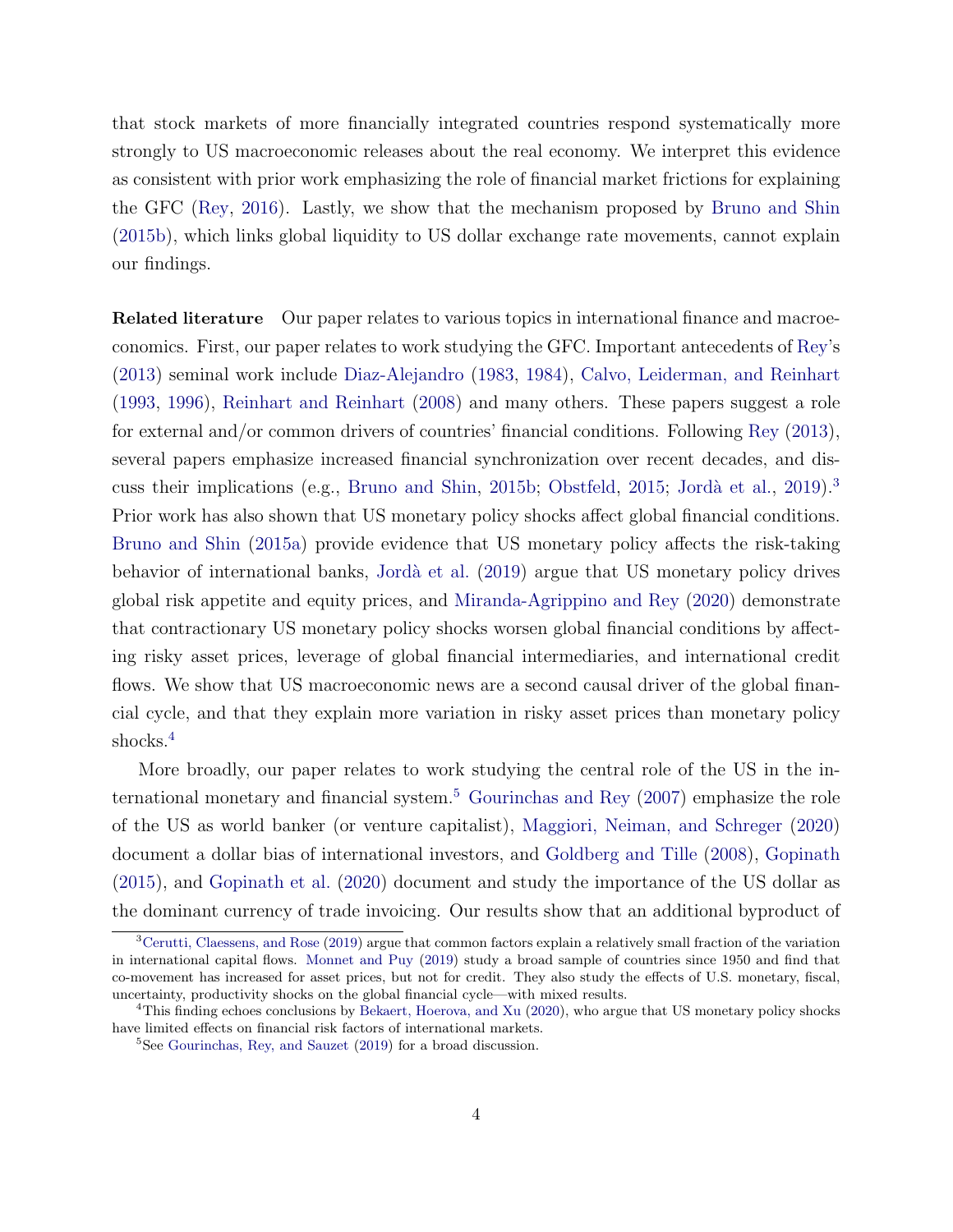that stock markets of more financially integrated countries respond systematically more strongly to US macroeconomic releases about the real economy. We interpret this evidence as consistent with prior work emphasizing the role of financial market frictions for explaining the GFC (Rey, 2016). Lastly, we show that the mechanism proposed by Bruno and Shin (2015b), which links global liquidity to US dollar exchange rate movements, cannot explain our findings.

**Related literature** Our paper relates to various topics in international finance and macroeconomics. First, our paper relates to work studying the GFC. Important antecedents of Rey's (2013) seminal work include Diaz-Alejandro (1983, 1984), Calvo, Leiderman, and Reinhart (1993, 1996), Reinhart and Reinhart (2008) and many others. These papers suggest a role for external and/or common drivers of countries' financial conditions. Following Rey (2013), several papers emphasize increased financial synchronization over recent decades, and discuss their implications (e.g., Bruno and Shin, 2015b; Obstfeld, 2015; Jordà et al., 2019).[3] Prior work has also shown that US monetary policy shocks affect global financial conditions. Bruno and Shin (2015a) provide evidence that US monetary policy affects the risk-taking behavior of international banks, Jordà et al. (2019) argue that US monetary policy drives global risk appetite and equity prices, and Miranda-Agrippino and Rey (2020) demonstrate that contractionary US monetary policy shocks worsen global financial conditions by affecting risky asset prices, leverage of global financial intermediaries, and international credit flows. We show that US macroeconomic news are a second causal driver of the global financial cycle, and that they explain more variation in risky asset prices than monetary policy shocks.[4]

More broadly, our paper relates to work studying the central role of the US in the international monetary and financial system.[5] Gourinchas and Rey (2007) emphasize the role of the US as world banker (or venture capitalist), Maggiori, Neiman, and Schreger (2020) document a dollar bias of international investors, and Goldberg and Tille (2008), Gopinath (2015), and Gopinath et al. (2020) document and study the importance of the US dollar as the dominant currency of trade invoicing. Our results show that an additional byproduct of

[3] Cerutti, Claessens, and Rose (2019) argue that common factors explain a relatively small fraction of the variation in international capital flows. Monnet and Puy (2019) study a broad sample of countries since 1950 and find that co-movement has increased for asset prices, but not for credit. They also study the effects of U.S. monetary, fiscal, uncertainty, productivity shocks on the global financial cycle—with mixed results.

[4] This finding echoes conclusions by Bekaert, Hoerova, and Xu (2020), who argue that US monetary policy shocks have limited effects on financial risk factors of international markets.

[5] See Gourinchas, Rey, and Sauzet (2019) for a broad discussion.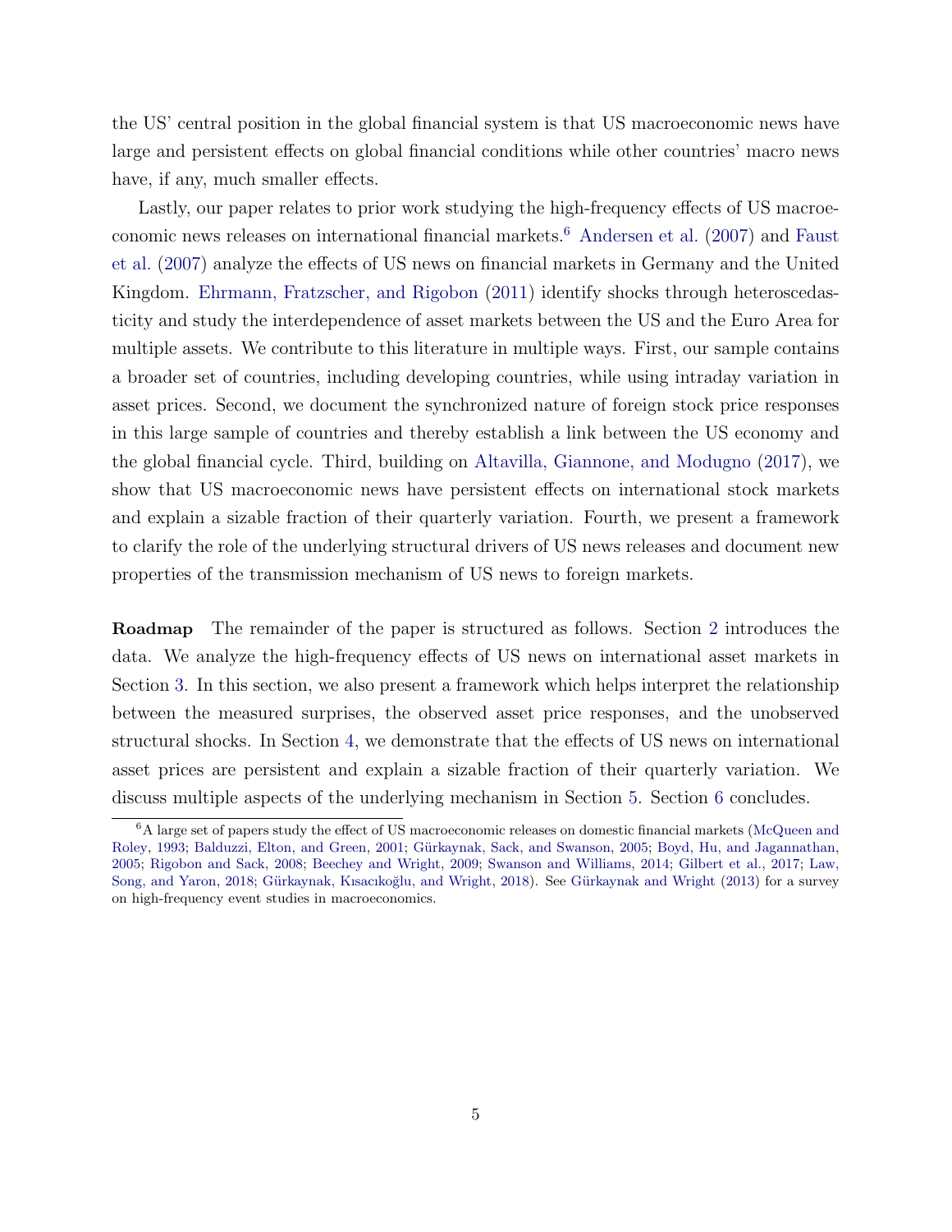the US' central position in the global financial system is that US macroeconomic news have large and persistent effects on global financial conditions while other countries' macro news have, if any, much smaller effects.

Lastly, our paper relates to prior work studying the high-frequency effects of US macroeconomic news releases on international financial markets.[6] Andersen et al. (2007) and Faust et al. (2007) analyze the effects of US news on financial markets in Germany and the United Kingdom. Ehrmann, Fratzscher, and Rigobon (2011) identify shocks through heteroscedasticity and study the interdependence of asset markets between the US and the Euro Area for multiple assets. We contribute to this literature in multiple ways. First, our sample contains a broader set of countries, including developing countries, while using intraday variation in asset prices. Second, we document the synchronized nature of foreign stock price responses in this large sample of countries and thereby establish a link between the US economy and the global financial cycle. Third, building on Altavilla, Giannone, and Modugno (2017), we show that US macroeconomic news have persistent effects on international stock markets and explain a sizable fraction of their quarterly variation. Fourth, we present a framework to clarify the role of the underlying structural drivers of US news releases and document new properties of the transmission mechanism of US news to foreign markets.

**Roadmap** The remainder of the paper is structured as follows. Section 2 introduces the data. We analyze the high-frequency effects of US news on international asset markets in Section 3. In this section, we also present a framework which helps interpret the relationship between the measured surprises, the observed asset price responses, and the unobserved structural shocks. In Section 4, we demonstrate that the effects of US news on international asset prices are persistent and explain a sizable fraction of their quarterly variation. We discuss multiple aspects of the underlying mechanism in Section 5. Section 6 concludes.

[6] A large set of papers study the effect of US macroeconomic releases on domestic financial markets (McQueen and Roley, 1993; Balduzzi, Elton, and Green, 2001; Gürkaynak, Sack, and Swanson, 2005; Boyd, Hu, and Jagannathan, 2005; Rigobon and Sack, 2008; Beechey and Wright, 2009; Swanson and Williams, 2014; Gilbert et al., 2017; Law, Song, and Yaron, 2018; Gürkaynak, Kısacıkoğlu, and Wright, 2018). See Gürkaynak and Wright (2013) for a survey on high-frequency event studies in macroeconomics.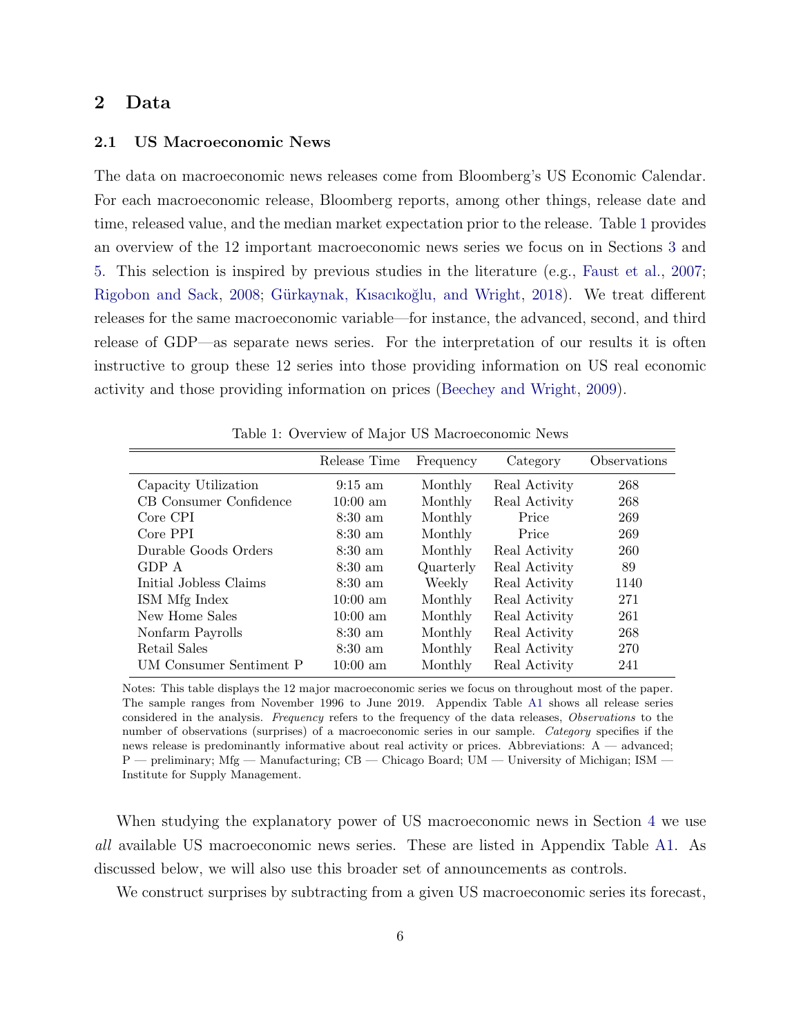## 2 Data

### 2.1 US Macroeconomic News

The data on macroeconomic news releases come from Bloomberg's US Economic Calendar. For each macroeconomic release, Bloomberg reports, among other things, release date and time, released value, and the median market expectation prior to the release. Table 1 provides an overview of the 12 important macroeconomic news series we focus on in Sections 3 and 5. This selection is inspired by previous studies in the literature (e.g., Faust et al., 2007; Rigobon and Sack, 2008; Gürkaynak, Kısacıkoğlu, and Wright, 2018). We treat different releases for the same macroeconomic variable—for instance, the advanced, second, and third release of GDP—as separate news series. For the interpretation of our results it is often instructive to group these 12 series into those providing information on US real economic activity and those providing information on prices (Beechey and Wright, 2009).

Table 1: Overview of Major US Macroeconomic News

| | Release Time | Frequency | Category | Observations |
|---|---|---|---|---|
| Capacity Utilization | 9:15 am | Monthly | Real Activity | 268 |
| CB Consumer Confidence | 10:00 am | Monthly | Real Activity | 268 |
| Core CPI | 8:30 am | Monthly | Price | 269 |
| Core PPI | 8:30 am | Monthly | Price | 269 |
| Durable Goods Orders | 8:30 am | Monthly | Real Activity | 260 |
| GDP A | 8:30 am | Quarterly | Real Activity | 89 |
| Initial Jobless Claims | 8:30 am | Weekly | Real Activity | 1140 |
| ISM Mfg Index | 10:00 am | Monthly | Real Activity | 271 |
| New Home Sales | 10:00 am | Monthly | Real Activity | 261 |
| Nonfarm Payrolls | 8:30 am | Monthly | Real Activity | 268 |
| Retail Sales | 8:30 am | Monthly | Real Activity | 270 |
| UM Consumer Sentiment P | 10:00 am | Monthly | Real Activity | 241 |

Notes: This table displays the 12 major macroeconomic series we focus on throughout most of the paper. The sample ranges from November 1996 to June 2019. Appendix Table A1 shows all release series considered in the analysis. *Frequency* refers to the frequency of the data releases, *Observations* to the number of observations (surprises) of a macroeconomic series in our sample. *Category* specifies if the news release is predominantly informative about real activity or prices. Abbreviations: A — advanced; P — preliminary; Mfg — Manufacturing; CB — Chicago Board; UM — University of Michigan; ISM — Institute for Supply Management.

When studying the explanatory power of US macroeconomic news in Section 4 we use *all* available US macroeconomic news series. These are listed in Appendix Table A1. As discussed below, we will also use this broader set of announcements as controls.

We construct surprises by subtracting from a given US macroeconomic series its forecast,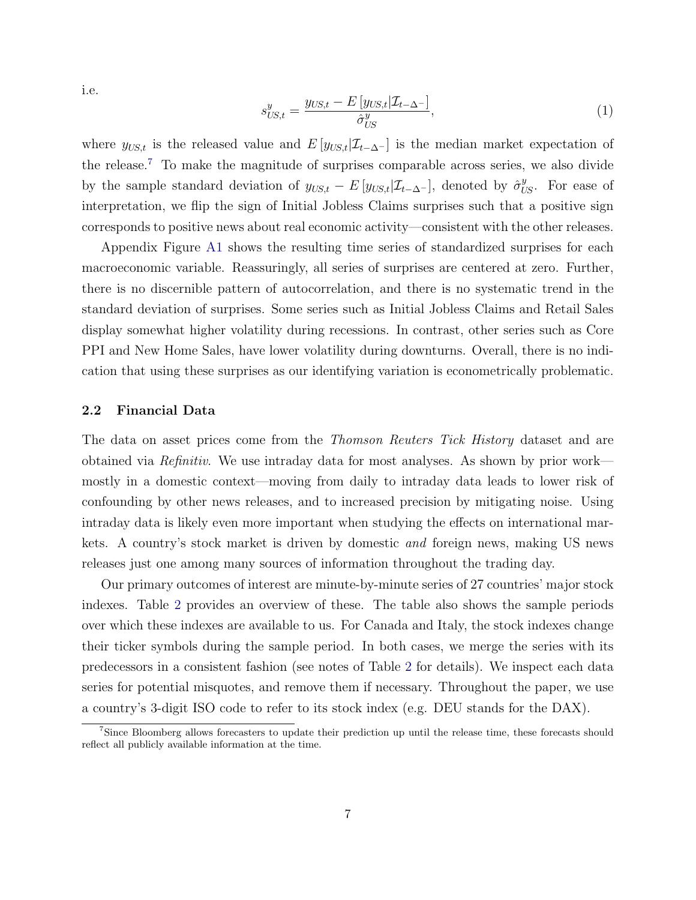i.e.

$$s^y_{US,t} = \frac{y_{US,t} - E\left[y_{US,t}|\mathcal{I}_{t-\Delta^-}\right]}{\hat{\sigma}^y_{US}}, \tag{1}$$

where $y_{US,t}$ is the released value and $E\left[y_{US,t}|\mathcal{I}_{t-\Delta^-}\right]$ is the median market expectation of the release.[7] To make the magnitude of surprises comparable across series, we also divide by the sample standard deviation of $y_{US,t} - E\left[y_{US,t}|\mathcal{I}_{t-\Delta^-}\right]$, denoted by $\hat{\sigma}^y_{US}$. For ease of interpretation, we flip the sign of Initial Jobless Claims surprises such that a positive sign corresponds to positive news about real economic activity—consistent with the other releases.

Appendix Figure A1 shows the resulting time series of standardized surprises for each macroeconomic variable. Reassuringly, all series of surprises are centered at zero. Further, there is no discernible pattern of autocorrelation, and there is no systematic trend in the standard deviation of surprises. Some series such as Initial Jobless Claims and Retail Sales display somewhat higher volatility during recessions. In contrast, other series such as Core PPI and New Home Sales, have lower volatility during downturns. Overall, there is no indication that using these surprises as our identifying variation is econometrically problematic.

## 2.2 Financial Data

The data on asset prices come from the *Thomson Reuters Tick History* dataset and are obtained via *Refinitiv*. We use intraday data for most analyses. As shown by prior work—mostly in a domestic context—moving from daily to intraday data leads to lower risk of confounding by other news releases, and to increased precision by mitigating noise. Using intraday data is likely even more important when studying the effects on international markets. A country's stock market is driven by domestic *and* foreign news, making US news releases just one among many sources of information throughout the trading day.

Our primary outcomes of interest are minute-by-minute series of 27 countries' major stock indexes. Table 2 provides an overview of these. The table also shows the sample periods over which these indexes are available to us. For Canada and Italy, the stock indexes change their ticker symbols during the sample period. In both cases, we merge the series with its predecessors in a consistent fashion (see notes of Table 2 for details). We inspect each data series for potential misquotes, and remove them if necessary. Throughout the paper, we use a country's 3-digit ISO code to refer to its stock index (e.g. DEU stands for the DAX).

[7] Since Bloomberg allows forecasters to update their prediction up until the release time, these forecasts should reflect all publicly available information at the time.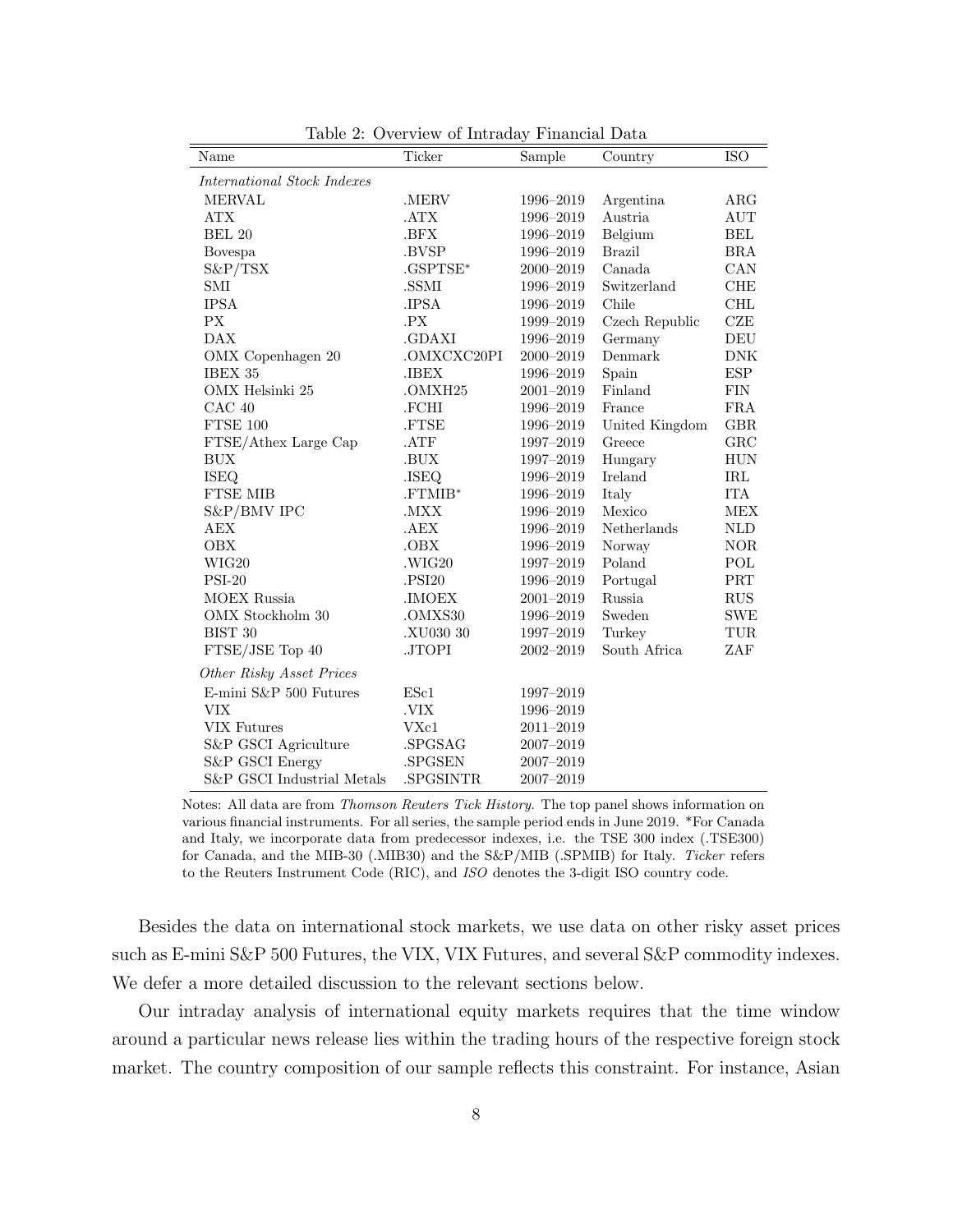Table 2: Overview of Intraday Financial Data

| Name | Ticker | Sample | Country | ISO |
|---|---|---|---|---|
| *International Stock Indexes* | | | | |
| MERVAL | .MERV | 1996–2019 | Argentina | ARG |
| ATX | .ATX | 1996–2019 | Austria | AUT |
| BEL 20 | .BFX | 1996–2019 | Belgium | BEL |
| Bovespa | .BVSP | 1996–2019 | Brazil | BRA |
| S&P/TSX | .GSPTSE* | 2000–2019 | Canada | CAN |
| SMI | .SSMI | 1996–2019 | Switzerland | CHE |
| IPSA | .IPSA | 1996–2019 | Chile | CHL |
| PX | .PX | 1999–2019 | Czech Republic | CZE |
| DAX | .GDAXI | 1996–2019 | Germany | DEU |
| OMX Copenhagen 20 | .OMXCXC20PI | 2000–2019 | Denmark | DNK |
| IBEX 35 | .IBEX | 1996–2019 | Spain | ESP |
| OMX Helsinki 25 | .OMXH25 | 2001–2019 | Finland | FIN |
| CAC 40 | .FCHI | 1996–2019 | France | FRA |
| FTSE 100 | .FTSE | 1996–2019 | United Kingdom | GBR |
| FTSE/Athex Large Cap | .ATF | 1997–2019 | Greece | GRC |
| BUX | .BUX | 1997–2019 | Hungary | HUN |
| ISEQ | .ISEQ | 1996–2019 | Ireland | IRL |
| FTSE MIB | .FTMIB* | 1996–2019 | Italy | ITA |
| S&P/BMV IPC | .MXX | 1996–2019 | Mexico | MEX |
| AEX | .AEX | 1996–2019 | Netherlands | NLD |
| OBX | .OBX | 1996–2019 | Norway | NOR |
| WIG20 | .WIG20 | 1997–2019 | Poland | POL |
| PSI-20 | .PSI20 | 1996–2019 | Portugal | PRT |
| MOEX Russia | .IMOEX | 2001–2019 | Russia | RUS |
| OMX Stockholm 30 | .OMXS30 | 1996–2019 | Sweden | SWE |
| BIST 30 | .XU030 30 | 1997–2019 | Turkey | TUR |
| FTSE/JSE Top 40 | .JTOPI | 2002–2019 | South Africa | ZAF |
| *Other Risky Asset Prices* | | | | |
| E-mini S&P 500 Futures | ESc1 | 1997–2019 | | |
| VIX | .VIX | 1996–2019 | | |
| VIX Futures | VXc1 | 2011–2019 | | |
| S&P GSCI Agriculture | .SPGSAG | 2007–2019 | | |
| S&P GSCI Energy | .SPGSEN | 2007–2019 | | |
| S&P GSCI Industrial Metals | .SPGSINTR | 2007–2019 | | |

Notes: All data are from *Thomson Reuters Tick History*. The top panel shows information on various financial instruments. For all series, the sample period ends in June 2019. *For Canada and Italy, we incorporate data from predecessor indexes, i.e. the TSE 300 index (.TSE300) for Canada, and the MIB-30 (.MIB30) and the S&P/MIB (.SPMIB) for Italy. *Ticker* refers to the Reuters Instrument Code (RIC), and *ISO* denotes the 3-digit ISO country code.

Besides the data on international stock markets, we use data on other risky asset prices such as E-mini S&P 500 Futures, the VIX, VIX Futures, and several S&P commodity indexes. We defer a more detailed discussion to the relevant sections below.

Our intraday analysis of international equity markets requires that the time window around a particular news release lies within the trading hours of the respective foreign stock market. The country composition of our sample reflects this constraint. For instance, Asian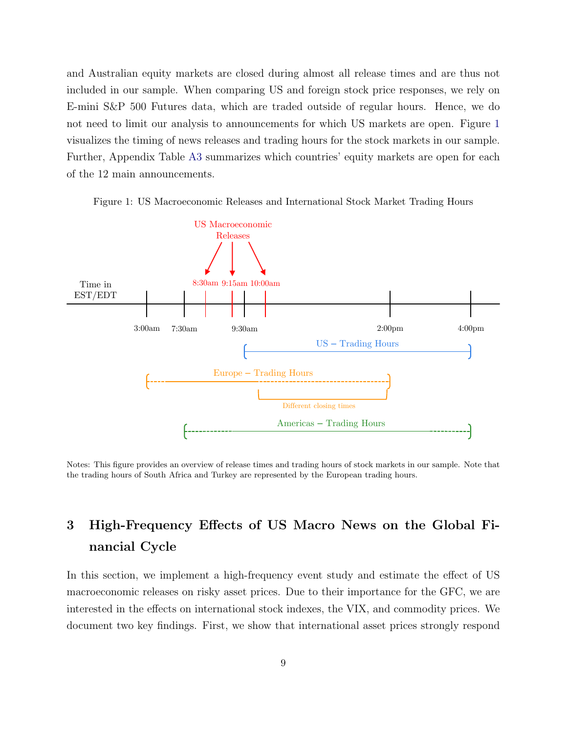and Australian equity markets are closed during almost all release times and are thus not included in our sample. When comparing US and foreign stock price responses, we rely on E-mini S&P 500 Futures data, which are traded outside of regular hours. Hence, we do not need to limit our analysis to announcements for which US markets are open. Figure 1 visualizes the timing of news releases and trading hours for the stock markets in our sample. Further, Appendix Table A3 summarizes which countries' equity markets are open for each of the 12 main announcements.

Figure 1: US Macroeconomic Releases and International Stock Market Trading Hours

Notes: This figure provides an overview of release times and trading hours of stock markets in our sample. Note that the trading hours of South Africa and Turkey are represented by the European trading hours.

## 3 High-Frequency Effects of US Macro News on the Global Financial Cycle

In this section, we implement a high-frequency event study and estimate the effect of US macroeconomic releases on risky asset prices. Due to their importance for the GFC, we are interested in the effects on international stock indexes, the VIX, and commodity prices. We document two key findings. First, we show that international asset prices strongly respond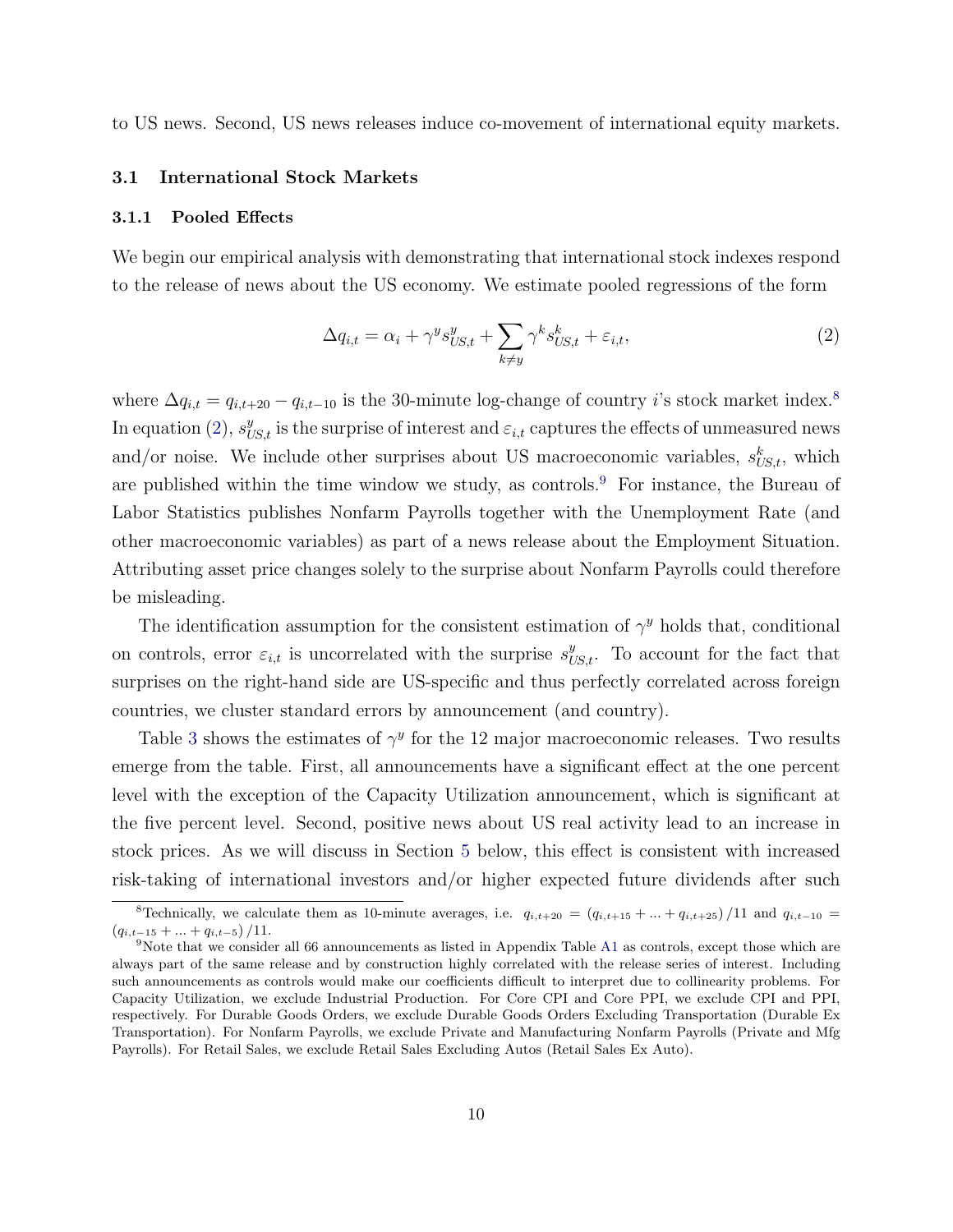to US news. Second, US news releases induce co-movement of international equity markets.

## 3.1 International Stock Markets

### 3.1.1 Pooled Effects

We begin our empirical analysis with demonstrating that international stock indexes respond to the release of news about the US economy. We estimate pooled regressions of the form

$$\Delta q_{i,t} = \alpha_i + \gamma^y s^y_{US,t} + \sum_{k \neq y} \gamma^k s^k_{US,t} + \varepsilon_{i,t}, \tag{2}$$

where $\Delta q_{i,t} = q_{i,t+20} - q_{i,t-10}$ is the 30-minute log-change of country $i$'s stock market index.[8] In equation (2), $s^y_{US,t}$ is the surprise of interest and $\varepsilon_{i,t}$ captures the effects of unmeasured news and/or noise. We include other surprises about US macroeconomic variables, $s^k_{US,t}$, which are published within the time window we study, as controls.[9] For instance, the Bureau of Labor Statistics publishes Nonfarm Payrolls together with the Unemployment Rate (and other macroeconomic variables) as part of a news release about the Employment Situation. Attributing asset price changes solely to the surprise about Nonfarm Payrolls could therefore be misleading.

The identification assumption for the consistent estimation of $\gamma^y$ holds that, conditional on controls, error $\varepsilon_{i,t}$ is uncorrelated with the surprise $s^y_{US,t}$. To account for the fact that surprises on the right-hand side are US-specific and thus perfectly correlated across foreign countries, we cluster standard errors by announcement (and country).

Table 3 shows the estimates of $\gamma^y$ for the 12 major macroeconomic releases. Two results emerge from the table. First, all announcements have a significant effect at the one percent level with the exception of the Capacity Utilization announcement, which is significant at the five percent level. Second, positive news about US real activity lead to an increase in stock prices. As we will discuss in Section 5 below, this effect is consistent with increased risk-taking of international investors and/or higher expected future dividends after such

[8] Technically, we calculate them as 10-minute averages, i.e. $q_{i,t+20} = (q_{i,t+15} + ... + q_{i,t+25})/11$ and $q_{i,t-10} = (q_{i,t-15} + ... + q_{i,t-5})/11$.

[9] Note that we consider all 66 announcements as listed in Appendix Table A1 as controls, except those which are always part of the same release and by construction highly correlated with the release series of interest. Including such announcements as controls would make our coefficients difficult to interpret due to collinearity problems. For Capacity Utilization, we exclude Industrial Production. For Core CPI and Core PPI, we exclude CPI and PPI, respectively. For Durable Goods Orders, we exclude Durable Goods Orders Excluding Transportation (Durable Ex Transportation). For Nonfarm Payrolls, we exclude Private and Manufacturing Nonfarm Payrolls (Private and Mfg Payrolls). For Retail Sales, we exclude Retail Sales Excluding Autos (Retail Sales Ex Auto).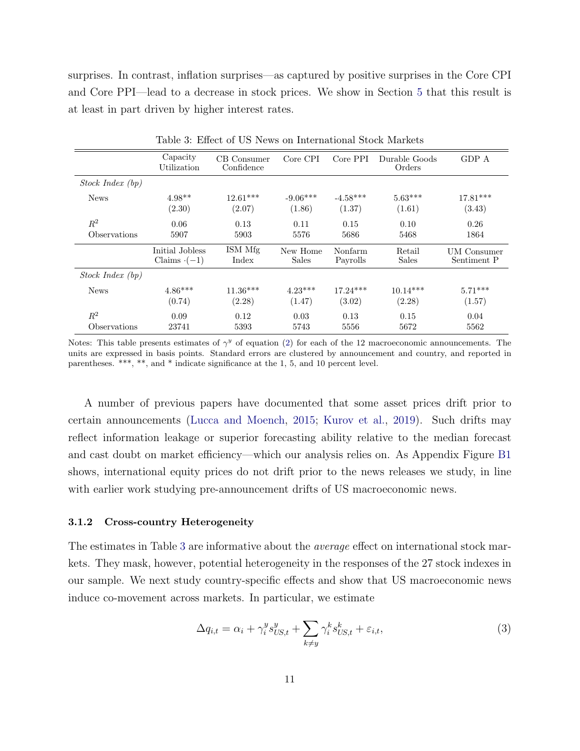surprises. In contrast, inflation surprises—as captured by positive surprises in the Core CPI and Core PPI—lead to a decrease in stock prices. We show in Section 5 that this result is at least in part driven by higher interest rates.

Table 3: Effect of US News on International Stock Markets

| | Capacity Utilization | CB Consumer Confidence | Core CPI | Core PPI | Durable Goods Orders | GDP A |
|---|---|---|---|---|---|---|
| *Stock Index (bp)* | | | | | | |
| News | 4.98** | 12.61*** | -9.06*** | -4.58*** | 5.63*** | 17.81*** |
| | (2.30) | (2.07) | (1.86) | (1.37) | (1.61) | (3.43) |
| $R^2$ | 0.06 | 0.13 | 0.11 | 0.15 | 0.10 | 0.26 |
| Observations | 5907 | 5903 | 5576 | 5686 | 5468 | 1864 |
| | Initial Jobless Claims $\cdot(-1)$ | ISM Mfg Index | New Home Sales | Nonfarm Payrolls | Retail Sales | UM Consumer Sentiment P |
| *Stock Index (bp)* | | | | | | |
| News | 4.86*** | 11.36*** | 4.23*** | 17.24*** | 10.14*** | 5.71*** |
| | (0.74) | (2.28) | (1.47) | (3.02) | (2.28) | (1.57) |
| $R^2$ | 0.09 | 0.12 | 0.03 | 0.13 | 0.15 | 0.04 |
| Observations | 23741 | 5393 | 5743 | 5556 | 5672 | 5562 |

Notes: This table presents estimates of $\gamma^y$ of equation (2) for each of the 12 macroeconomic announcements. The units are expressed in basis points. Standard errors are clustered by announcement and country, and reported in parentheses. ***, **, and * indicate significance at the 1, 5, and 10 percent level.

A number of previous papers have documented that some asset prices drift prior to certain announcements (Lucca and Moench, 2015; Kurov et al., 2019). Such drifts may reflect information leakage or superior forecasting ability relative to the median forecast and cast doubt on market efficiency—which our analysis relies on. As Appendix Figure B1 shows, international equity prices do not drift prior to the news releases we study, in line with earlier work studying pre-announcement drifts of US macroeconomic news.

### 3.1.2 Cross-country Heterogeneity

The estimates in Table 3 are informative about the *average* effect on international stock markets. They mask, however, potential heterogeneity in the responses of the 27 stock indexes in our sample. We next study country-specific effects and show that US macroeconomic news induce co-movement across markets. In particular, we estimate

$$\Delta q_{i,t} = \alpha_i + \gamma_i^y s_{US,t}^y + \sum_{k \neq y} \gamma_i^k s_{US,t}^k + \varepsilon_{i,t}, \tag{3}$$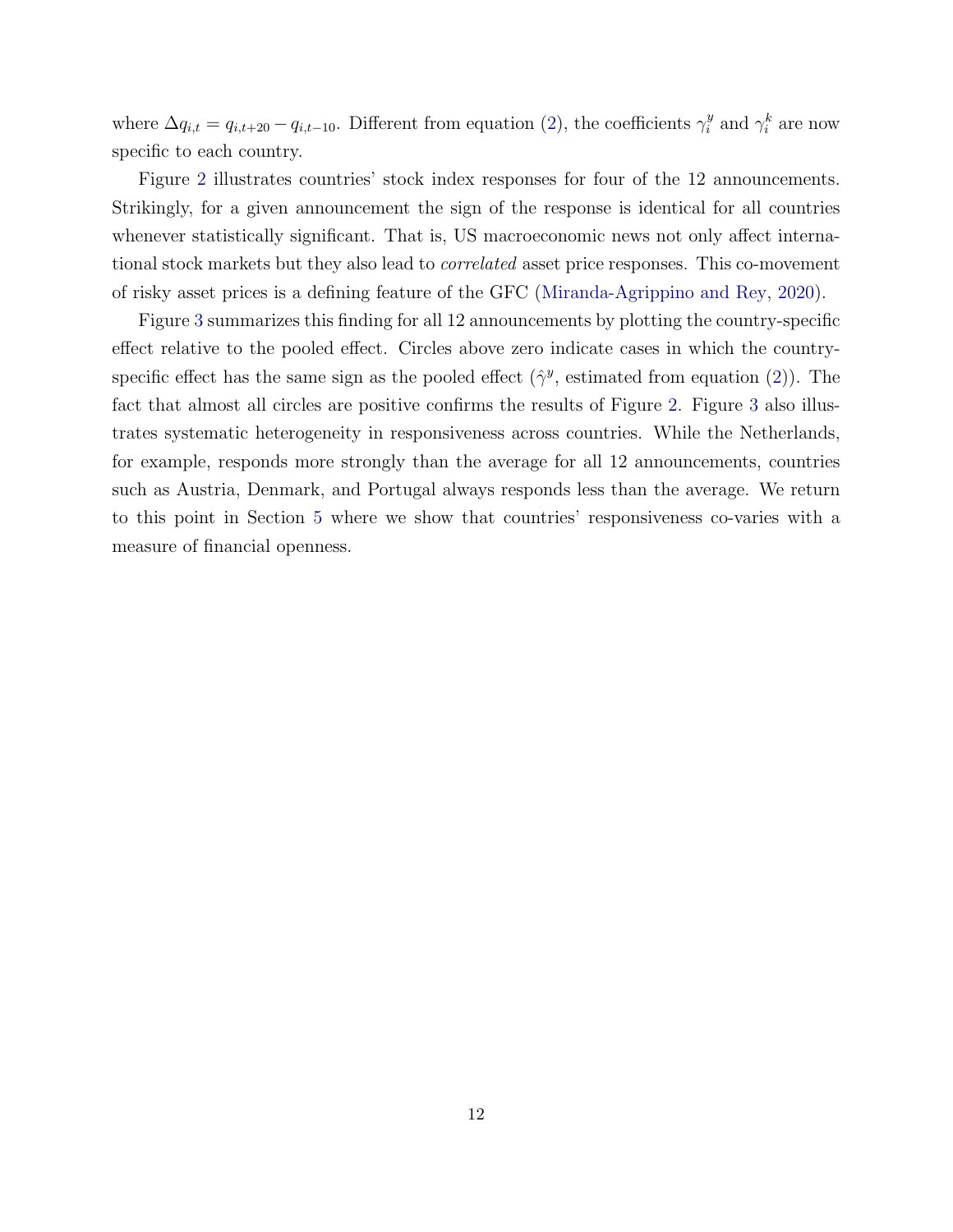where $\Delta q_{i,t} = q_{i,t+20} - q_{i,t-10}$. Different from equation (2), the coefficients $\gamma_i^y$ and $\gamma_i^k$ are now specific to each country.

Figure 2 illustrates countries' stock index responses for four of the 12 announcements. Strikingly, for a given announcement the sign of the response is identical for all countries whenever statistically significant. That is, US macroeconomic news not only affect international stock markets but they also lead to *correlated* asset price responses. This co-movement of risky asset prices is a defining feature of the GFC (Miranda-Agrippino and Rey, 2020).

Figure 3 summarizes this finding for all 12 announcements by plotting the country-specific effect relative to the pooled effect. Circles above zero indicate cases in which the country-specific effect has the same sign as the pooled effect ($\hat{\gamma}^y$, estimated from equation (2)). The fact that almost all circles are positive confirms the results of Figure 2. Figure 3 also illustrates systematic heterogeneity in responsiveness across countries. While the Netherlands, for example, responds more strongly than the average for all 12 announcements, countries such as Austria, Denmark, and Portugal always responds less than the average. We return to this point in Section 5 where we show that countries' responsiveness co-varies with a measure of financial openness.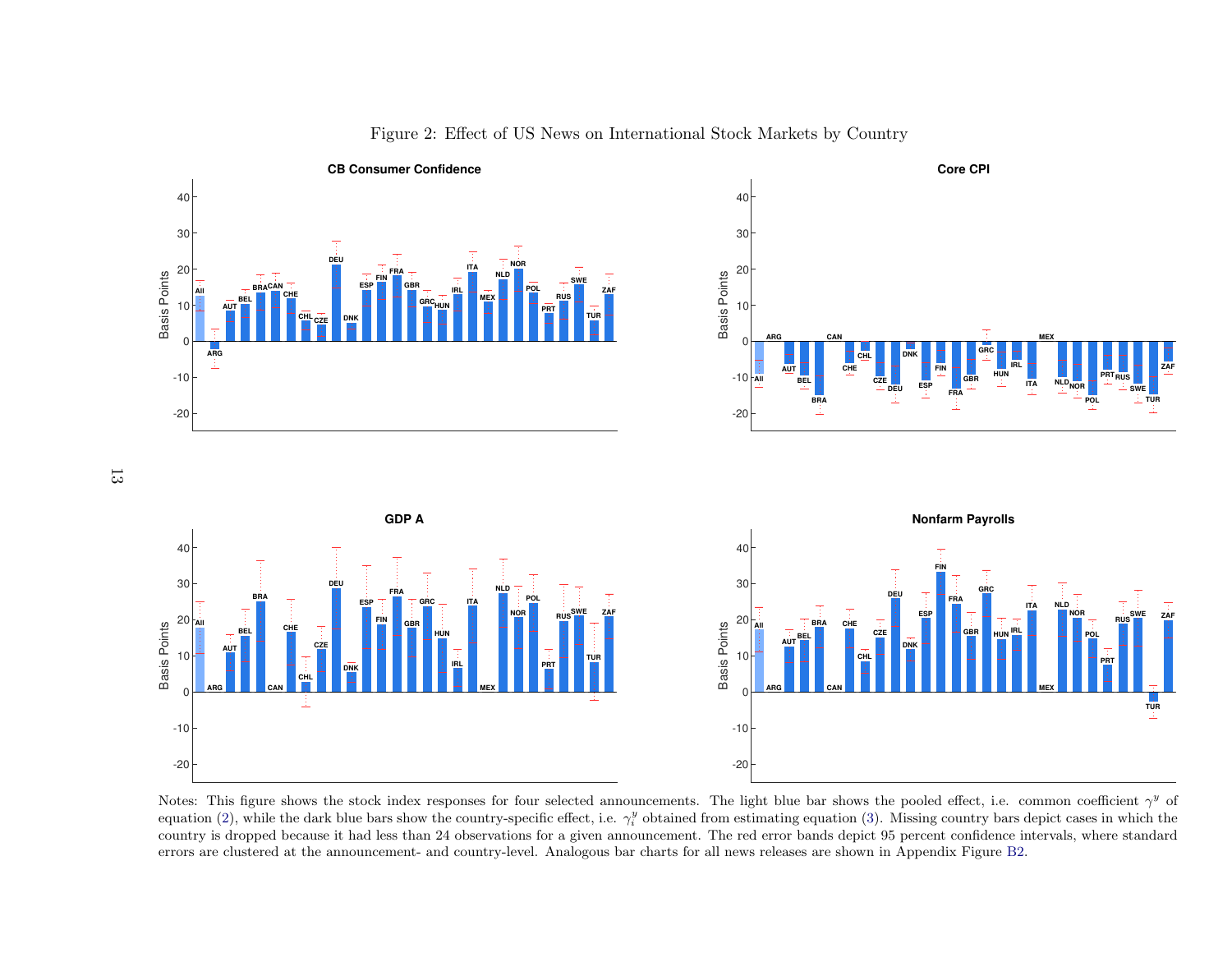Figure 2: Effect of US News on International Stock Markets by Country

Notes: This figure shows the stock index responses for four selected announcements. The light blue bar shows the pooled effect, i.e. common coefficient $\gamma^y$ of equation (2), while the dark blue bars show the country-specific effect, i.e. $\gamma_i^y$ obtained from estimating equation (3). Missing country bars depict cases in which the country is dropped because it had less than 24 observations for a given announcement. The red error bands depict 95 percent confidence intervals, where standard errors are clustered at the announcement- and country-level. Analogous bar charts for all news releases are shown in Appendix Figure B2.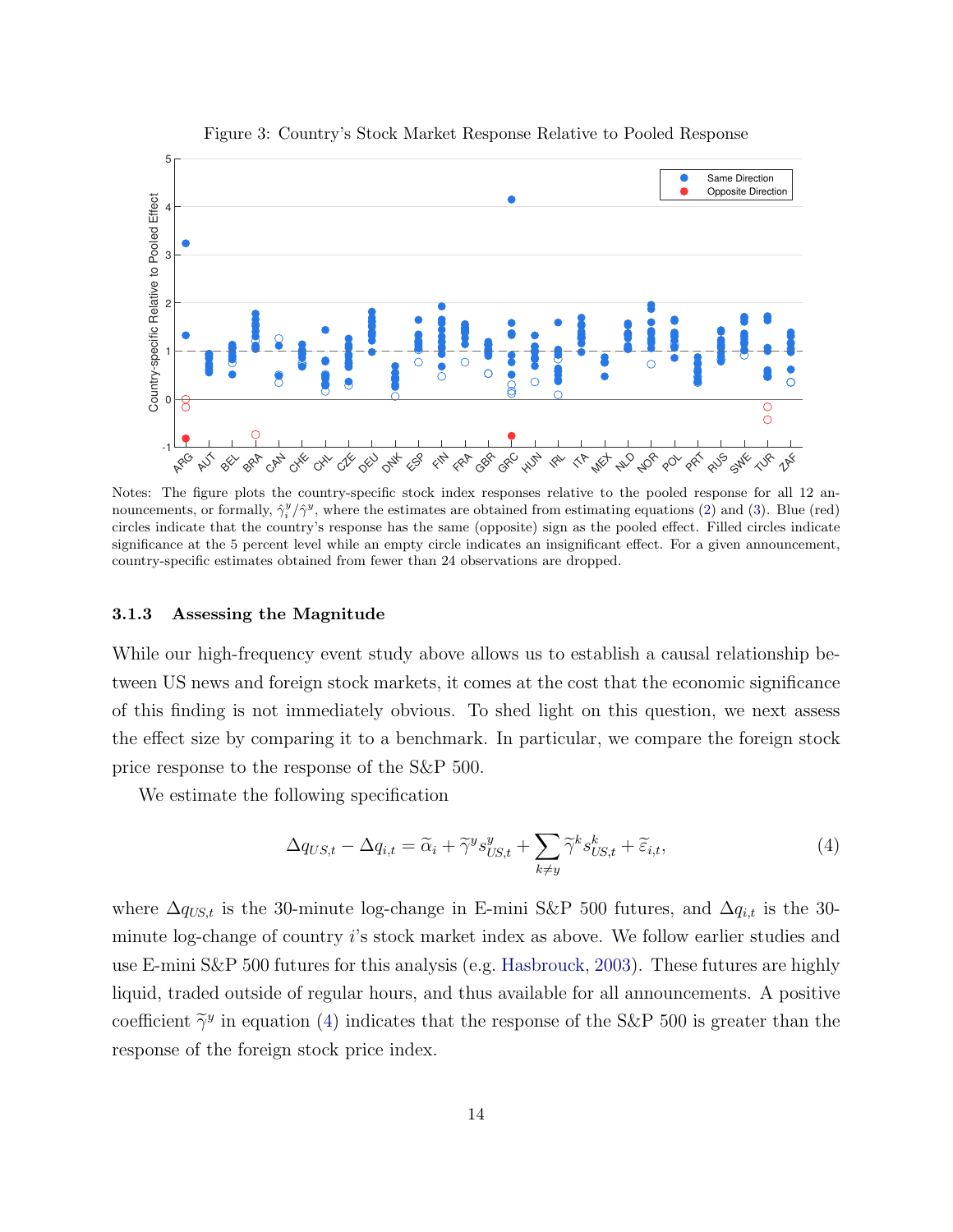Figure 3: Country's Stock Market Response Relative to Pooled Response

Notes: The figure plots the country-specific stock index responses relative to the pooled response for all 12 announcements, or formally, $\hat{\gamma}_i^y/\hat{\gamma}^y$, where the estimates are obtained from estimating equations (2) and (3). Blue (red) circles indicate that the country's response has the same (opposite) sign as the pooled effect. Filled circles indicate significance at the 5 percent level while an empty circle indicates an insignificant effect. For a given announcement, country-specific estimates obtained from fewer than 24 observations are dropped.

### 3.1.3 Assessing the Magnitude

While our high-frequency event study above allows us to establish a causal relationship between US news and foreign stock markets, it comes at the cost that the economic significance of this finding is not immediately obvious. To shed light on this question, we next assess the effect size by comparing it to a benchmark. In particular, we compare the foreign stock price response to the response of the S&P 500.

We estimate the following specification

$$\Delta q_{US,t} - \Delta q_{i,t} = \widetilde{\alpha}_i + \widetilde{\gamma}^y s_{US,t}^y + \sum_{k \neq y} \widetilde{\gamma}^k s_{US,t}^k + \widetilde{\varepsilon}_{i,t}, \tag{4}$$

where $\Delta q_{US,t}$ is the 30-minute log-change in E-mini S&P 500 futures, and $\Delta q_{i,t}$ is the 30-minute log-change of country $i$'s stock market index as above. We follow earlier studies and use E-mini S&P 500 futures for this analysis (e.g. Hasbrouck, 2003). These futures are highly liquid, traded outside of regular hours, and thus available for all announcements. A positive coefficient $\widetilde{\gamma}^y$ in equation (4) indicates that the response of the S&P 500 is greater than the response of the foreign stock price index.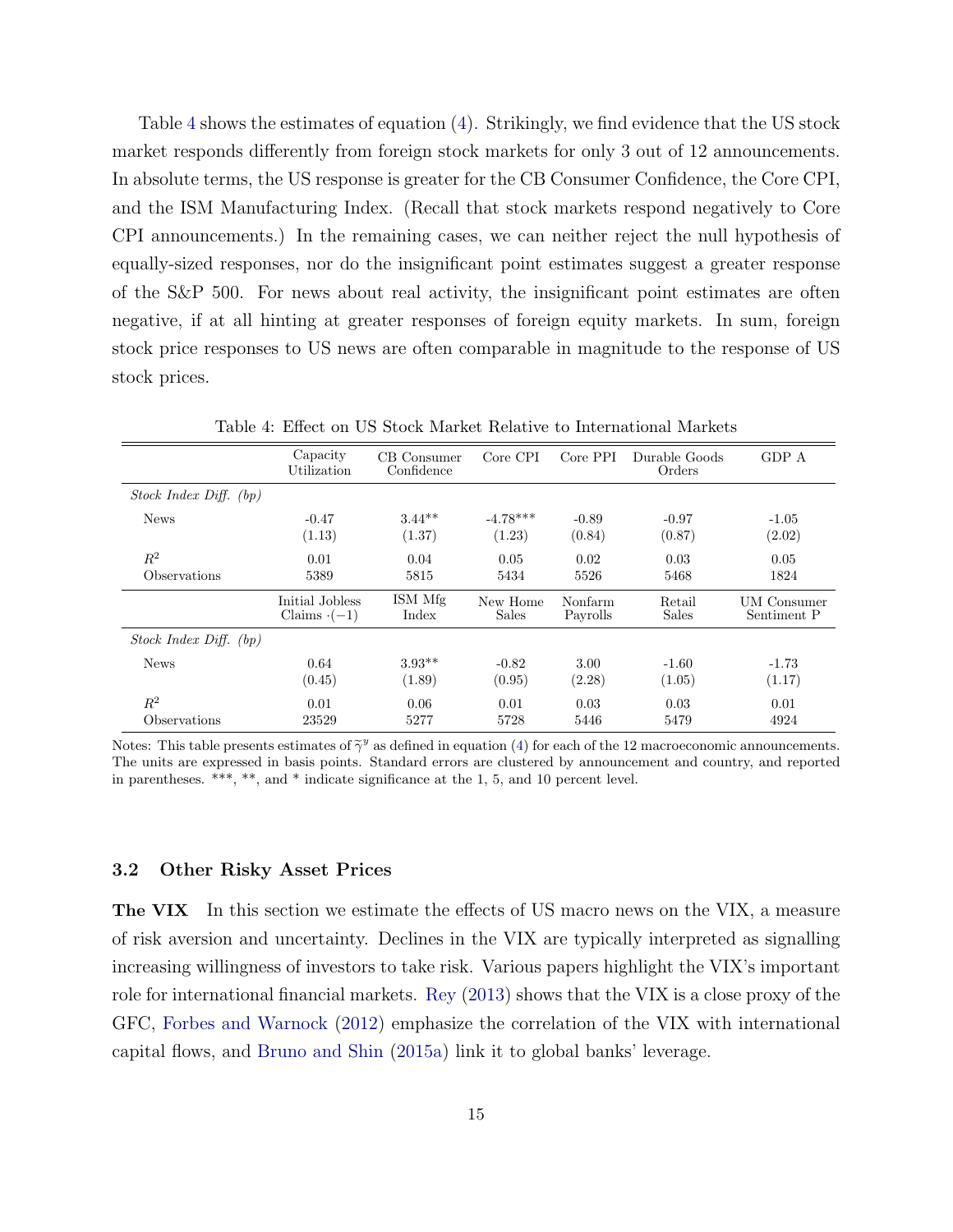Table 4 shows the estimates of equation (4). Strikingly, we find evidence that the US stock market responds differently from foreign stock markets for only 3 out of 12 announcements. In absolute terms, the US response is greater for the CB Consumer Confidence, the Core CPI, and the ISM Manufacturing Index. (Recall that stock markets respond negatively to Core CPI announcements.) In the remaining cases, we can neither reject the null hypothesis of equally-sized responses, nor do the insignificant point estimates suggest a greater response of the S&P 500. For news about real activity, the insignificant point estimates are often negative, if at all hinting at greater responses of foreign equity markets. In sum, foreign stock price responses to US news are often comparable in magnitude to the response of US stock prices.

Table 4: Effect on US Stock Market Relative to International Markets

| | Capacity Utilization | CB Consumer Confidence | Core CPI | Core PPI | Durable Goods Orders | GDP A |
|---|---|---|---|---|---|---|
| *Stock Index Diff. (bp)* | | | | | | |
| News | -0.47 | 3.44** | -4.78*** | -0.89 | -0.97 | -1.05 |
| | (1.13) | (1.37) | (1.23) | (0.84) | (0.87) | (2.02) |
| $R^2$ | 0.01 | 0.04 | 0.05 | 0.02 | 0.03 | 0.05 |
| Observations | 5389 | 5815 | 5434 | 5526 | 5468 | 1824 |
| | Initial Jobless Claims $\cdot(-1)$ | ISM Mfg Index | New Home Sales | Nonfarm Payrolls | Retail Sales | UM Consumer Sentiment P |
| *Stock Index Diff. (bp)* | | | | | | |
| News | 0.64 | 3.93** | -0.82 | 3.00 | -1.60 | -1.73 |
| | (0.45) | (1.89) | (0.95) | (2.28) | (1.05) | (1.17) |
| $R^2$ | 0.01 | 0.06 | 0.01 | 0.03 | 0.03 | 0.01 |
| Observations | 23529 | 5277 | 5728 | 5446 | 5479 | 4924 |

Notes: This table presents estimates of $\tilde{\gamma}^y$ as defined in equation (4) for each of the 12 macroeconomic announcements. The units are expressed in basis points. Standard errors are clustered by announcement and country, and reported in parentheses. ***, **, and * indicate significance at the 1, 5, and 10 percent level.

### 3.2 Other Risky Asset Prices

**The VIX** In this section we estimate the effects of US macro news on the VIX, a measure of risk aversion and uncertainty. Declines in the VIX are typically interpreted as signalling increasing willingness of investors to take risk. Various papers highlight the VIX's important role for international financial markets. Rey (2013) shows that the VIX is a close proxy of the GFC, Forbes and Warnock (2012) emphasize the correlation of the VIX with international capital flows, and Bruno and Shin (2015a) link it to global banks' leverage.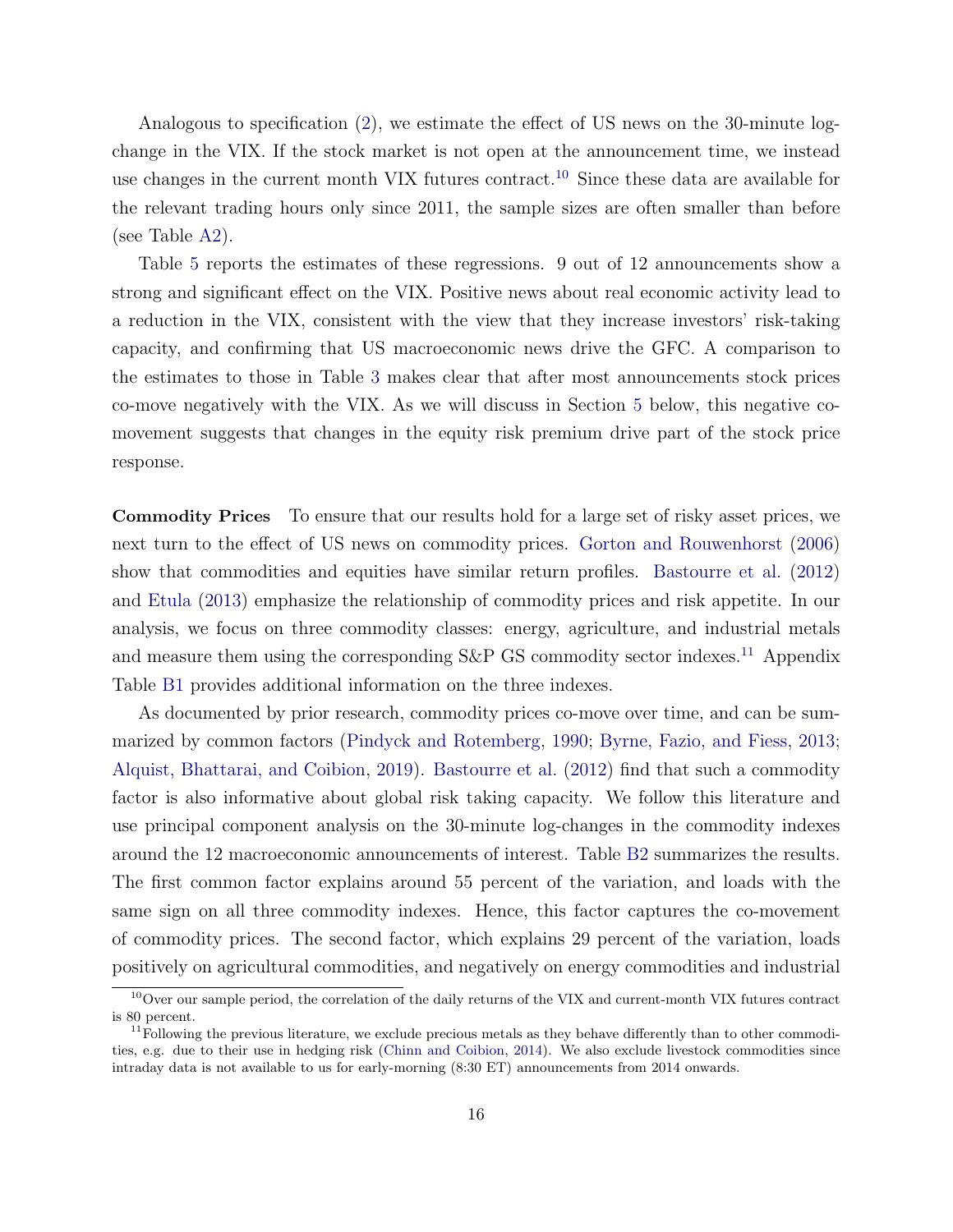Analogous to specification (2), we estimate the effect of US news on the 30-minute log-change in the VIX. If the stock market is not open at the announcement time, we instead use changes in the current month VIX futures contract.[10] Since these data are available for the relevant trading hours only since 2011, the sample sizes are often smaller than before (see Table A2).

Table 5 reports the estimates of these regressions. 9 out of 12 announcements show a strong and significant effect on the VIX. Positive news about real economic activity lead to a reduction in the VIX, consistent with the view that they increase investors' risk-taking capacity, and confirming that US macroeconomic news drive the GFC. A comparison to the estimates to those in Table 3 makes clear that after most announcements stock prices co-move negatively with the VIX. As we will discuss in Section 5 below, this negative co-movement suggests that changes in the equity risk premium drive part of the stock price response.

**Commodity Prices** To ensure that our results hold for a large set of risky asset prices, we next turn to the effect of US news on commodity prices. Gorton and Rouwenhorst (2006) show that commodities and equities have similar return profiles. Bastourre et al. (2012) and Etula (2013) emphasize the relationship of commodity prices and risk appetite. In our analysis, we focus on three commodity classes: energy, agriculture, and industrial metals and measure them using the corresponding S&P GS commodity sector indexes.[11] Appendix Table B1 provides additional information on the three indexes.

As documented by prior research, commodity prices co-move over time, and can be summarized by common factors (Pindyck and Rotemberg, 1990; Byrne, Fazio, and Fiess, 2013; Alquist, Bhattarai, and Coibion, 2019). Bastourre et al. (2012) find that such a commodity factor is also informative about global risk taking capacity. We follow this literature and use principal component analysis on the 30-minute log-changes in the commodity indexes around the 12 macroeconomic announcements of interest. Table B2 summarizes the results. The first common factor explains around 55 percent of the variation, and loads with the same sign on all three commodity indexes. Hence, this factor captures the co-movement of commodity prices. The second factor, which explains 29 percent of the variation, loads positively on agricultural commodities, and negatively on energy commodities and industrial

[10] Over our sample period, the correlation of the daily returns of the VIX and current-month VIX futures contract is 80 percent.

[11] Following the previous literature, we exclude precious metals as they behave differently than to other commodities, e.g. due to their use in hedging risk (Chinn and Coibion, 2014). We also exclude livestock commodities since intraday data is not available to us for early-morning (8:30 ET) announcements from 2014 onwards.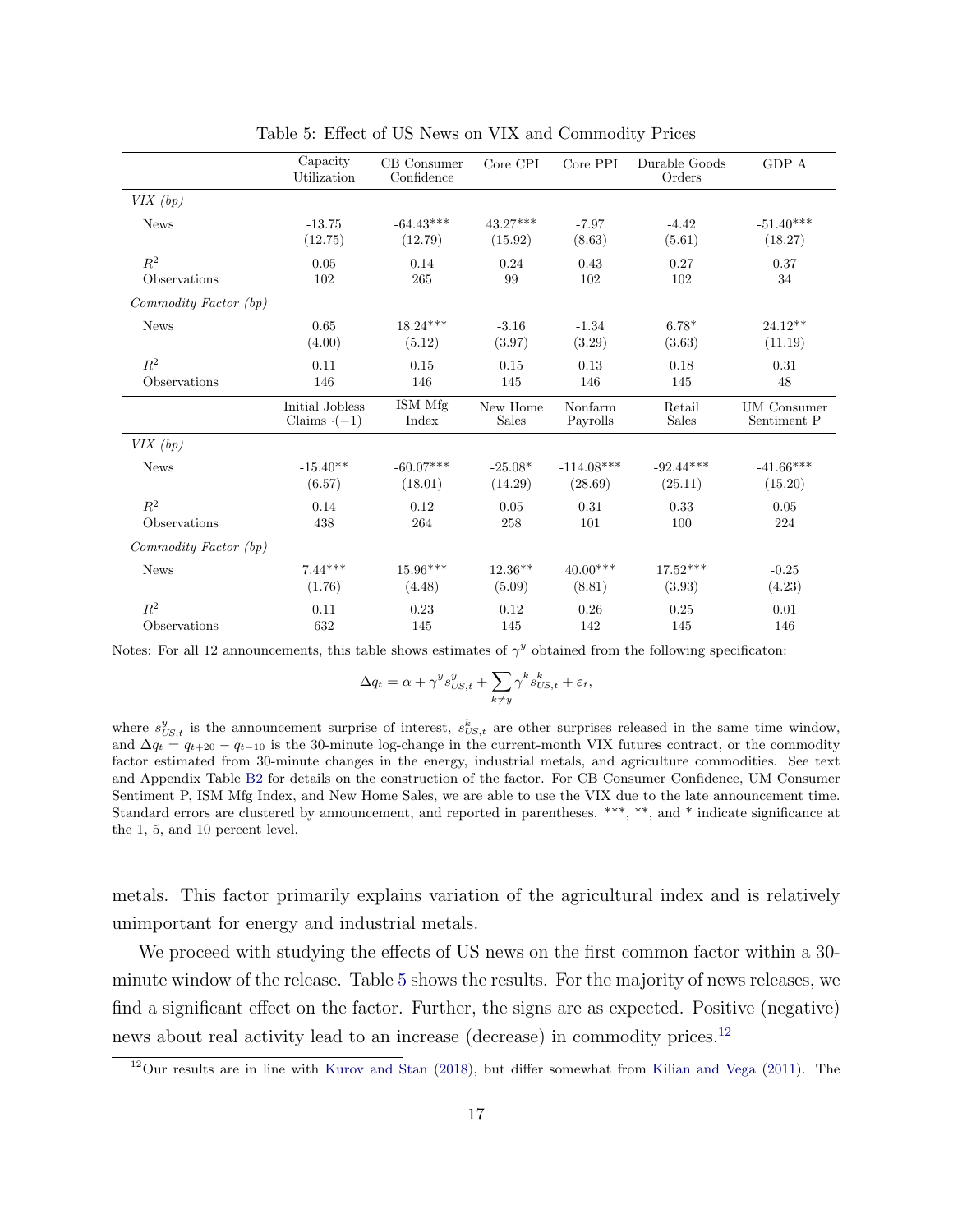Table 5: Effect of US News on VIX and Commodity Prices

| | Capacity Utilization | CB Consumer Confidence | Core CPI | Core PPI | Durable Goods Orders | GDP A |
|---|---|---|---|---|---|---|
| *VIX (bp)* | | | | | | |
| News | -13.75 | -64.43*** | 43.27*** | -7.97 | -4.42 | -51.40*** |
| | (12.75) | (12.79) | (15.92) | (8.63) | (5.61) | (18.27) |
| $R^2$ | 0.05 | 0.14 | 0.24 | 0.43 | 0.27 | 0.37 |
| Observations | 102 | 265 | 99 | 102 | 102 | 34 |
| *Commodity Factor (bp)* | | | | | | |
| News | 0.65 | 18.24*** | -3.16 | -1.34 | 6.78* | 24.12** |
| | (4.00) | (5.12) | (3.97) | (3.29) | (3.63) | (11.19) |
| $R^2$ | 0.11 | 0.15 | 0.15 | 0.13 | 0.18 | 0.31 |
| Observations | 146 | 146 | 145 | 146 | 145 | 48 |
| | Initial Jobless Claims $\cdot(-1)$ | ISM Mfg Index | New Home Sales | Nonfarm Payrolls | Retail Sales | UM Consumer Sentiment P |
| *VIX (bp)* | | | | | | |
| News | -15.40** | -60.07*** | -25.08* | -114.08*** | -92.44*** | -41.66*** |
| | (6.57) | (18.01) | (14.29) | (28.69) | (25.11) | (15.20) |
| $R^2$ | 0.14 | 0.12 | 0.05 | 0.31 | 0.33 | 0.05 |
| Observations | 438 | 264 | 258 | 101 | 100 | 224 |
| *Commodity Factor (bp)* | | | | | | |
| News | 7.44*** | 15.96*** | 12.36** | 40.00*** | 17.52*** | -0.25 |
| | (1.76) | (4.48) | (5.09) | (8.81) | (3.93) | (4.23) |
| $R^2$ | 0.11 | 0.23 | 0.12 | 0.26 | 0.25 | 0.01 |
| Observations | 632 | 145 | 145 | 142 | 145 | 146 |

Notes: For all 12 announcements, this table shows estimates of $\gamma^y$ obtained from the following specificaton:

$$\Delta q_t = \alpha + \gamma^y s^y_{US,t} + \sum_{k \neq y} \gamma^k s^k_{US,t} + \varepsilon_t,$$

where $s^y_{US,t}$ is the announcement surprise of interest, $s^k_{US,t}$ are other surprises released in the same time window, and $\Delta q_t = q_{t+20} - q_{t-10}$ is the 30-minute log-change in the current-month VIX futures contract, or the commodity factor estimated from 30-minute changes in the energy, industrial metals, and agriculture commodities. See text and Appendix Table B2 for details on the construction of the factor. For CB Consumer Confidence, UM Consumer Sentiment P, ISM Mfg Index, and New Home Sales, we are able to use the VIX due to the late announcement time. Standard errors are clustered by announcement, and reported in parentheses. ***, **, and * indicate significance at the 1, 5, and 10 percent level.

metals. This factor primarily explains variation of the agricultural index and is relatively unimportant for energy and industrial metals.

We proceed with studying the effects of US news on the first common factor within a 30-minute window of the release. Table 5 shows the results. For the majority of news releases, we find a significant effect on the factor. Further, the signs are as expected. Positive (negative) news about real activity lead to an increase (decrease) in commodity prices.[12]

[12] Our results are in line with Kurov and Stan (2018), but differ somewhat from Kilian and Vega (2011). The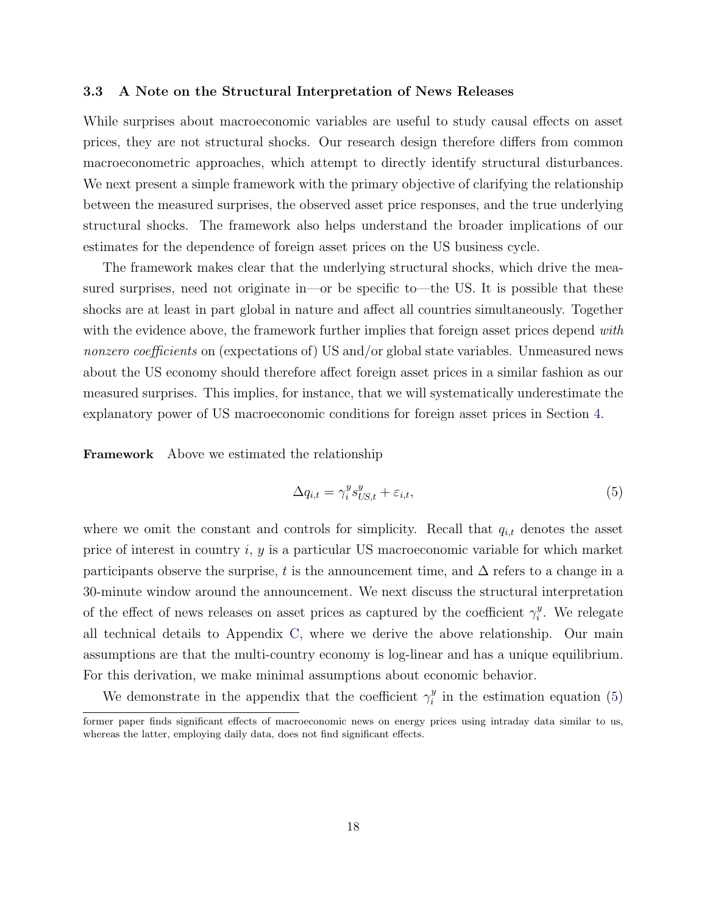### 3.3 A Note on the Structural Interpretation of News Releases

While surprises about macroeconomic variables are useful to study causal effects on asset prices, they are not structural shocks. Our research design therefore differs from common macroeconometric approaches, which attempt to directly identify structural disturbances. We next present a simple framework with the primary objective of clarifying the relationship between the measured surprises, the observed asset price responses, and the true underlying structural shocks. The framework also helps understand the broader implications of our estimates for the dependence of foreign asset prices on the US business cycle.

The framework makes clear that the underlying structural shocks, which drive the measured surprises, need not originate in—or be specific to—the US. It is possible that these shocks are at least in part global in nature and affect all countries simultaneously. Together with the evidence above, the framework further implies that foreign asset prices depend *with nonzero coefficients* on (expectations of) US and/or global state variables. Unmeasured news about the US economy should therefore affect foreign asset prices in a similar fashion as our measured surprises. This implies, for instance, that we will systematically underestimate the explanatory power of US macroeconomic conditions for foreign asset prices in Section 4.

**Framework** Above we estimated the relationship

$$\Delta q_{i,t} = \gamma_i^y s_{US,t}^y + \varepsilon_{i,t}, \tag{5}$$

where we omit the constant and controls for simplicity. Recall that $q_{i,t}$ denotes the asset price of interest in country $i$, $y$ is a particular US macroeconomic variable for which market participants observe the surprise, $t$ is the announcement time, and $\Delta$ refers to a change in a 30-minute window around the announcement. We next discuss the structural interpretation of the effect of news releases on asset prices as captured by the coefficient $\gamma_i^y$. We relegate all technical details to Appendix C, where we derive the above relationship. Our main assumptions are that the multi-country economy is log-linear and has a unique equilibrium. For this derivation, we make minimal assumptions about economic behavior.

We demonstrate in the appendix that the coefficient $\gamma_i^y$ in the estimation equation (5)

former paper finds significant effects of macroeconomic news on energy prices using intraday data similar to us, whereas the latter, employing daily data, does not find significant effects.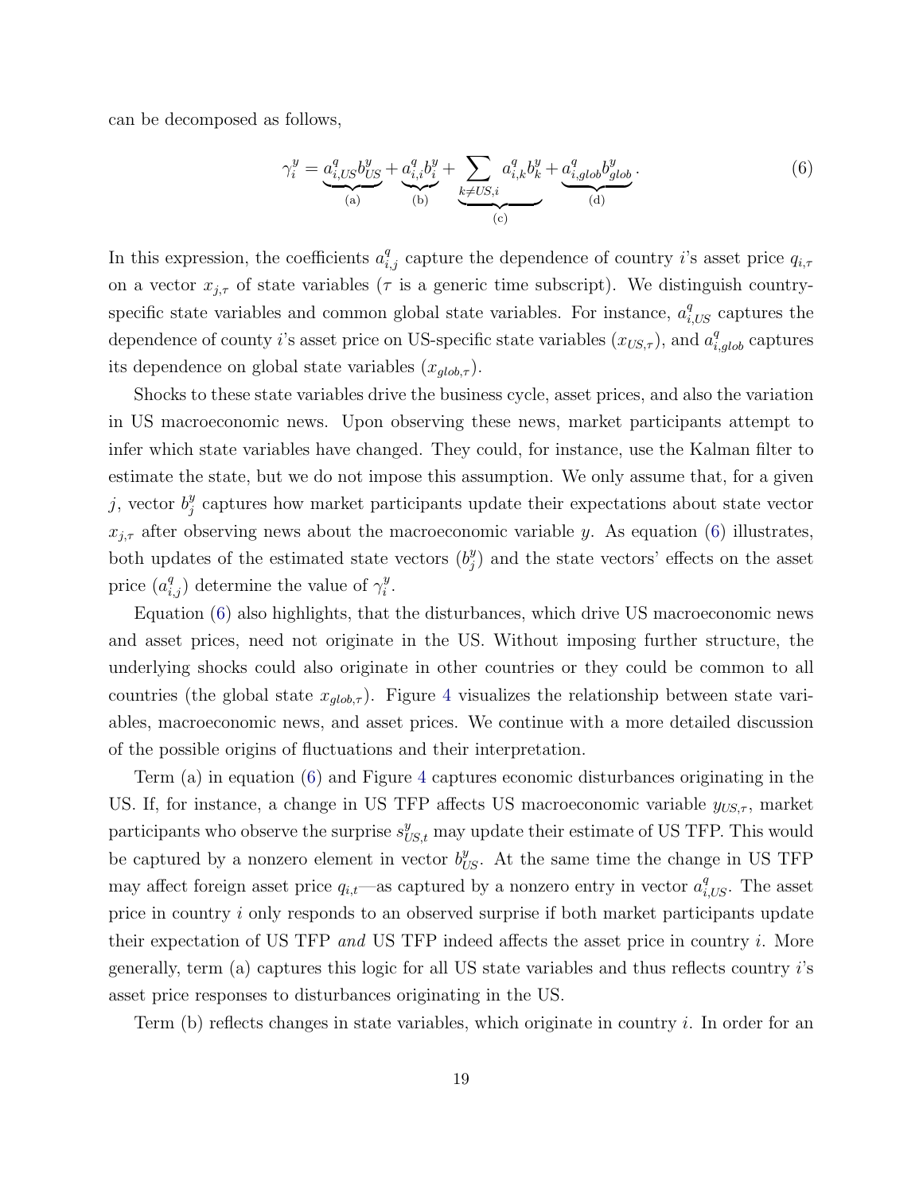can be decomposed as follows,

$$\gamma_i^y = \underbrace{a_{i,US}^q b_{US}^y}_{\text{(a)}} + \underbrace{a_{i,i}^q b_i^y}_{\text{(b)}} + \underbrace{\sum_{k \neq US,i} a_{i,k}^q b_k^y}_{\text{(c)}} + \underbrace{a_{i,glob}^q b_{glob}^y}_{\text{(d)}}. \tag{6}$$

In this expression, the coefficients $a_{i,j}^q$ capture the dependence of country $i$'s asset price $q_{i,\tau}$ on a vector $x_{j,\tau}$ of state variables ($\tau$ is a generic time subscript). We distinguish country-specific state variables and common global state variables. For instance, $a_{i,US}^q$ captures the dependence of county $i$'s asset price on US-specific state variables ($x_{US,\tau}$), and $a_{i,glob}^q$ captures its dependence on global state variables ($x_{glob,\tau}$).

Shocks to these state variables drive the business cycle, asset prices, and also the variation in US macroeconomic news. Upon observing these news, market participants attempt to infer which state variables have changed. They could, for instance, use the Kalman filter to estimate the state, but we do not impose this assumption. We only assume that, for a given $j$, vector $b_j^y$ captures how market participants update their expectations about state vector $x_{j,\tau}$ after observing news about the macroeconomic variable $y$. As equation (6) illustrates, both updates of the estimated state vectors ($b_j^y$) and the state vectors' effects on the asset price ($a_{i,j}^q$) determine the value of $\gamma_i^y$.

Equation (6) also highlights, that the disturbances, which drive US macroeconomic news and asset prices, need not originate in the US. Without imposing further structure, the underlying shocks could also originate in other countries or they could be common to all countries (the global state $x_{glob,\tau}$). Figure 4 visualizes the relationship between state variables, macroeconomic news, and asset prices. We continue with a more detailed discussion of the possible origins of fluctuations and their interpretation.

Term (a) in equation (6) and Figure 4 captures economic disturbances originating in the US. If, for instance, a change in US TFP affects US macroeconomic variable $y_{US,\tau}$, market participants who observe the surprise $s_{US,t}^y$ may update their estimate of US TFP. This would be captured by a nonzero element in vector $b_{US}^y$. At the same time the change in US TFP may affect foreign asset price $q_{i,t}$—as captured by a nonzero entry in vector $a_{i,US}^q$. The asset price in country $i$ only responds to an observed surprise if both market participants update their expectation of US TFP *and* US TFP indeed affects the asset price in country $i$. More generally, term (a) captures this logic for all US state variables and thus reflects country $i$'s asset price responses to disturbances originating in the US.

Term (b) reflects changes in state variables, which originate in country $i$. In order for an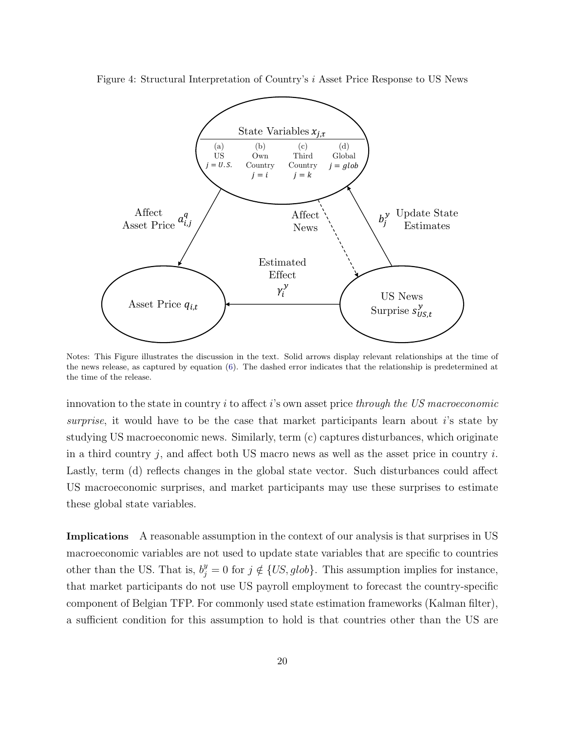Figure 4: Structural Interpretation of Country's $i$ Asset Price Response to US News

Notes: This Figure illustrates the discussion in the text. Solid arrows display relevant relationships at the time of the news release, as captured by equation (6). The dashed error indicates that the relationship is predetermined at the time of the release.

innovation to the state in country $i$ to affect $i$'s own asset price *through the US macroeconomic surprise*, it would have to be the case that market participants learn about $i$'s state by studying US macroeconomic news. Similarly, term (c) captures disturbances, which originate in a third country $j$, and affect both US macro news as well as the asset price in country $i$. Lastly, term (d) reflects changes in the global state vector. Such disturbances could affect US macroeconomic surprises, and market participants may use these surprises to estimate these global state variables.

**Implications** A reasonable assumption in the context of our analysis is that surprises in US macroeconomic variables are not used to update state variables that are specific to countries other than the US. That is, $b_j^y = 0$ for $j \notin \{US, glob\}$. This assumption implies for instance, that market participants do not use US payroll employment to forecast the country-specific component of Belgian TFP. For commonly used state estimation frameworks (Kalman filter), a sufficient condition for this assumption to hold is that countries other than the US are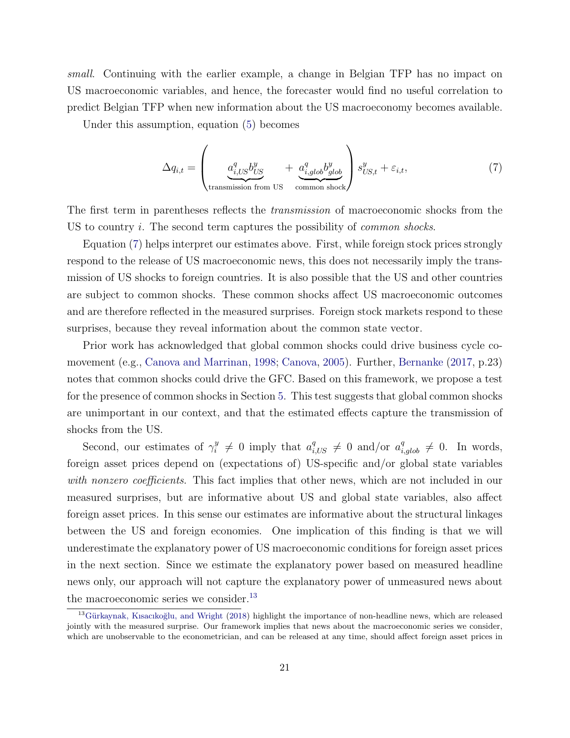*small*. Continuing with the earlier example, a change in Belgian TFP has no impact on US macroeconomic variables, and hence, the forecaster would find no useful correlation to predict Belgian TFP when new information about the US macroeconomy becomes available.

Under this assumption, equation (5) becomes

$$\Delta q_{i,t} = \left( \underbrace{a^q_{i,US} b^y_{US}}_{\text{transmission from US}} + \underbrace{a^q_{i,glob} b^y_{glob}}_{\text{common shock}} \right) s^y_{US,t} + \varepsilon_{i,t}, \tag{7}$$

The first term in parentheses reflects the *transmission* of macroeconomic shocks from the US to country $i$. The second term captures the possibility of *common shocks*.

Equation (7) helps interpret our estimates above. First, while foreign stock prices strongly respond to the release of US macroeconomic news, this does not necessarily imply the transmission of US shocks to foreign countries. It is also possible that the US and other countries are subject to common shocks. These common shocks affect US macroeconomic outcomes and are therefore reflected in the measured surprises. Foreign stock markets respond to these surprises, because they reveal information about the common state vector.

Prior work has acknowledged that global common shocks could drive business cycle comovement (e.g., Canova and Marrinan, 1998; Canova, 2005). Further, Bernanke (2017, p.23) notes that common shocks could drive the GFC. Based on this framework, we propose a test for the presence of common shocks in Section 5. This test suggests that global common shocks are unimportant in our context, and that the estimated effects capture the transmission of shocks from the US.

Second, our estimates of $\gamma^y_i \neq 0$ imply that $a^q_{i,US} \neq 0$ and/or $a^q_{i,glob} \neq 0$. In words, foreign asset prices depend on (expectations of) US-specific and/or global state variables *with nonzero coefficients*. This fact implies that other news, which are not included in our measured surprises, but are informative about US and global state variables, also affect foreign asset prices. In this sense our estimates are informative about the structural linkages between the US and foreign economies. One implication of this finding is that we will underestimate the explanatory power of US macroeconomic conditions for foreign asset prices in the next section. Since we estimate the explanatory power based on measured headline news only, our approach will not capture the explanatory power of unmeasured news about the macroeconomic series we consider.[13]

[13] Gürkaynak, Kısacıkoğlu, and Wright (2018) highlight the importance of non-headline news, which are released jointly with the measured surprise. Our framework implies that news about the macroeconomic series we consider, which are unobservable to the econometrician, and can be released at any time, should affect foreign asset prices in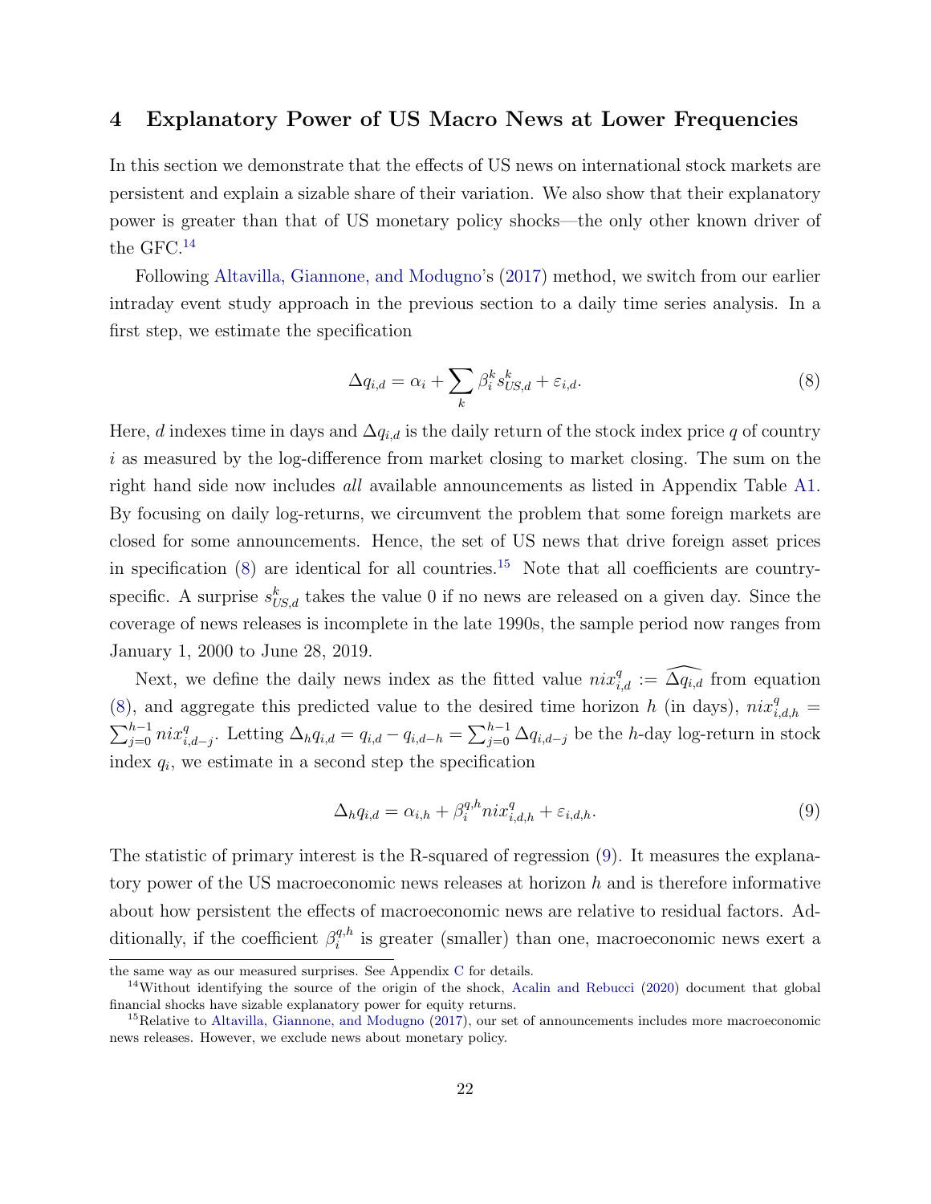## 4 Explanatory Power of US Macro News at Lower Frequencies

In this section we demonstrate that the effects of US news on international stock markets are persistent and explain a sizable share of their variation. We also show that their explanatory power is greater than that of US monetary policy shocks—the only other known driver of the GFC.[14]

Following Altavilla, Giannone, and Modugno's (2017) method, we switch from our earlier intraday event study approach in the previous section to a daily time series analysis. In a first step, we estimate the specification

$$\Delta q_{i,d} = \alpha_i + \sum_k \beta_i^k s_{US,d}^k + \varepsilon_{i,d}. \tag{8}$$

Here, $d$ indexes time in days and $\Delta q_{i,d}$ is the daily return of the stock index price $q$ of country $i$ as measured by the log-difference from market closing to market closing. The sum on the right hand side now includes *all* available announcements as listed in Appendix Table A1. By focusing on daily log-returns, we circumvent the problem that some foreign markets are closed for some announcements. Hence, the set of US news that drive foreign asset prices in specification (8) are identical for all countries.[15] Note that all coefficients are country-specific. A surprise $s_{US,d}^k$ takes the value 0 if no news are released on a given day. Since the coverage of news releases is incomplete in the late 1990s, the sample period now ranges from January 1, 2000 to June 28, 2019.

Next, we define the daily news index as the fitted value $nix_{i,d}^q := \widehat{\Delta q_{i,d}}$ from equation (8), and aggregate this predicted value to the desired time horizon $h$ (in days), $nix_{i,d,h}^q = \sum_{j=0}^{h-1} nix_{i,d-j}^q$. Letting $\Delta_h q_{i,d} = q_{i,d} - q_{i,d-h} = \sum_{j=0}^{h-1} \Delta q_{i,d-j}$ be the $h$-day log-return in stock index $q_i$, we estimate in a second step the specification

$$\Delta_h q_{i,d} = \alpha_{i,h} + \beta_i^{q,h} nix_{i,d,h}^q + \varepsilon_{i,d,h}. \tag{9}$$

The statistic of primary interest is the R-squared of regression (9). It measures the explanatory power of the US macroeconomic news releases at horizon $h$ and is therefore informative about how persistent the effects of macroeconomic news are relative to residual factors. Additionally, if the coefficient $\beta_i^{q,h}$ is greater (smaller) than one, macroeconomic news exert a

the same way as our measured surprises. See Appendix C for details.

[14] Without identifying the source of the origin of the shock, Acalin and Rebucci (2020) document that global financial shocks have sizable explanatory power for equity returns.

[15] Relative to Altavilla, Giannone, and Modugno (2017), our set of announcements includes more macroeconomic news releases. However, we exclude news about monetary policy.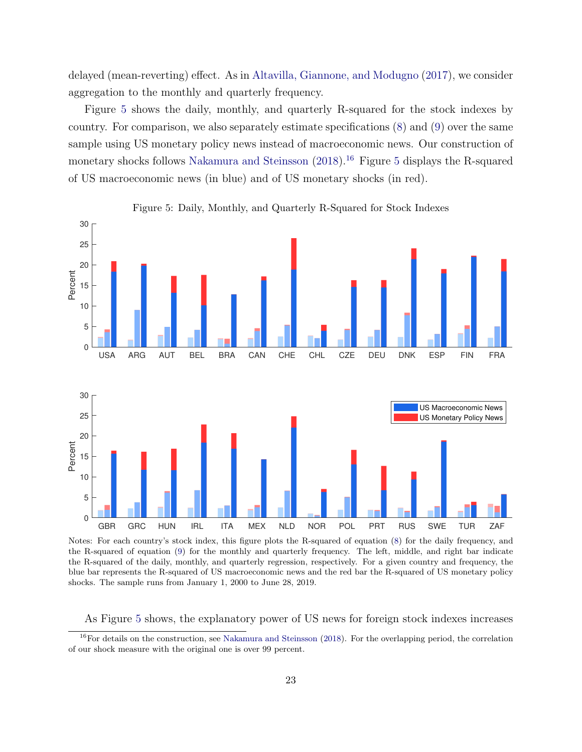delayed (mean-reverting) effect. As in Altavilla, Giannone, and Modugno (2017), we consider aggregation to the monthly and quarterly frequency.

Figure 5 shows the daily, monthly, and quarterly R-squared for the stock indexes by country. For comparison, we also separately estimate specifications (8) and (9) over the same sample using US monetary policy news instead of macroeconomic news. Our construction of monetary shocks follows Nakamura and Steinsson (2018).[16] Figure 5 displays the R-squared of US macroeconomic news (in blue) and of US monetary shocks (in red).

Figure 5: Daily, Monthly, and Quarterly R-Squared for Stock Indexes

Notes: For each country's stock index, this figure plots the R-squared of equation (8) for the daily frequency, and the R-squared of equation (9) for the monthly and quarterly frequency. The left, middle, and right bar indicate the R-squared of the daily, monthly, and quarterly regression, respectively. For a given country and frequency, the blue bar represents the R-squared of US macroeconomic news and the red bar the R-squared of US monetary policy shocks. The sample runs from January 1, 2000 to June 28, 2019.

As Figure 5 shows, the explanatory power of US news for foreign stock indexes increases

[16] For details on the construction, see Nakamura and Steinsson (2018). For the overlapping period, the correlation of our shock measure with the original one is over 99 percent.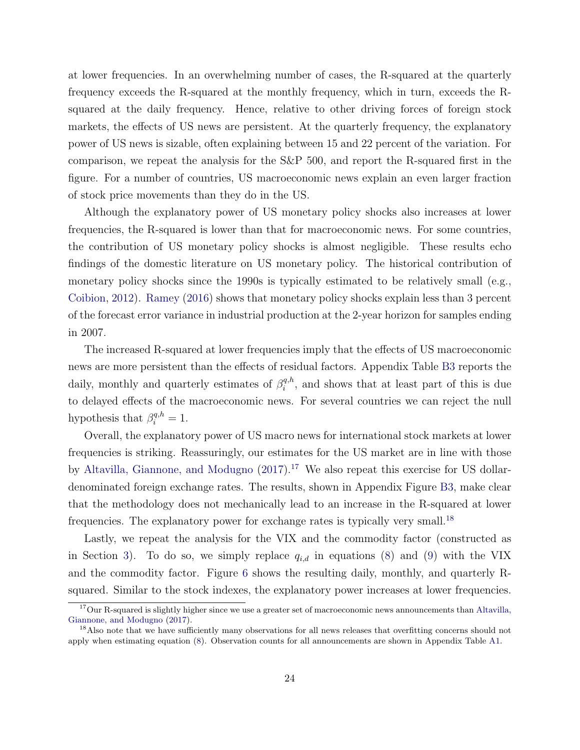at lower frequencies. In an overwhelming number of cases, the R-squared at the quarterly frequency exceeds the R-squared at the monthly frequency, which in turn, exceeds the R-squared at the daily frequency. Hence, relative to other driving forces of foreign stock markets, the effects of US news are persistent. At the quarterly frequency, the explanatory power of US news is sizable, often explaining between 15 and 22 percent of the variation. For comparison, we repeat the analysis for the S&P 500, and report the R-squared first in the figure. For a number of countries, US macroeconomic news explain an even larger fraction of stock price movements than they do in the US.

Although the explanatory power of US monetary policy shocks also increases at lower frequencies, the R-squared is lower than that for macroeconomic news. For some countries, the contribution of US monetary policy shocks is almost negligible. These results echo findings of the domestic literature on US monetary policy. The historical contribution of monetary policy shocks since the 1990s is typically estimated to be relatively small (e.g., Coibion, 2012). Ramey (2016) shows that monetary policy shocks explain less than 3 percent of the forecast error variance in industrial production at the 2-year horizon for samples ending in 2007.

The increased R-squared at lower frequencies imply that the effects of US macroeconomic news are more persistent than the effects of residual factors. Appendix Table B3 reports the daily, monthly and quarterly estimates of $\beta_i^{q,h}$, and shows that at least part of this is due to delayed effects of the macroeconomic news. For several countries we can reject the null hypothesis that $\beta_i^{q,h} = 1$.

Overall, the explanatory power of US macro news for international stock markets at lower frequencies is striking. Reassuringly, our estimates for the US market are in line with those by Altavilla, Giannone, and Modugno (2017).[17] We also repeat this exercise for US dollar-denominated foreign exchange rates. The results, shown in Appendix Figure B3, make clear that the methodology does not mechanically lead to an increase in the R-squared at lower frequencies. The explanatory power for exchange rates is typically very small.[18]

Lastly, we repeat the analysis for the VIX and the commodity factor (constructed as in Section 3). To do so, we simply replace $q_{i,d}$ in equations (8) and (9) with the VIX and the commodity factor. Figure 6 shows the resulting daily, monthly, and quarterly R-squared. Similar to the stock indexes, the explanatory power increases at lower frequencies.

[17] Our R-squared is slightly higher since we use a greater set of macroeconomic news announcements than Altavilla, Giannone, and Modugno (2017).

[18] Also note that we have sufficiently many observations for all news releases that overfitting concerns should not apply when estimating equation (8). Observation counts for all announcements are shown in Appendix Table A1.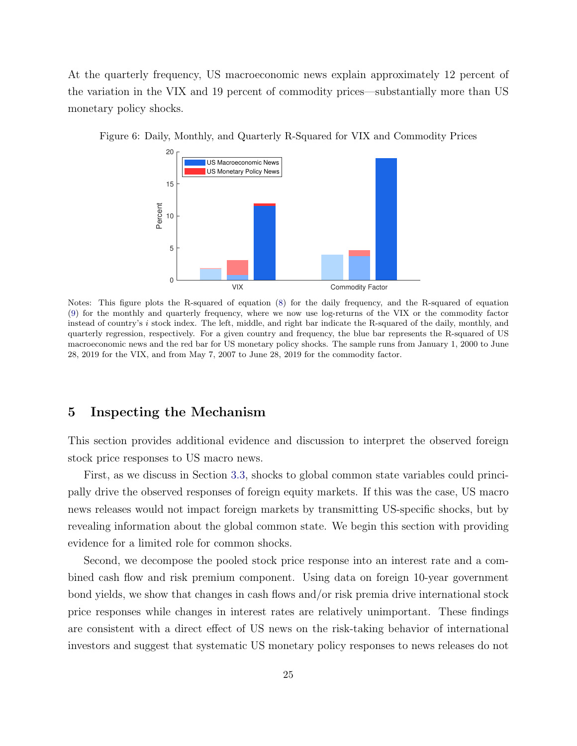At the quarterly frequency, US macroeconomic news explain approximately 12 percent of the variation in the VIX and 19 percent of commodity prices—substantially more than US monetary policy shocks.

Figure 6: Daily, Monthly, and Quarterly R-Squared for VIX and Commodity Prices

Notes: This figure plots the R-squared of equation (8) for the daily frequency, and the R-squared of equation (9) for the monthly and quarterly frequency, where we now use log-returns of the VIX or the commodity factor instead of country's $i$ stock index. The left, middle, and right bar indicate the R-squared of the daily, monthly, and quarterly regression, respectively. For a given country and frequency, the blue bar represents the R-squared of US macroeconomic news and the red bar for US monetary policy shocks. The sample runs from January 1, 2000 to June 28, 2019 for the VIX, and from May 7, 2007 to June 28, 2019 for the commodity factor.

## 5 Inspecting the Mechanism

This section provides additional evidence and discussion to interpret the observed foreign stock price responses to US macro news.

First, as we discuss in Section 3.3, shocks to global common state variables could principally drive the observed responses of foreign equity markets. If this was the case, US macro news releases would not impact foreign markets by transmitting US-specific shocks, but by revealing information about the global common state. We begin this section with providing evidence for a limited role for common shocks.

Second, we decompose the pooled stock price response into an interest rate and a combined cash flow and risk premium component. Using data on foreign 10-year government bond yields, we show that changes in cash flows and/or risk premia drive international stock price responses while changes in interest rates are relatively unimportant. These findings are consistent with a direct effect of US news on the risk-taking behavior of international investors and suggest that systematic US monetary policy responses to news releases do not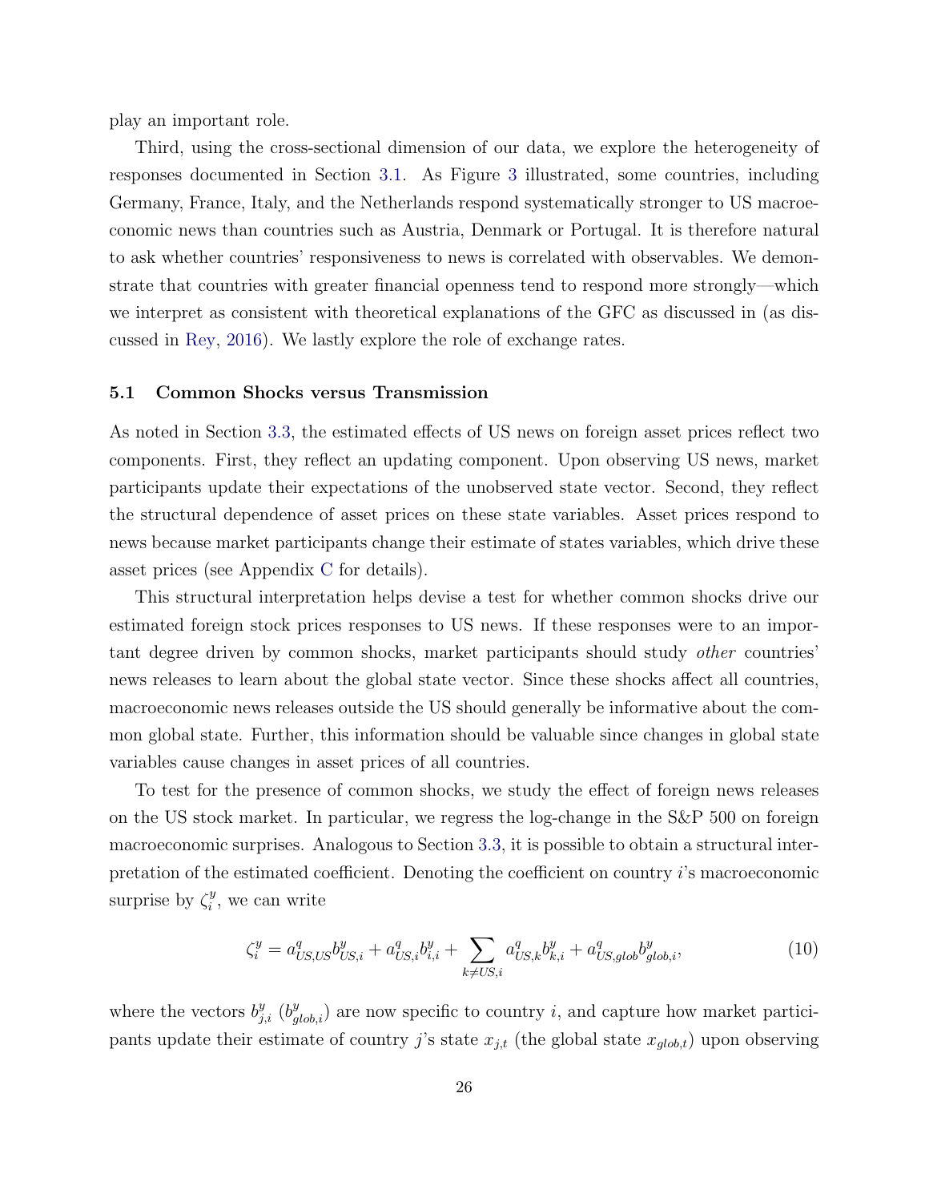play an important role.

Third, using the cross-sectional dimension of our data, we explore the heterogeneity of responses documented in Section 3.1. As Figure 3 illustrated, some countries, including Germany, France, Italy, and the Netherlands respond systematically stronger to US macroeconomic news than countries such as Austria, Denmark or Portugal. It is therefore natural to ask whether countries' responsiveness to news is correlated with observables. We demonstrate that countries with greater financial openness tend to respond more strongly—which we interpret as consistent with theoretical explanations of the GFC as discussed in (as discussed in Rey, 2016). We lastly explore the role of exchange rates.

### 5.1 Common Shocks versus Transmission

As noted in Section 3.3, the estimated effects of US news on foreign asset prices reflect two components. First, they reflect an updating component. Upon observing US news, market participants update their expectations of the unobserved state vector. Second, they reflect the structural dependence of asset prices on these state variables. Asset prices respond to news because market participants change their estimate of states variables, which drive these asset prices (see Appendix C for details).

This structural interpretation helps devise a test for whether common shocks drive our estimated foreign stock prices responses to US news. If these responses were to an important degree driven by common shocks, market participants should study *other* countries' news releases to learn about the global state vector. Since these shocks affect all countries, macroeconomic news releases outside the US should generally be informative about the common global state. Further, this information should be valuable since changes in global state variables cause changes in asset prices of all countries.

To test for the presence of common shocks, we study the effect of foreign news releases on the US stock market. In particular, we regress the log-change in the S&P 500 on foreign macroeconomic surprises. Analogous to Section 3.3, it is possible to obtain a structural interpretation of the estimated coefficient. Denoting the coefficient on country $i$'s macroeconomic surprise by $\zeta_i^y$, we can write

$$\zeta_i^y = a^q_{US,US} b^y_{US,i} + a^q_{US,i} b^y_{i,i} + \sum_{k \neq US,i} a^q_{US,k} b^y_{k,i} + a^q_{US,glob} b^y_{glob,i}, \tag{10}$$

where the vectors $b^y_{j,i}$ ($b^y_{glob,i}$) are now specific to country $i$, and capture how market participants update their estimate of country $j$'s state $x_{j,t}$ (the global state $x_{glob,t}$) upon observing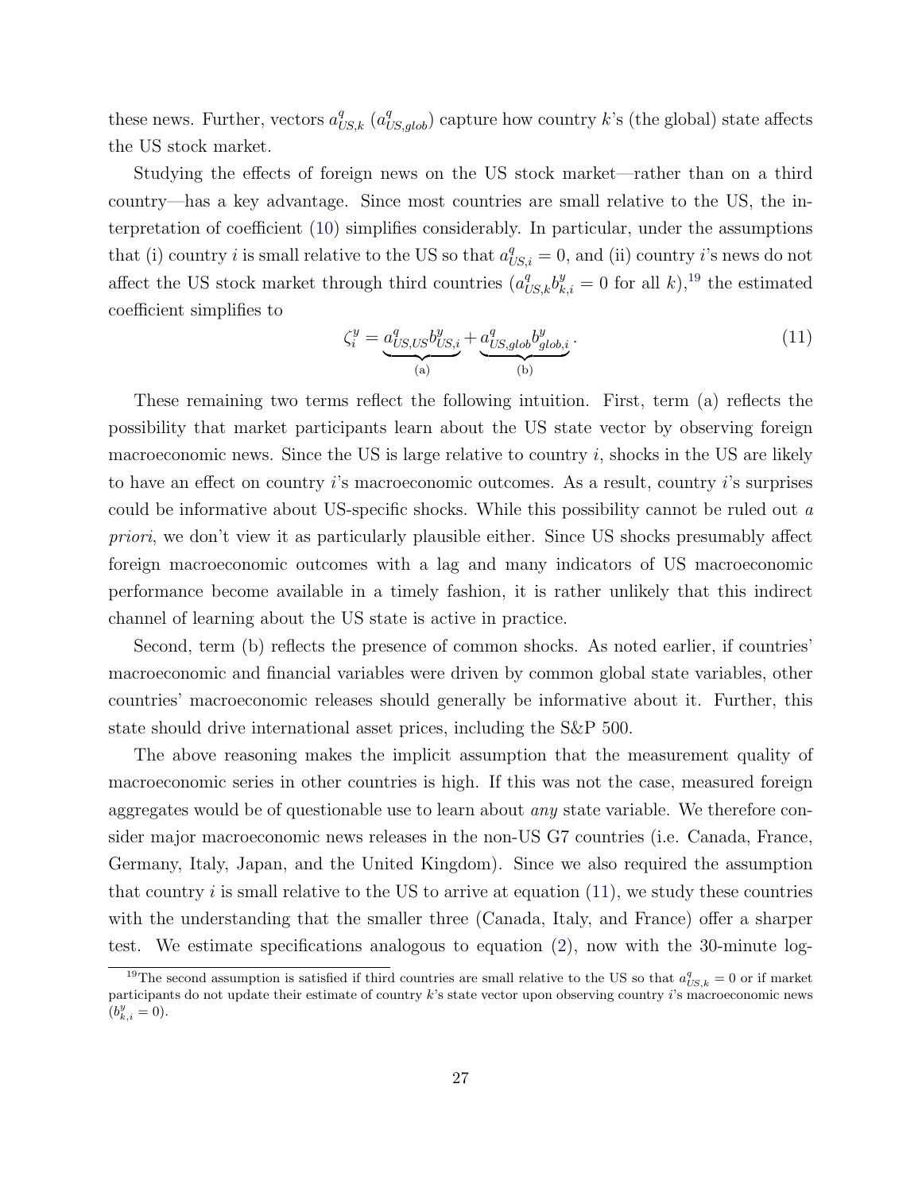these news. Further, vectors $a^q_{US,k}$ ($a^q_{US,glob}$) capture how country $k$'s (the global) state affects the US stock market.

Studying the effects of foreign news on the US stock market—rather than on a third country—has a key advantage. Since most countries are small relative to the US, the interpretation of coefficient (10) simplifies considerably. In particular, under the assumptions that (i) country $i$ is small relative to the US so that $a^q_{US,i} = 0$, and (ii) country $i$'s news do not affect the US stock market through third countries ($a^q_{US,k} b^y_{k,i} = 0$ for all $k$),[19] the estimated coefficient simplifies to

$$\zeta^y_i = \underbrace{a^q_{US,US} b^y_{US,i}}_{\text{(a)}} + \underbrace{a^q_{US,glob} b^y_{glob,i}}_{\text{(b)}}. \tag{11}$$

These remaining two terms reflect the following intuition. First, term (a) reflects the possibility that market participants learn about the US state vector by observing foreign macroeconomic news. Since the US is large relative to country $i$, shocks in the US are likely to have an effect on country $i$'s macroeconomic outcomes. As a result, country $i$'s surprises could be informative about US-specific shocks. While this possibility cannot be ruled out *a priori*, we don't view it as particularly plausible either. Since US shocks presumably affect foreign macroeconomic outcomes with a lag and many indicators of US macroeconomic performance become available in a timely fashion, it is rather unlikely that this indirect channel of learning about the US state is active in practice.

Second, term (b) reflects the presence of common shocks. As noted earlier, if countries' macroeconomic and financial variables were driven by common global state variables, other countries' macroeconomic releases should generally be informative about it. Further, this state should drive international asset prices, including the S&P 500.

The above reasoning makes the implicit assumption that the measurement quality of macroeconomic series in other countries is high. If this was not the case, measured foreign aggregates would be of questionable use to learn about *any* state variable. We therefore consider major macroeconomic news releases in the non-US G7 countries (i.e. Canada, France, Germany, Italy, Japan, and the United Kingdom). Since we also required the assumption that country $i$ is small relative to the US to arrive at equation (11), we study these countries with the understanding that the smaller three (Canada, Italy, and France) offer a sharper test. We estimate specifications analogous to equation (2), now with the 30-minute log-

[19] The second assumption is satisfied if third countries are small relative to the US so that $a^q_{US,k} = 0$ or if market participants do not update their estimate of country $k$'s state vector upon observing country $i$'s macroeconomic news ($b^y_{k,i} = 0$).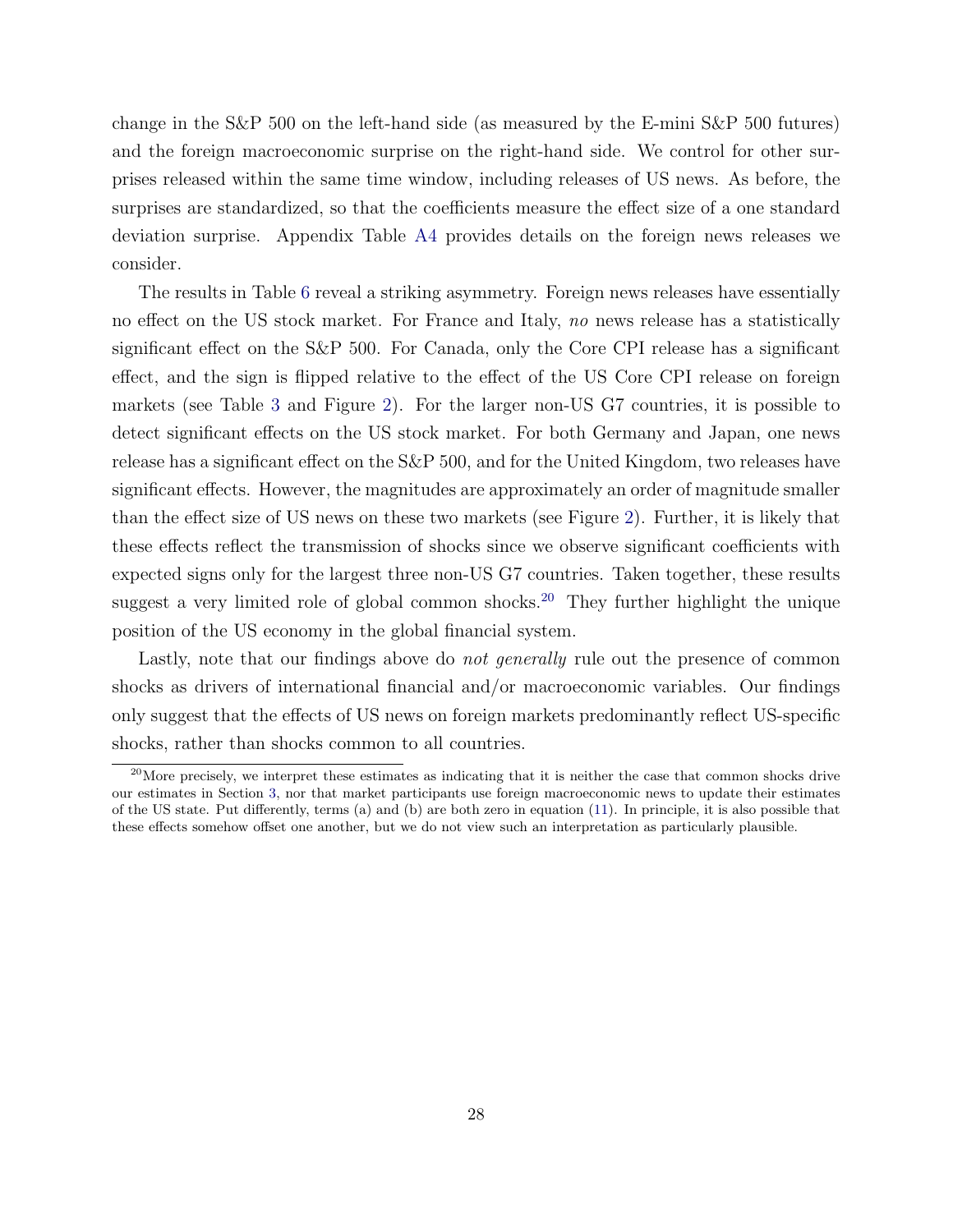change in the S&P 500 on the left-hand side (as measured by the E-mini S&P 500 futures) and the foreign macroeconomic surprise on the right-hand side. We control for other surprises released within the same time window, including releases of US news. As before, the surprises are standardized, so that the coefficients measure the effect size of a one standard deviation surprise. Appendix Table A4 provides details on the foreign news releases we consider.

The results in Table 6 reveal a striking asymmetry. Foreign news releases have essentially no effect on the US stock market. For France and Italy, *no* news release has a statistically significant effect on the S&P 500. For Canada, only the Core CPI release has a significant effect, and the sign is flipped relative to the effect of the US Core CPI release on foreign markets (see Table 3 and Figure 2). For the larger non-US G7 countries, it is possible to detect significant effects on the US stock market. For both Germany and Japan, one news release has a significant effect on the S&P 500, and for the United Kingdom, two releases have significant effects. However, the magnitudes are approximately an order of magnitude smaller than the effect size of US news on these two markets (see Figure 2). Further, it is likely that these effects reflect the transmission of shocks since we observe significant coefficients with expected signs only for the largest three non-US G7 countries. Taken together, these results suggest a very limited role of global common shocks.[20] They further highlight the unique position of the US economy in the global financial system.

Lastly, note that our findings above do *not generally* rule out the presence of common shocks as drivers of international financial and/or macroeconomic variables. Our findings only suggest that the effects of US news on foreign markets predominantly reflect US-specific shocks, rather than shocks common to all countries.

[20] More precisely, we interpret these estimates as indicating that it is neither the case that common shocks drive our estimates in Section 3, nor that market participants use foreign macroeconomic news to update their estimates of the US state. Put differently, terms (a) and (b) are both zero in equation (11). In principle, it is also possible that these effects somehow offset one another, but we do not view such an interpretation as particularly plausible.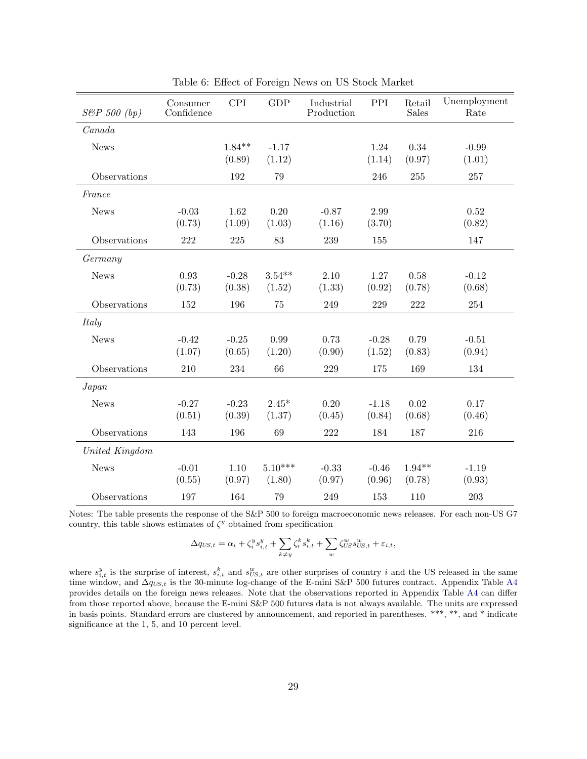Table 6: Effect of Foreign News on US Stock Market

| *S&P 500 (bp)* | Consumer Confidence | CPI | GDP | Industrial Production | PPI | Retail Sales | Unemployment Rate |
|---|---|---|---|---|---|---|---|
| *Canada* | | | | | | | |
| News | | 1.84** | -1.17 | | 1.24 | 0.34 | -0.99 |
| | | (0.89) | (1.12) | | (1.14) | (0.97) | (1.01) |
| Observations | | 192 | 79 | | 246 | 255 | 257 |
| *France* | | | | | | | |
| News | -0.03 | 1.62 | 0.20 | -0.87 | 2.99 | | 0.52 |
| | (0.73) | (1.09) | (1.03) | (1.16) | (3.70) | | (0.82) |
| Observations | 222 | 225 | 83 | 239 | 155 | | 147 |
| *Germany* | | | | | | | |
| News | 0.93 | -0.28 | 3.54** | 2.10 | 1.27 | 0.58 | -0.12 |
| | (0.73) | (0.38) | (1.52) | (1.33) | (0.92) | (0.78) | (0.68) |
| Observations | 152 | 196 | 75 | 249 | 229 | 222 | 254 |
| *Italy* | | | | | | | |
| News | -0.42 | -0.25 | 0.99 | 0.73 | -0.28 | 0.79 | -0.51 |
| | (1.07) | (0.65) | (1.20) | (0.90) | (1.52) | (0.83) | (0.94) |
| Observations | 210 | 234 | 66 | 229 | 175 | 169 | 134 |
| *Japan* | | | | | | | |
| News | -0.27 | -0.23 | 2.45* | 0.20 | -1.18 | 0.02 | 0.17 |
| | (0.51) | (0.39) | (1.37) | (0.45) | (0.84) | (0.68) | (0.46) |
| Observations | 143 | 196 | 69 | 222 | 184 | 187 | 216 |
| *United Kingdom* | | | | | | | |
| News | -0.01 | 1.10 | 5.10*** | -0.33 | -0.46 | 1.94** | -1.19 |
| | (0.55) | (0.97) | (1.80) | (0.97) | (0.96) | (0.78) | (0.93) |
| Observations | 197 | 164 | 79 | 249 | 153 | 110 | 203 |

Notes: The table presents the response of the S&P 500 to foreign macroeconomic news releases. For each non-US G7 country, this table shows estimates of $\zeta^y$ obtained from specification

$$\Delta q_{US,t} = \alpha_i + \zeta_i^y s_{i,t}^y + \sum_{k \neq y} \zeta_i^k s_{i,t}^k + \sum_w \zeta_{US}^w s_{US,t}^w + \varepsilon_{i,t},$$

where $s_{i,t}^y$ is the surprise of interest, $s_{i,t}^k$ and $s_{US,t}^w$ are other surprises of country $i$ and the US released in the same time window, and $\Delta q_{US,t}$ is the 30-minute log-change of the E-mini S&P 500 futures contract. Appendix Table A4 provides details on the foreign news releases. Note that the observations reported in Appendix Table A4 can differ from those reported above, because the E-mini S&P 500 futures data is not always available. The units are expressed in basis points. Standard errors are clustered by announcement, and reported in parentheses. ***, **, and * indicate significance at the 1, 5, and 10 percent level.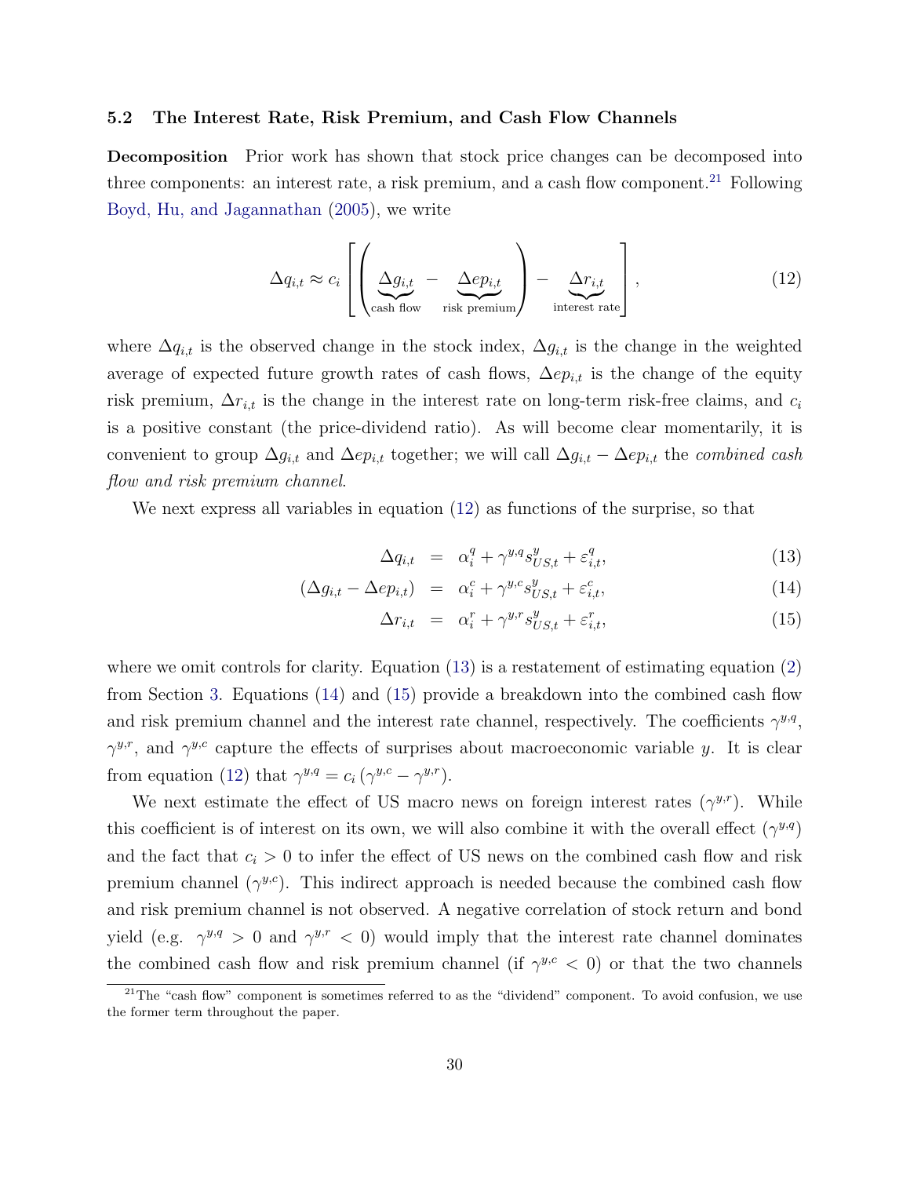### 5.2 The Interest Rate, Risk Premium, and Cash Flow Channels

**Decomposition** Prior work has shown that stock price changes can be decomposed into three components: an interest rate, a risk premium, and a cash flow component.[21] Following Boyd, Hu, and Jagannathan (2005), we write

$$\Delta q_{i,t} \approx c_i \left[ \left( \underbrace{\Delta g_{i,t}}_{\text{cash flow}} - \underbrace{\Delta ep_{i,t}}_{\text{risk premium}} \right) - \underbrace{\Delta r_{i,t}}_{\text{interest rate}} \right], \tag{12}$$

where $\Delta q_{i,t}$ is the observed change in the stock index, $\Delta g_{i,t}$ is the change in the weighted average of expected future growth rates of cash flows, $\Delta ep_{i,t}$ is the change of the equity risk premium, $\Delta r_{i,t}$ is the change in the interest rate on long-term risk-free claims, and $c_i$ is a positive constant (the price-dividend ratio). As will become clear momentarily, it is convenient to group $\Delta g_{i,t}$ and $\Delta ep_{i,t}$ together; we will call $\Delta g_{i,t} - \Delta ep_{i,t}$ the *combined cash flow and risk premium channel*.

We next express all variables in equation (12) as functions of the surprise, so that

$$\Delta q_{i,t} = \alpha_i^q + \gamma^{y,q} s_{US,t}^y + \varepsilon_{i,t}^q, \tag{13}$$

$$(\Delta g_{i,t} - \Delta ep_{i,t}) = \alpha_i^c + \gamma^{y,c} s_{US,t}^y + \varepsilon_{i,t}^c, \tag{14}$$

$$\Delta r_{i,t} = \alpha_i^r + \gamma^{y,r} s_{US,t}^y + \varepsilon_{i,t}^r, \tag{15}$$

where we omit controls for clarity. Equation (13) is a restatement of estimating equation (2) from Section 3. Equations (14) and (15) provide a breakdown into the combined cash flow and risk premium channel and the interest rate channel, respectively. The coefficients $\gamma^{y,q}$, $\gamma^{y,r}$, and $\gamma^{y,c}$ capture the effects of surprises about macroeconomic variable $y$. It is clear from equation (12) that $\gamma^{y,q} = c_i \left(\gamma^{y,c} - \gamma^{y,r}\right)$.

We next estimate the effect of US macro news on foreign interest rates ($\gamma^{y,r}$). While this coefficient is of interest on its own, we will also combine it with the overall effect ($\gamma^{y,q}$) and the fact that $c_i > 0$ to infer the effect of US news on the combined cash flow and risk premium channel ($\gamma^{y,c}$). This indirect approach is needed because the combined cash flow and risk premium channel is not observed. A negative correlation of stock return and bond yield (e.g. $\gamma^{y,q} > 0$ and $\gamma^{y,r} < 0$) would imply that the interest rate channel dominates the combined cash flow and risk premium channel (if $\gamma^{y,c} < 0$) or that the two channels

[21] The "cash flow" component is sometimes referred to as the "dividend" component. To avoid confusion, we use the former term throughout the paper.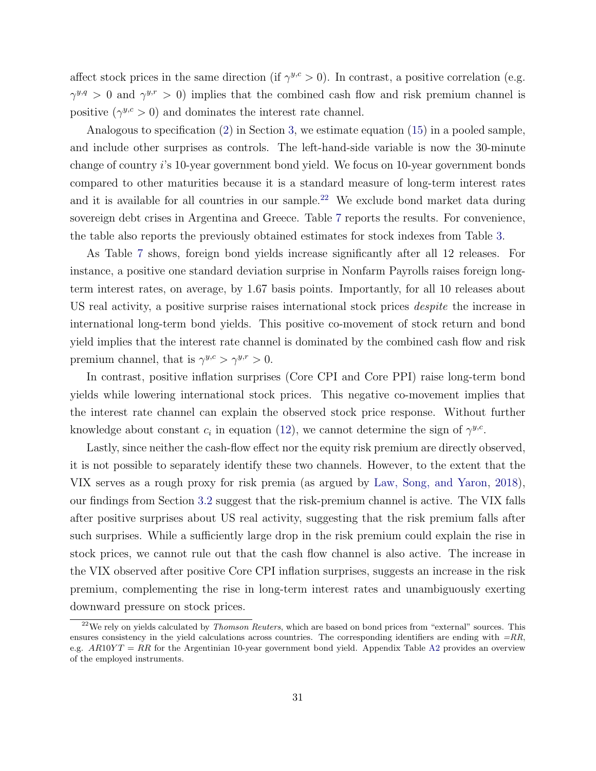affect stock prices in the same direction (if $\gamma^{y,c} > 0$). In contrast, a positive correlation (e.g. $\gamma^{y,q} > 0$ and $\gamma^{y,r} > 0$) implies that the combined cash flow and risk premium channel is positive ($\gamma^{y,c} > 0$) and dominates the interest rate channel.

Analogous to specification (2) in Section 3, we estimate equation (15) in a pooled sample, and include other surprises as controls. The left-hand-side variable is now the 30-minute change of country $i$'s 10-year government bond yield. We focus on 10-year government bonds compared to other maturities because it is a standard measure of long-term interest rates and it is available for all countries in our sample.[22] We exclude bond market data during sovereign debt crises in Argentina and Greece. Table 7 reports the results. For convenience, the table also reports the previously obtained estimates for stock indexes from Table 3.

As Table 7 shows, foreign bond yields increase significantly after all 12 releases. For instance, a positive one standard deviation surprise in Nonfarm Payrolls raises foreign long-term interest rates, on average, by 1.67 basis points. Importantly, for all 10 releases about US real activity, a positive surprise raises international stock prices *despite* the increase in international long-term bond yields. This positive co-movement of stock return and bond yield implies that the interest rate channel is dominated by the combined cash flow and risk premium channel, that is $\gamma^{y,c} > \gamma^{y,r} > 0$.

In contrast, positive inflation surprises (Core CPI and Core PPI) raise long-term bond yields while lowering international stock prices. This negative co-movement implies that the interest rate channel can explain the observed stock price response. Without further knowledge about constant $c_i$ in equation (12), we cannot determine the sign of $\gamma^{y,c}$.

Lastly, since neither the cash-flow effect nor the equity risk premium are directly observed, it is not possible to separately identify these two channels. However, to the extent that the VIX serves as a rough proxy for risk premia (as argued by Law, Song, and Yaron, 2018), our findings from Section 3.2 suggest that the risk-premium channel is active. The VIX falls after positive surprises about US real activity, suggesting that the risk premium falls after such surprises. While a sufficiently large drop in the risk premium could explain the rise in stock prices, we cannot rule out that the cash flow channel is also active. The increase in the VIX observed after positive Core CPI inflation surprises, suggests an increase in the risk premium, complementing the rise in long-term interest rates and unambiguously exerting downward pressure on stock prices.

[22] We rely on yields calculated by *Thomson Reuters*, which are based on bond prices from "external" sources. This ensures consistency in the yield calculations across countries. The corresponding identifiers are ending with $=RR$, e.g. $AR10YT = RR$ for the Argentinian 10-year government bond yield. Appendix Table A2 provides an overview of the employed instruments.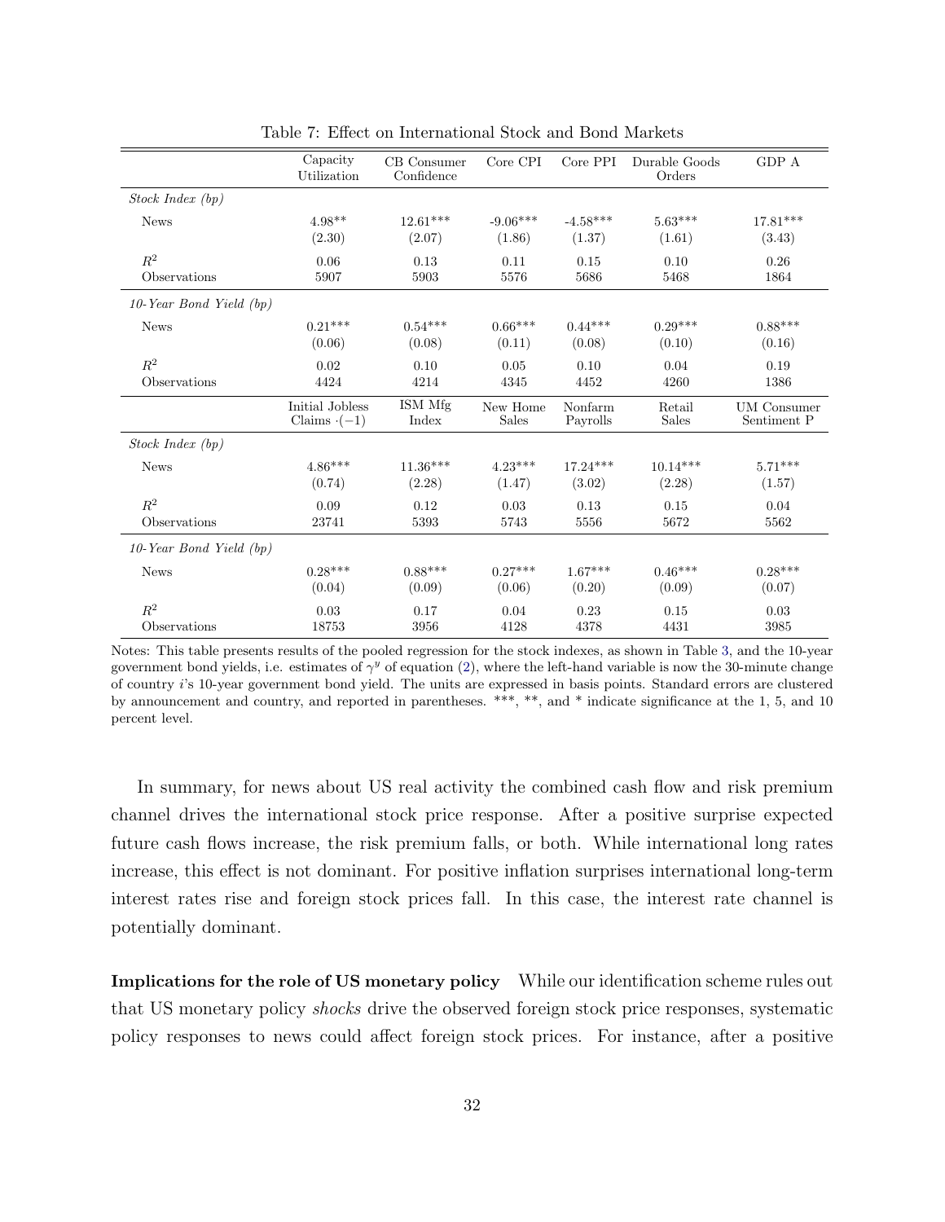Table 7: Effect on International Stock and Bond Markets

| | Capacity Utilization | CB Consumer Confidence | Core CPI | Core PPI | Durable Goods Orders | GDP A |
|---|---|---|---|---|---|---|
| *Stock Index (bp)* | | | | | | |
| News | 4.98** | 12.61*** | -9.06*** | -4.58*** | 5.63*** | 17.81*** |
| | (2.30) | (2.07) | (1.86) | (1.37) | (1.61) | (3.43) |
| $R^2$ | 0.06 | 0.13 | 0.11 | 0.15 | 0.10 | 0.26 |
| Observations | 5907 | 5903 | 5576 | 5686 | 5468 | 1864 |
| *10-Year Bond Yield (bp)* | | | | | | |
| News | 0.21*** | 0.54*** | 0.66*** | 0.44*** | 0.29*** | 0.88*** |
| | (0.06) | (0.08) | (0.11) | (0.08) | (0.10) | (0.16) |
| $R^2$ | 0.02 | 0.10 | 0.05 | 0.10 | 0.04 | 0.19 |
| Observations | 4424 | 4214 | 4345 | 4452 | 4260 | 1386 |
| | Initial Jobless Claims $\cdot(-1)$ | ISM Mfg Index | New Home Sales | Nonfarm Payrolls | Retail Sales | UM Consumer Sentiment P |
| *Stock Index (bp)* | | | | | | |
| News | 4.86*** | 11.36*** | 4.23*** | 17.24*** | 10.14*** | 5.71*** |
| | (0.74) | (2.28) | (1.47) | (3.02) | (2.28) | (1.57) |
| $R^2$ | 0.09 | 0.12 | 0.03 | 0.13 | 0.15 | 0.04 |
| Observations | 23741 | 5393 | 5743 | 5556 | 5672 | 5562 |
| *10-Year Bond Yield (bp)* | | | | | | |
| News | 0.28*** | 0.88*** | 0.27*** | 1.67*** | 0.46*** | 0.28*** |
| | (0.04) | (0.09) | (0.06) | (0.20) | (0.09) | (0.07) |
| $R^2$ | 0.03 | 0.17 | 0.04 | 0.23 | 0.15 | 0.03 |
| Observations | 18753 | 3956 | 4128 | 4378 | 4431 | 3985 |

Notes: This table presents results of the pooled regression for the stock indexes, as shown in Table 3, and the 10-year government bond yields, i.e. estimates of $\gamma^y$ of equation (2), where the left-hand variable is now the 30-minute change of country $i$'s 10-year government bond yield. The units are expressed in basis points. Standard errors are clustered by announcement and country, and reported in parentheses. ***, **, and * indicate significance at the 1, 5, and 10 percent level.

In summary, for news about US real activity the combined cash flow and risk premium channel drives the international stock price response. After a positive surprise expected future cash flows increase, the risk premium falls, or both. While international long rates increase, this effect is not dominant. For positive inflation surprises international long-term interest rates rise and foreign stock prices fall. In this case, the interest rate channel is potentially dominant.

**Implications for the role of US monetary policy** While our identification scheme rules out that US monetary policy *shocks* drive the observed foreign stock price responses, systematic policy responses to news could affect foreign stock prices. For instance, after a positive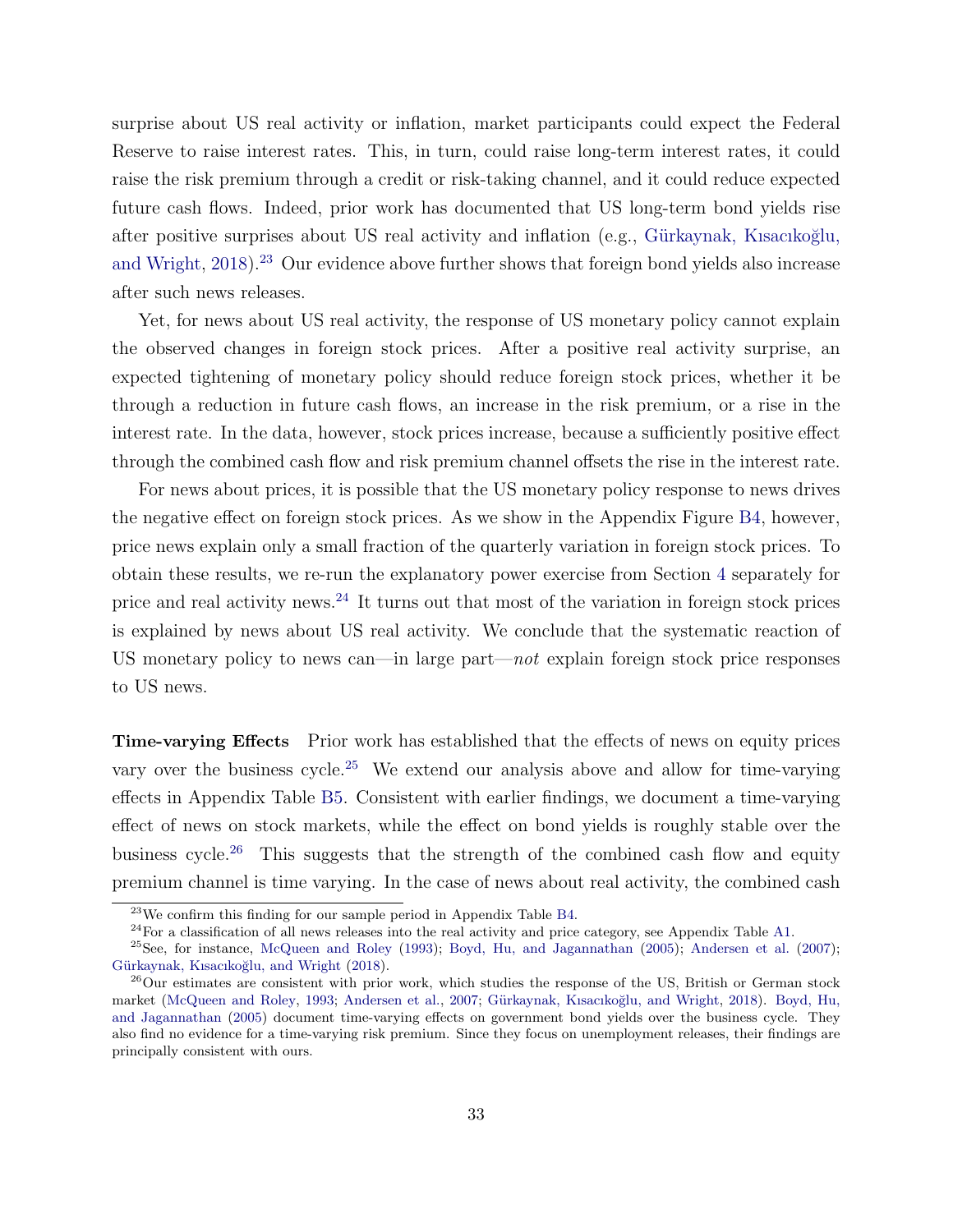surprise about US real activity or inflation, market participants could expect the Federal Reserve to raise interest rates. This, in turn, could raise long-term interest rates, it could raise the risk premium through a credit or risk-taking channel, and it could reduce expected future cash flows. Indeed, prior work has documented that US long-term bond yields rise after positive surprises about US real activity and inflation (e.g., Gürkaynak, Kısacıkoğlu, and Wright, 2018).[23] Our evidence above further shows that foreign bond yields also increase after such news releases.

Yet, for news about US real activity, the response of US monetary policy cannot explain the observed changes in foreign stock prices. After a positive real activity surprise, an expected tightening of monetary policy should reduce foreign stock prices, whether it be through a reduction in future cash flows, an increase in the risk premium, or a rise in the interest rate. In the data, however, stock prices increase, because a sufficiently positive effect through the combined cash flow and risk premium channel offsets the rise in the interest rate.

For news about prices, it is possible that the US monetary policy response to news drives the negative effect on foreign stock prices. As we show in the Appendix Figure B4, however, price news explain only a small fraction of the quarterly variation in foreign stock prices. To obtain these results, we re-run the explanatory power exercise from Section 4 separately for price and real activity news.[24] It turns out that most of the variation in foreign stock prices is explained by news about US real activity. We conclude that the systematic reaction of US monetary policy to news can—in large part—*not* explain foreign stock price responses to US news.

**Time-varying Effects** Prior work has established that the effects of news on equity prices vary over the business cycle.[25] We extend our analysis above and allow for time-varying effects in Appendix Table B5. Consistent with earlier findings, we document a time-varying effect of news on stock markets, while the effect on bond yields is roughly stable over the business cycle.[26] This suggests that the strength of the combined cash flow and equity premium channel is time varying. In the case of news about real activity, the combined cash

---

[23] We confirm this finding for our sample period in Appendix Table B4.

[24] For a classification of all news releases into the real activity and price category, see Appendix Table A1.

[25] See, for instance, McQueen and Roley (1993); Boyd, Hu, and Jagannathan (2005); Andersen et al. (2007); Gürkaynak, Kısacıkoğlu, and Wright (2018).

[26] Our estimates are consistent with prior work, which studies the response of the US, British or German stock market (McQueen and Roley, 1993; Andersen et al., 2007; Gürkaynak, Kısacıkoğlu, and Wright, 2018). Boyd, Hu, and Jagannathan (2005) document time-varying effects on government bond yields over the business cycle. They also find no evidence for a time-varying risk premium. Since they focus on unemployment releases, their findings are principally consistent with ours.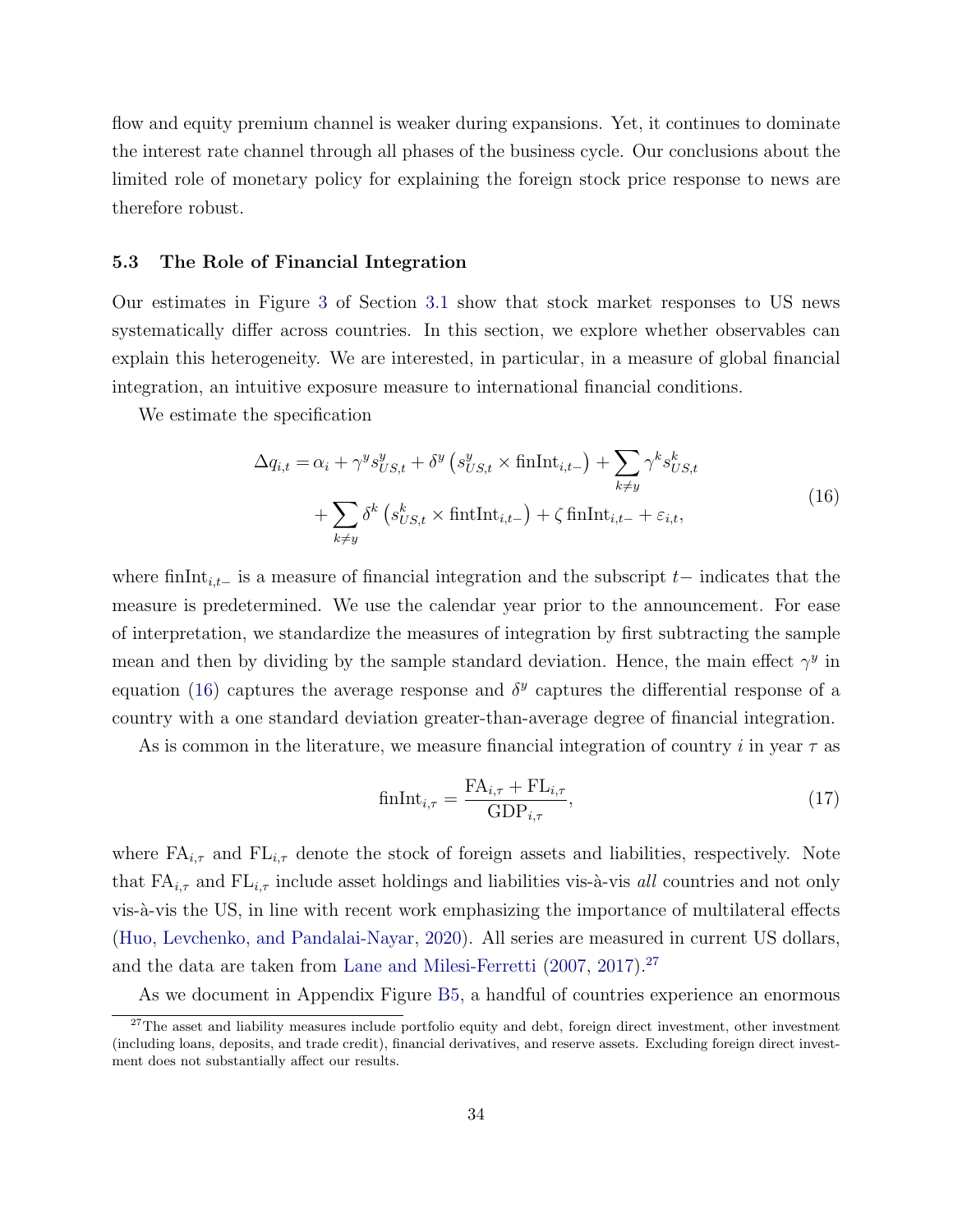flow and equity premium channel is weaker during expansions. Yet, it continues to dominate the interest rate channel through all phases of the business cycle. Our conclusions about the limited role of monetary policy for explaining the foreign stock price response to news are therefore robust.

### 5.3 The Role of Financial Integration

Our estimates in Figure 3 of Section 3.1 show that stock market responses to US news systematically differ across countries. In this section, we explore whether observables can explain this heterogeneity. We are interested, in particular, in a measure of global financial integration, an intuitive exposure measure to international financial conditions.

We estimate the specification

$$\begin{aligned}\Delta q_{i,t} = &\alpha_i + \gamma^y s^y_{US,t} + \delta^y \left(s^y_{US,t} \times \text{finInt}_{i,t-}\right) + \sum_{k \neq y} \gamma^k s^k_{US,t} \\ &+ \sum_{k \neq y} \delta^k \left(s^k_{US,t} \times \text{fintInt}_{i,t-}\right) + \zeta \, \text{finInt}_{i,t-} + \varepsilon_{i,t},\end{aligned} \tag{16}$$

where $\text{finInt}_{i,t-}$ is a measure of financial integration and the subscript $t-$ indicates that the measure is predetermined. We use the calendar year prior to the announcement. For ease of interpretation, we standardize the measures of integration by first subtracting the sample mean and then by dividing by the sample standard deviation. Hence, the main effect $\gamma^y$ in equation (16) captures the average response and $\delta^y$ captures the differential response of a country with a one standard deviation greater-than-average degree of financial integration.

As is common in the literature, we measure financial integration of country $i$ in year $\tau$ as

$$\text{finInt}_{i,\tau} = \frac{\text{FA}_{i,\tau} + \text{FL}_{i,\tau}}{\text{GDP}_{i,\tau}}, \tag{17}$$

where $\text{FA}_{i,\tau}$ and $\text{FL}_{i,\tau}$ denote the stock of foreign assets and liabilities, respectively. Note that $\text{FA}_{i,\tau}$ and $\text{FL}_{i,\tau}$ include asset holdings and liabilities vis-à-vis *all* countries and not only vis-à-vis the US, in line with recent work emphasizing the importance of multilateral effects (Huo, Levchenko, and Pandalai-Nayar, 2020). All series are measured in current US dollars, and the data are taken from Lane and Milesi-Ferretti (2007, 2017).[27]

As we document in Appendix Figure B5, a handful of countries experience an enormous

[27] The asset and liability measures include portfolio equity and debt, foreign direct investment, other investment (including loans, deposits, and trade credit), financial derivatives, and reserve assets. Excluding foreign direct investment does not substantially affect our results.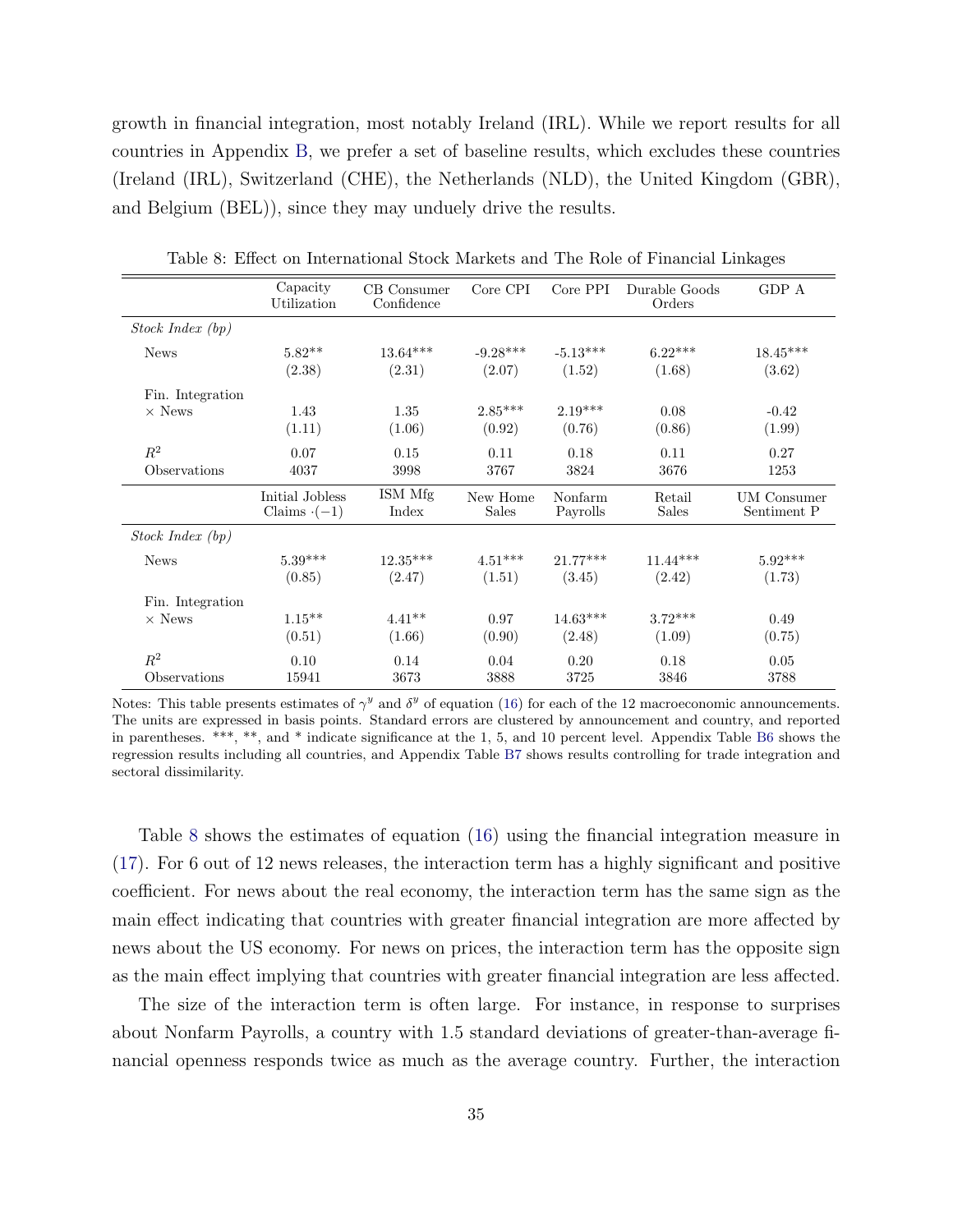growth in financial integration, most notably Ireland (IRL). While we report results for all countries in Appendix B, we prefer a set of baseline results, which excludes these countries (Ireland (IRL), Switzerland (CHE), the Netherlands (NLD), the United Kingdom (GBR), and Belgium (BEL)), since they may unduely drive the results.

Table 8: Effect on International Stock Markets and The Role of Financial Linkages

| | Capacity Utilization | CB Consumer Confidence | Core CPI | Core PPI | Durable Goods Orders | GDP A |
|---|---|---|---|---|---|---|
| *Stock Index (bp)* | | | | | | |
| News | 5.82** | 13.64*** | -9.28*** | -5.13*** | 6.22*** | 18.45*** |
| | (2.38) | (2.31) | (2.07) | (1.52) | (1.68) | (3.62) |
| Fin. Integration × News | 1.43 | 1.35 | 2.85*** | 2.19*** | 0.08 | -0.42 |
| | (1.11) | (1.06) | (0.92) | (0.76) | (0.86) | (1.99) |
| $R^2$ | 0.07 | 0.15 | 0.11 | 0.18 | 0.11 | 0.27 |
| Observations | 4037 | 3998 | 3767 | 3824 | 3676 | 1253 |
| | Initial Jobless Claims $\cdot(-1)$ | ISM Mfg Index | New Home Sales | Nonfarm Payrolls | Retail Sales | UM Consumer Sentiment P |
| *Stock Index (bp)* | | | | | | |
| News | 5.39*** | 12.35*** | 4.51*** | 21.77*** | 11.44*** | 5.92*** |
| | (0.85) | (2.47) | (1.51) | (3.45) | (2.42) | (1.73) |
| Fin. Integration × News | 1.15** | 4.41** | 0.97 | 14.63*** | 3.72*** | 0.49 |
| | (0.51) | (1.66) | (0.90) | (2.48) | (1.09) | (0.75) |
| $R^2$ | 0.10 | 0.14 | 0.04 | 0.20 | 0.18 | 0.05 |
| Observations | 15941 | 3673 | 3888 | 3725 | 3846 | 3788 |

Notes: This table presents estimates of $\gamma^y$ and $\delta^y$ of equation (16) for each of the 12 macroeconomic announcements. The units are expressed in basis points. Standard errors are clustered by announcement and country, and reported in parentheses. ***, **, and * indicate significance at the 1, 5, and 10 percent level. Appendix Table B6 shows the regression results including all countries, and Appendix Table B7 shows results controlling for trade integration and sectoral dissimilarity.

Table 8 shows the estimates of equation (16) using the financial integration measure in (17). For 6 out of 12 news releases, the interaction term has a highly significant and positive coefficient. For news about the real economy, the interaction term has the same sign as the main effect indicating that countries with greater financial integration are more affected by news about the US economy. For news on prices, the interaction term has the opposite sign as the main effect implying that countries with greater financial integration are less affected.

The size of the interaction term is often large. For instance, in response to surprises about Nonfarm Payrolls, a country with 1.5 standard deviations of greater-than-average financial openness responds twice as much as the average country. Further, the interaction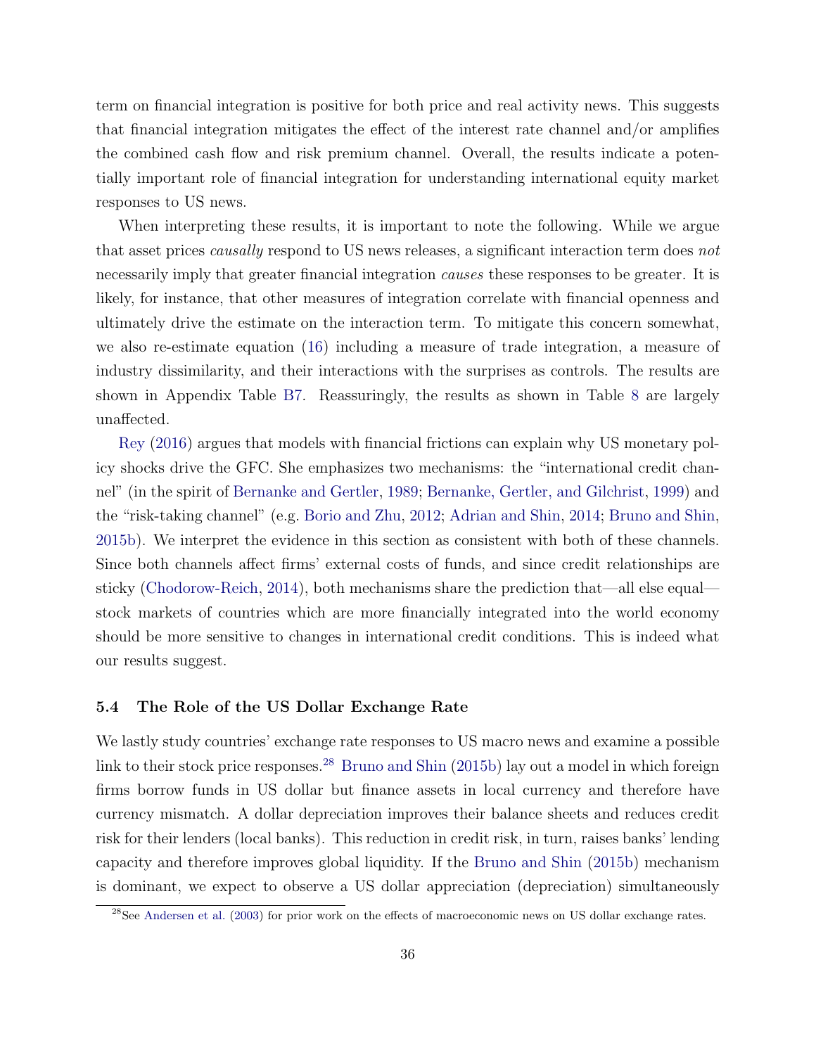term on financial integration is positive for both price and real activity news. This suggests that financial integration mitigates the effect of the interest rate channel and/or amplifies the combined cash flow and risk premium channel. Overall, the results indicate a potentially important role of financial integration for understanding international equity market responses to US news.

When interpreting these results, it is important to note the following. While we argue that asset prices *causally* respond to US news releases, a significant interaction term does *not* necessarily imply that greater financial integration *causes* these responses to be greater. It is likely, for instance, that other measures of integration correlate with financial openness and ultimately drive the estimate on the interaction term. To mitigate this concern somewhat, we also re-estimate equation (16) including a measure of trade integration, a measure of industry dissimilarity, and their interactions with the surprises as controls. The results are shown in Appendix Table B7. Reassuringly, the results as shown in Table 8 are largely unaffected.

Rey (2016) argues that models with financial frictions can explain why US monetary policy shocks drive the GFC. She emphasizes two mechanisms: the "international credit channel" (in the spirit of Bernanke and Gertler, 1989; Bernanke, Gertler, and Gilchrist, 1999) and the "risk-taking channel" (e.g. Borio and Zhu, 2012; Adrian and Shin, 2014; Bruno and Shin, 2015b). We interpret the evidence in this section as consistent with both of these channels. Since both channels affect firms' external costs of funds, and since credit relationships are sticky (Chodorow-Reich, 2014), both mechanisms share the prediction that—all else equal—stock markets of countries which are more financially integrated into the world economy should be more sensitive to changes in international credit conditions. This is indeed what our results suggest.

### 5.4 The Role of the US Dollar Exchange Rate

We lastly study countries' exchange rate responses to US macro news and examine a possible link to their stock price responses.[28] Bruno and Shin (2015b) lay out a model in which foreign firms borrow funds in US dollar but finance assets in local currency and therefore have currency mismatch. A dollar depreciation improves their balance sheets and reduces credit risk for their lenders (local banks). This reduction in credit risk, in turn, raises banks' lending capacity and therefore improves global liquidity. If the Bruno and Shin (2015b) mechanism is dominant, we expect to observe a US dollar appreciation (depreciation) simultaneously

[28] See Andersen et al. (2003) for prior work on the effects of macroeconomic news on US dollar exchange rates.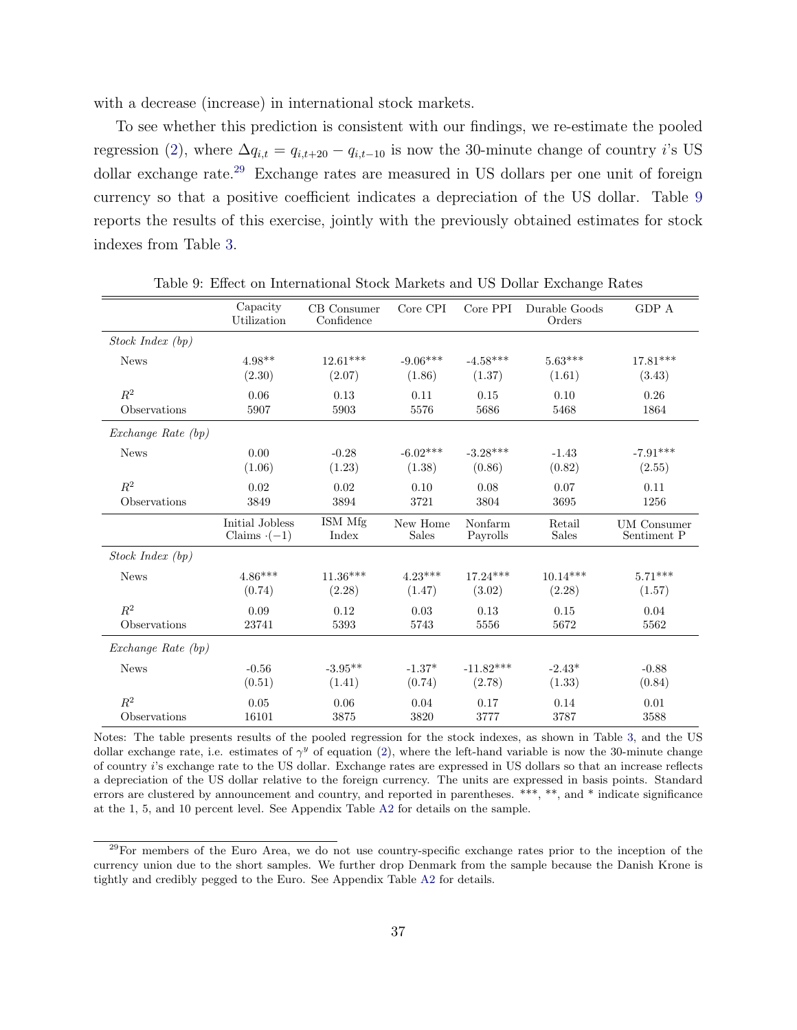with a decrease (increase) in international stock markets.

To see whether this prediction is consistent with our findings, we re-estimate the pooled regression (2), where $\Delta q_{i,t} = q_{i,t+20} - q_{i,t-10}$ is now the 30-minute change of country $i$'s US dollar exchange rate.[29] Exchange rates are measured in US dollars per one unit of foreign currency so that a positive coefficient indicates a depreciation of the US dollar. Table 9 reports the results of this exercise, jointly with the previously obtained estimates for stock indexes from Table 3.

Table 9: Effect on International Stock Markets and US Dollar Exchange Rates

| | Capacity Utilization | CB Consumer Confidence | Core CPI | Core PPI | Durable Goods Orders | GDP A |
|---|---|---|---|---|---|---|
| *Stock Index (bp)* | | | | | | |
| News | 4.98** | 12.61*** | -9.06*** | -4.58*** | 5.63*** | 17.81*** |
| | (2.30) | (2.07) | (1.86) | (1.37) | (1.61) | (3.43) |
| $R^2$ | 0.06 | 0.13 | 0.11 | 0.15 | 0.10 | 0.26 |
| Observations | 5907 | 5903 | 5576 | 5686 | 5468 | 1864 |
| *Exchange Rate (bp)* | | | | | | |
| News | 0.00 | -0.28 | -6.02*** | -3.28*** | -1.43 | -7.91*** |
| | (1.06) | (1.23) | (1.38) | (0.86) | (0.82) | (2.55) |
| $R^2$ | 0.02 | 0.02 | 0.10 | 0.08 | 0.07 | 0.11 |
| Observations | 3849 | 3894 | 3721 | 3804 | 3695 | 1256 |
| | Initial Jobless Claims $\cdot(-1)$ | ISM Mfg Index | New Home Sales | Nonfarm Payrolls | Retail Sales | UM Consumer Sentiment P |
| *Stock Index (bp)* | | | | | | |
| News | 4.86*** | 11.36*** | 4.23*** | 17.24*** | 10.14*** | 5.71*** |
| | (0.74) | (2.28) | (1.47) | (3.02) | (2.28) | (1.57) |
| $R^2$ | 0.09 | 0.12 | 0.03 | 0.13 | 0.15 | 0.04 |
| Observations | 23741 | 5393 | 5743 | 5556 | 5672 | 5562 |
| *Exchange Rate (bp)* | | | | | | |
| News | -0.56 | -3.95** | -1.37* | -11.82*** | -2.43* | -0.88 |
| | (0.51) | (1.41) | (0.74) | (2.78) | (1.33) | (0.84) |
| $R^2$ | 0.05 | 0.06 | 0.04 | 0.17 | 0.14 | 0.01 |
| Observations | 16101 | 3875 | 3820 | 3777 | 3787 | 3588 |

Notes: The table presents results of the pooled regression for the stock indexes, as shown in Table 3, and the US dollar exchange rate, i.e. estimates of $\gamma^y$ of equation (2), where the left-hand variable is now the 30-minute change of country $i$'s exchange rate to the US dollar. Exchange rates are expressed in US dollars so that an increase reflects a depreciation of the US dollar relative to the foreign currency. The units are expressed in basis points. Standard errors are clustered by announcement and country, and reported in parentheses. ***, **, and * indicate significance at the 1, 5, and 10 percent level. See Appendix Table A2 for details on the sample.

[29] For members of the Euro Area, we do not use country-specific exchange rates prior to the inception of the currency union due to the short samples. We further drop Denmark from the sample because the Danish Krone is tightly and credibly pegged to the Euro. See Appendix Table A2 for details.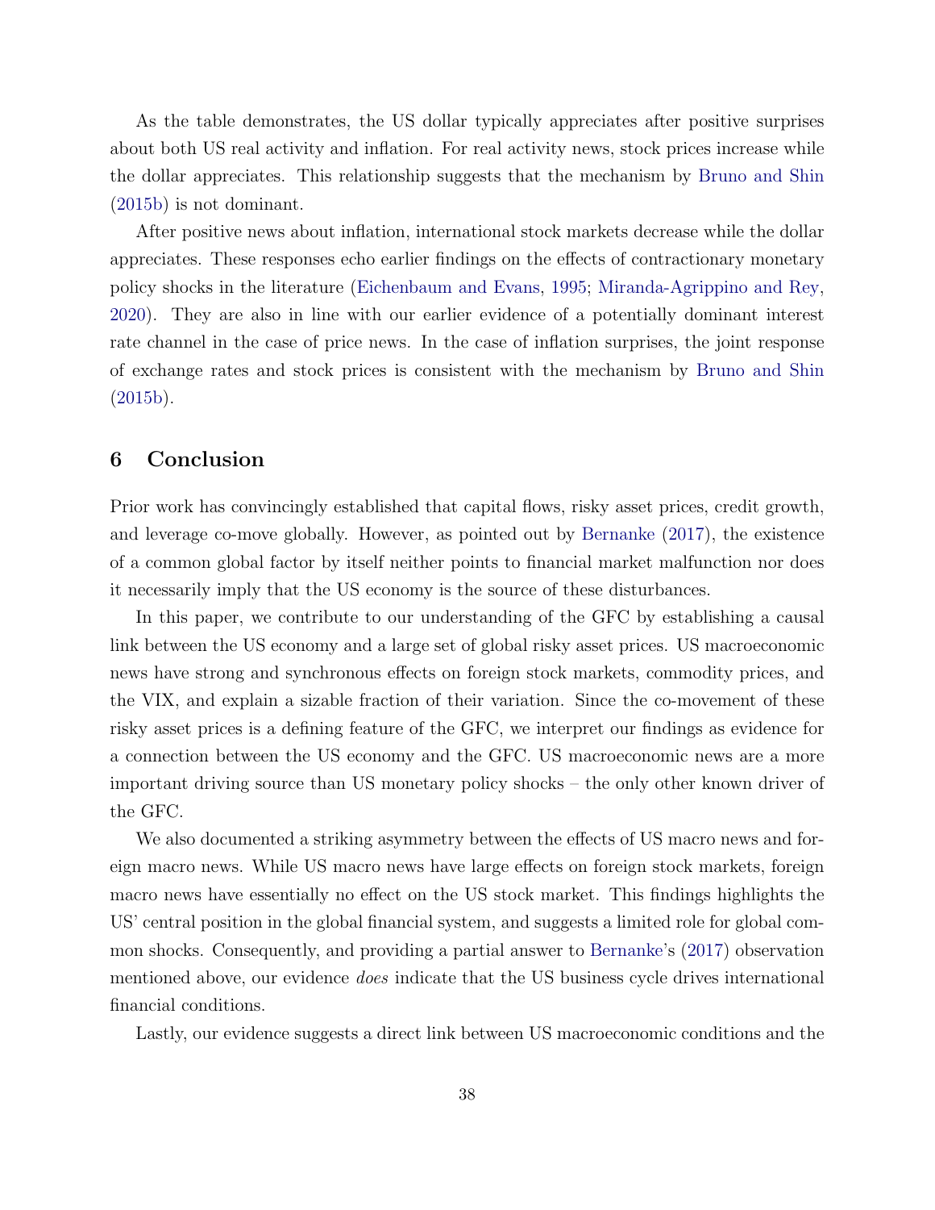As the table demonstrates, the US dollar typically appreciates after positive surprises about both US real activity and inflation. For real activity news, stock prices increase while the dollar appreciates. This relationship suggests that the mechanism by Bruno and Shin (2015b) is not dominant.

After positive news about inflation, international stock markets decrease while the dollar appreciates. These responses echo earlier findings on the effects of contractionary monetary policy shocks in the literature (Eichenbaum and Evans, 1995; Miranda-Agrippino and Rey, 2020). They are also in line with our earlier evidence of a potentially dominant interest rate channel in the case of price news. In the case of inflation surprises, the joint response of exchange rates and stock prices is consistent with the mechanism by Bruno and Shin (2015b).

## 6 Conclusion

Prior work has convincingly established that capital flows, risky asset prices, credit growth, and leverage co-move globally. However, as pointed out by Bernanke (2017), the existence of a common global factor by itself neither points to financial market malfunction nor does it necessarily imply that the US economy is the source of these disturbances.

In this paper, we contribute to our understanding of the GFC by establishing a causal link between the US economy and a large set of global risky asset prices. US macroeconomic news have strong and synchronous effects on foreign stock markets, commodity prices, and the VIX, and explain a sizable fraction of their variation. Since the co-movement of these risky asset prices is a defining feature of the GFC, we interpret our findings as evidence for a connection between the US economy and the GFC. US macroeconomic news are a more important driving source than US monetary policy shocks – the only other known driver of the GFC.

We also documented a striking asymmetry between the effects of US macro news and foreign macro news. While US macro news have large effects on foreign stock markets, foreign macro news have essentially no effect on the US stock market. This findings highlights the US' central position in the global financial system, and suggests a limited role for global common shocks. Consequently, and providing a partial answer to Bernanke's (2017) observation mentioned above, our evidence *does* indicate that the US business cycle drives international financial conditions.

Lastly, our evidence suggests a direct link between US macroeconomic conditions and the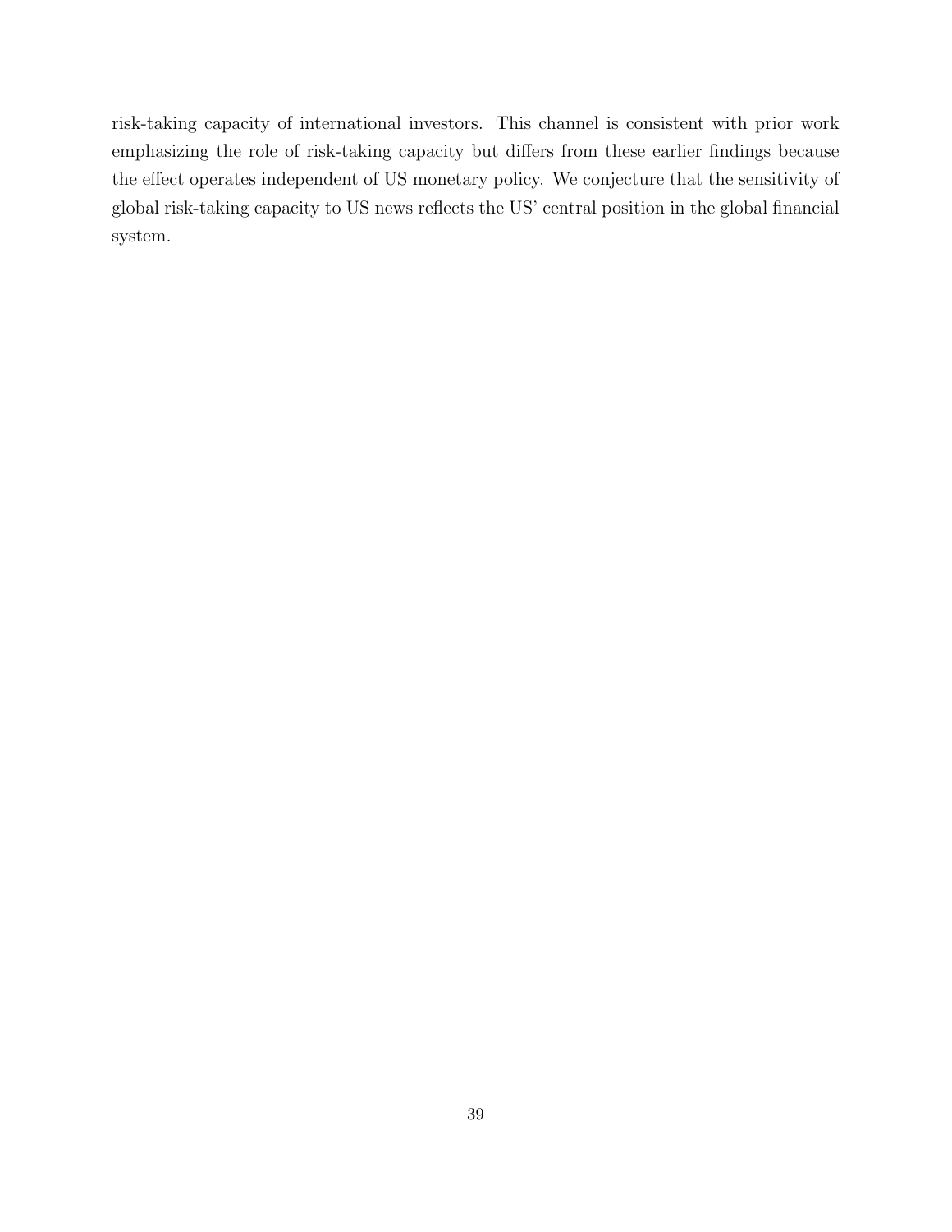risk-taking capacity of international investors. This channel is consistent with prior work emphasizing the role of risk-taking capacity but differs from these earlier findings because the effect operates independent of US monetary policy. We conjecture that the sensitivity of global risk-taking capacity to US news reflects the US' central position in the global financial system.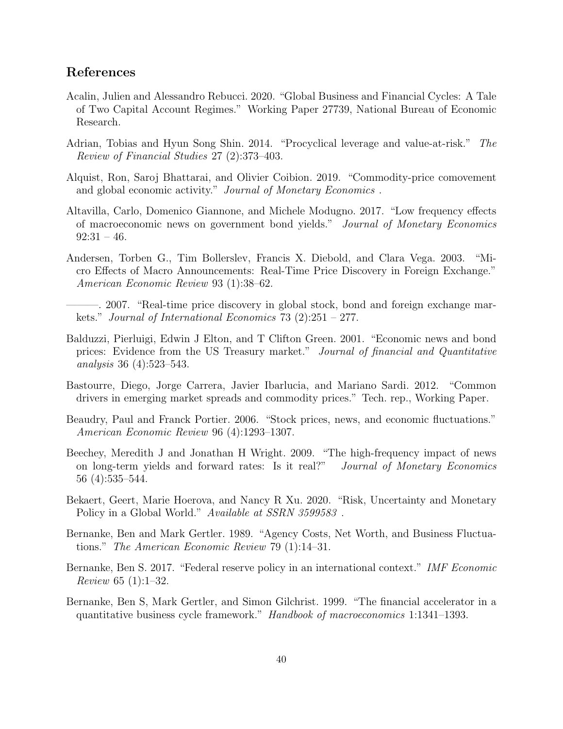## References

Acalin, Julien and Alessandro Rebucci. 2020. "Global Business and Financial Cycles: A Tale of Two Capital Account Regimes." Working Paper 27739, National Bureau of Economic Research.

Adrian, Tobias and Hyun Song Shin. 2014. "Procyclical leverage and value-at-risk." *The Review of Financial Studies* 27 (2):373–403.

Alquist, Ron, Saroj Bhattarai, and Olivier Coibion. 2019. "Commodity-price comovement and global economic activity." *Journal of Monetary Economics* .

Altavilla, Carlo, Domenico Giannone, and Michele Modugno. 2017. "Low frequency effects of macroeconomic news on government bond yields." *Journal of Monetary Economics* 92:31 – 46.

Andersen, Torben G., Tim Bollerslev, Francis X. Diebold, and Clara Vega. 2003. "Micro Effects of Macro Announcements: Real-Time Price Discovery in Foreign Exchange." *American Economic Review* 93 (1):38–62.

———. 2007. "Real-time price discovery in global stock, bond and foreign exchange markets." *Journal of International Economics* 73 (2):251 – 277.

Balduzzi, Pierluigi, Edwin J Elton, and T Clifton Green. 2001. "Economic news and bond prices: Evidence from the US Treasury market." *Journal of financial and Quantitative analysis* 36 (4):523–543.

Bastourre, Diego, Jorge Carrera, Javier Ibarlucia, and Mariano Sardi. 2012. "Common drivers in emerging market spreads and commodity prices." Tech. rep., Working Paper.

Beaudry, Paul and Franck Portier. 2006. "Stock prices, news, and economic fluctuations." *American Economic Review* 96 (4):1293–1307.

Beechey, Meredith J and Jonathan H Wright. 2009. "The high-frequency impact of news on long-term yields and forward rates: Is it real?" *Journal of Monetary Economics* 56 (4):535–544.

Bekaert, Geert, Marie Hoerova, and Nancy R Xu. 2020. "Risk, Uncertainty and Monetary Policy in a Global World." *Available at SSRN 3599583* .

Bernanke, Ben and Mark Gertler. 1989. "Agency Costs, Net Worth, and Business Fluctuations." *The American Economic Review* 79 (1):14–31.

Bernanke, Ben S. 2017. "Federal reserve policy in an international context." *IMF Economic Review* 65 (1):1–32.

Bernanke, Ben S, Mark Gertler, and Simon Gilchrist. 1999. "The financial accelerator in a quantitative business cycle framework." *Handbook of macroeconomics* 1:1341–1393.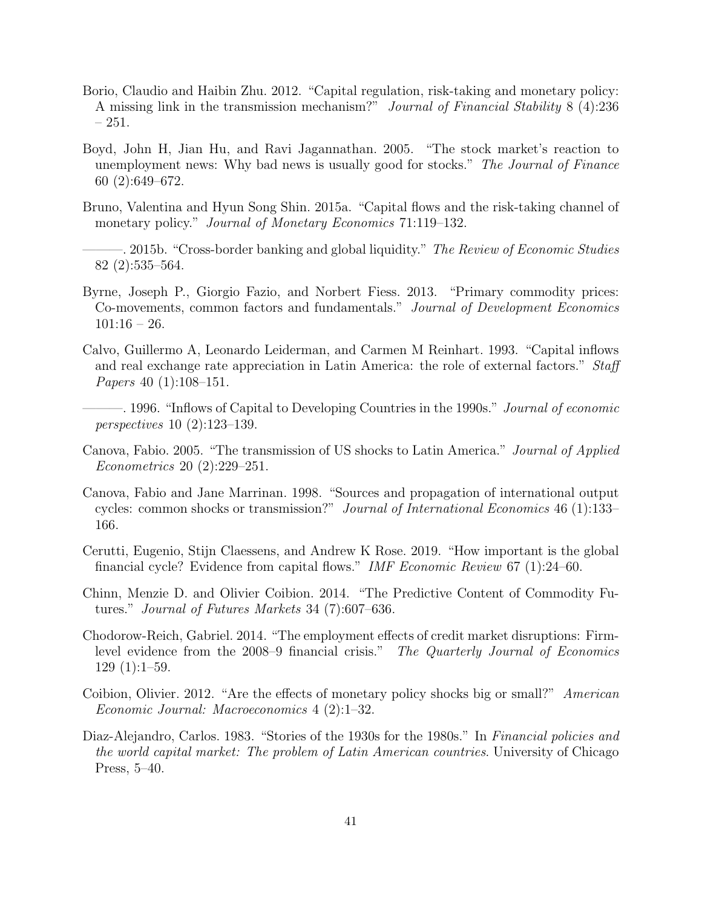Borio, Claudio and Haibin Zhu. 2012. "Capital regulation, risk-taking and monetary policy: A missing link in the transmission mechanism?" *Journal of Financial Stability* 8 (4):236 – 251.

Boyd, John H, Jian Hu, and Ravi Jagannathan. 2005. "The stock market's reaction to unemployment news: Why bad news is usually good for stocks." *The Journal of Finance* 60 (2):649–672.

Bruno, Valentina and Hyun Song Shin. 2015a. "Capital flows and the risk-taking channel of monetary policy." *Journal of Monetary Economics* 71:119–132.

———. 2015b. "Cross-border banking and global liquidity." *The Review of Economic Studies* 82 (2):535–564.

Byrne, Joseph P., Giorgio Fazio, and Norbert Fiess. 2013. "Primary commodity prices: Co-movements, common factors and fundamentals." *Journal of Development Economics* 101:16 – 26.

Calvo, Guillermo A, Leonardo Leiderman, and Carmen M Reinhart. 1993. "Capital inflows and real exchange rate appreciation in Latin America: the role of external factors." *Staff Papers* 40 (1):108–151.

———. 1996. "Inflows of Capital to Developing Countries in the 1990s." *Journal of economic perspectives* 10 (2):123–139.

Canova, Fabio. 2005. "The transmission of US shocks to Latin America." *Journal of Applied Econometrics* 20 (2):229–251.

Canova, Fabio and Jane Marrinan. 1998. "Sources and propagation of international output cycles: common shocks or transmission?" *Journal of International Economics* 46 (1):133–166.

Cerutti, Eugenio, Stijn Claessens, and Andrew K Rose. 2019. "How important is the global financial cycle? Evidence from capital flows." *IMF Economic Review* 67 (1):24–60.

Chinn, Menzie D. and Olivier Coibion. 2014. "The Predictive Content of Commodity Futures." *Journal of Futures Markets* 34 (7):607–636.

Chodorow-Reich, Gabriel. 2014. "The employment effects of credit market disruptions: Firm-level evidence from the 2008–9 financial crisis." *The Quarterly Journal of Economics* 129 (1):1–59.

Coibion, Olivier. 2012. "Are the effects of monetary policy shocks big or small?" *American Economic Journal: Macroeconomics* 4 (2):1–32.

Diaz-Alejandro, Carlos. 1983. "Stories of the 1930s for the 1980s." In *Financial policies and the world capital market: The problem of Latin American countries*. University of Chicago Press, 5–40.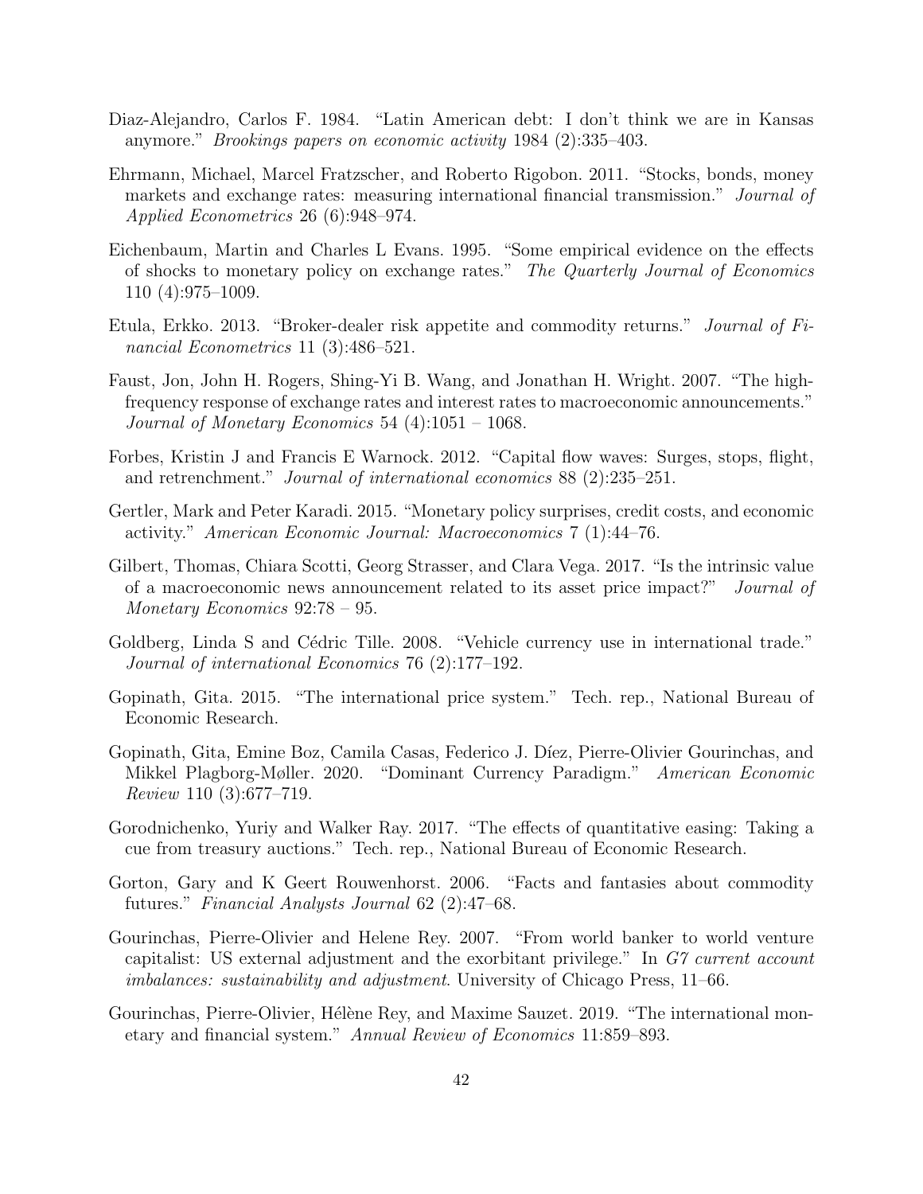Diaz-Alejandro, Carlos F. 1984. "Latin American debt: I don't think we are in Kansas anymore." *Brookings papers on economic activity* 1984 (2):335–403.

Ehrmann, Michael, Marcel Fratzscher, and Roberto Rigobon. 2011. "Stocks, bonds, money markets and exchange rates: measuring international financial transmission." *Journal of Applied Econometrics* 26 (6):948–974.

Eichenbaum, Martin and Charles L Evans. 1995. "Some empirical evidence on the effects of shocks to monetary policy on exchange rates." *The Quarterly Journal of Economics* 110 (4):975–1009.

Etula, Erkko. 2013. "Broker-dealer risk appetite and commodity returns." *Journal of Financial Econometrics* 11 (3):486–521.

Faust, Jon, John H. Rogers, Shing-Yi B. Wang, and Jonathan H. Wright. 2007. "The high-frequency response of exchange rates and interest rates to macroeconomic announcements." *Journal of Monetary Economics* 54 (4):1051 – 1068.

Forbes, Kristin J and Francis E Warnock. 2012. "Capital flow waves: Surges, stops, flight, and retrenchment." *Journal of international economics* 88 (2):235–251.

Gertler, Mark and Peter Karadi. 2015. "Monetary policy surprises, credit costs, and economic activity." *American Economic Journal: Macroeconomics* 7 (1):44–76.

Gilbert, Thomas, Chiara Scotti, Georg Strasser, and Clara Vega. 2017. "Is the intrinsic value of a macroeconomic news announcement related to its asset price impact?" *Journal of Monetary Economics* 92:78 – 95.

Goldberg, Linda S and Cédric Tille. 2008. "Vehicle currency use in international trade." *Journal of international Economics* 76 (2):177–192.

Gopinath, Gita. 2015. "The international price system." Tech. rep., National Bureau of Economic Research.

Gopinath, Gita, Emine Boz, Camila Casas, Federico J. Díez, Pierre-Olivier Gourinchas, and Mikkel Plagborg-Møller. 2020. "Dominant Currency Paradigm." *American Economic Review* 110 (3):677–719.

Gorodnichenko, Yuriy and Walker Ray. 2017. "The effects of quantitative easing: Taking a cue from treasury auctions." Tech. rep., National Bureau of Economic Research.

Gorton, Gary and K Geert Rouwenhorst. 2006. "Facts and fantasies about commodity futures." *Financial Analysts Journal* 62 (2):47–68.

Gourinchas, Pierre-Olivier and Helene Rey. 2007. "From world banker to world venture capitalist: US external adjustment and the exorbitant privilege." In *G7 current account imbalances: sustainability and adjustment*. University of Chicago Press, 11–66.

Gourinchas, Pierre-Olivier, Hélène Rey, and Maxime Sauzet. 2019. "The international monetary and financial system." *Annual Review of Economics* 11:859–893.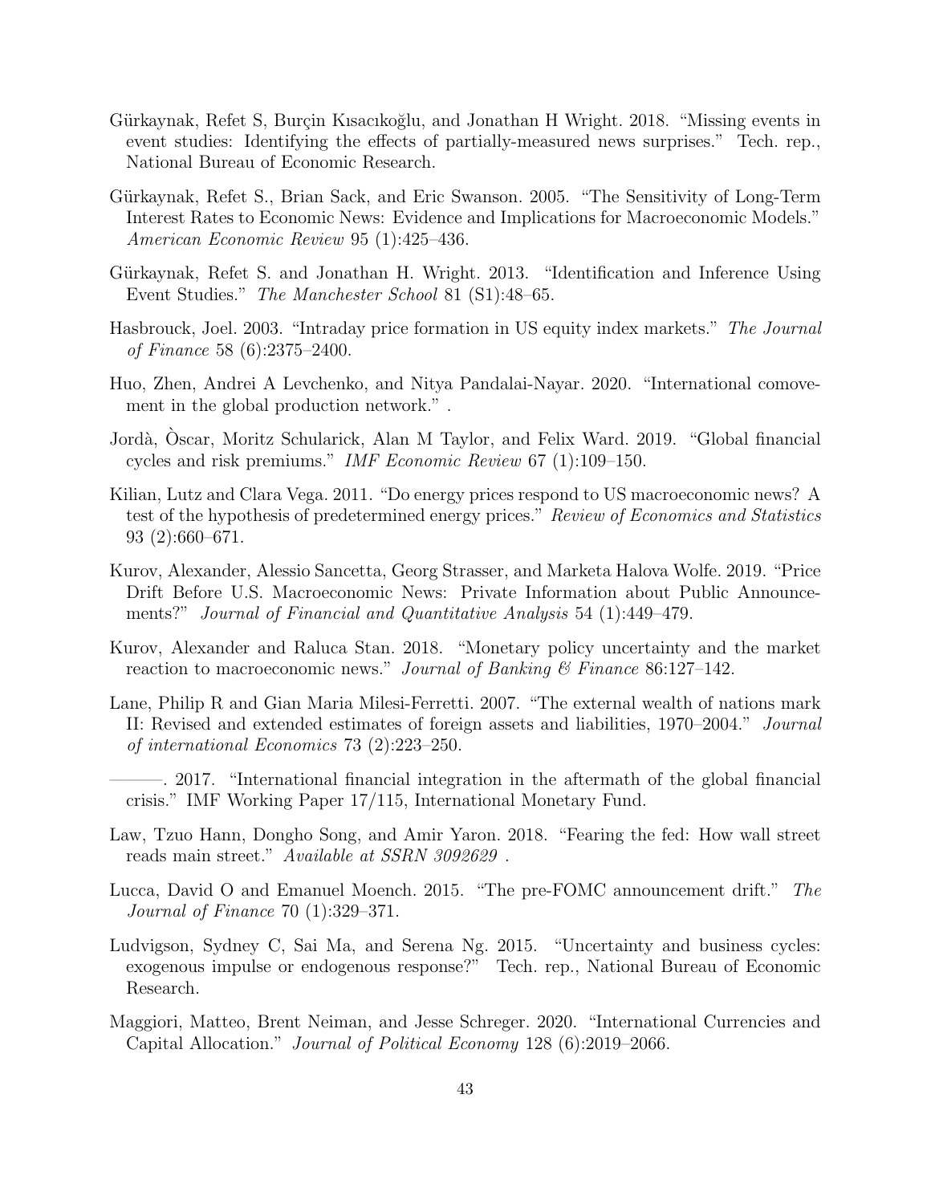Gürkaynak, Refet S, Burçin Kısacıkoğlu, and Jonathan H Wright. 2018. "Missing events in event studies: Identifying the effects of partially-measured news surprises." Tech. rep., National Bureau of Economic Research.

Gürkaynak, Refet S., Brian Sack, and Eric Swanson. 2005. "The Sensitivity of Long-Term Interest Rates to Economic News: Evidence and Implications for Macroeconomic Models." *American Economic Review* 95 (1):425–436.

Gürkaynak, Refet S. and Jonathan H. Wright. 2013. "Identification and Inference Using Event Studies." *The Manchester School* 81 (S1):48–65.

Hasbrouck, Joel. 2003. "Intraday price formation in US equity index markets." *The Journal of Finance* 58 (6):2375–2400.

Huo, Zhen, Andrei A Levchenko, and Nitya Pandalai-Nayar. 2020. "International comovement in the global production network." .

Jordà, Òscar, Moritz Schularick, Alan M Taylor, and Felix Ward. 2019. "Global financial cycles and risk premiums." *IMF Economic Review* 67 (1):109–150.

Kilian, Lutz and Clara Vega. 2011. "Do energy prices respond to US macroeconomic news? A test of the hypothesis of predetermined energy prices." *Review of Economics and Statistics* 93 (2):660–671.

Kurov, Alexander, Alessio Sancetta, Georg Strasser, and Marketa Halova Wolfe. 2019. "Price Drift Before U.S. Macroeconomic News: Private Information about Public Announcements?" *Journal of Financial and Quantitative Analysis* 54 (1):449–479.

Kurov, Alexander and Raluca Stan. 2018. "Monetary policy uncertainty and the market reaction to macroeconomic news." *Journal of Banking & Finance* 86:127–142.

Lane, Philip R and Gian Maria Milesi-Ferretti. 2007. "The external wealth of nations mark II: Revised and extended estimates of foreign assets and liabilities, 1970–2004." *Journal of international Economics* 73 (2):223–250.

———. 2017. "International financial integration in the aftermath of the global financial crisis." IMF Working Paper 17/115, International Monetary Fund.

Law, Tzuo Hann, Dongho Song, and Amir Yaron. 2018. "Fearing the fed: How wall street reads main street." *Available at SSRN 3092629* .

Lucca, David O and Emanuel Moench. 2015. "The pre-FOMC announcement drift." *The Journal of Finance* 70 (1):329–371.

Ludvigson, Sydney C, Sai Ma, and Serena Ng. 2015. "Uncertainty and business cycles: exogenous impulse or endogenous response?" Tech. rep., National Bureau of Economic Research.

Maggiori, Matteo, Brent Neiman, and Jesse Schreger. 2020. "International Currencies and Capital Allocation." *Journal of Political Economy* 128 (6):2019–2066.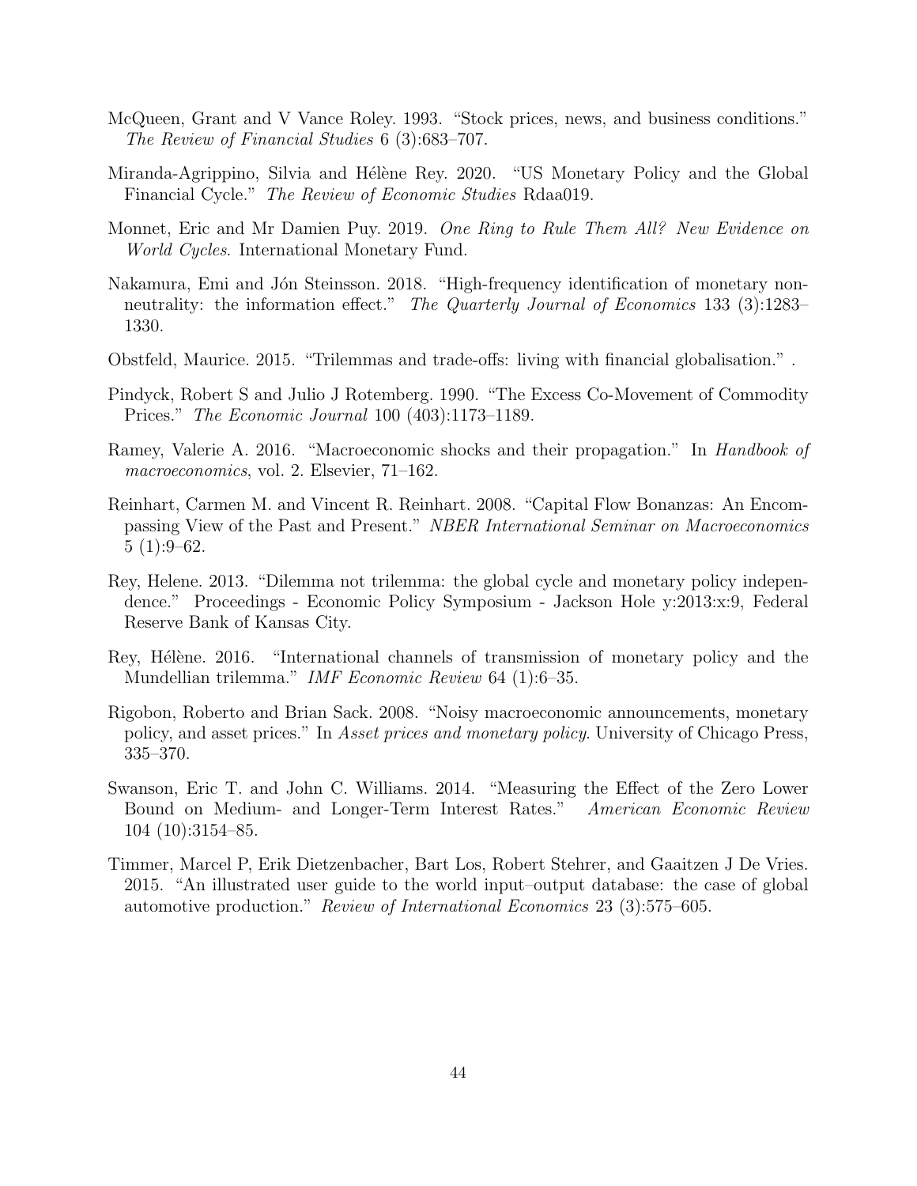McQueen, Grant and V Vance Roley. 1993. "Stock prices, news, and business conditions." *The Review of Financial Studies* 6 (3):683–707.

Miranda-Agrippino, Silvia and Hélène Rey. 2020. "US Monetary Policy and the Global Financial Cycle." *The Review of Economic Studies* Rdaa019.

Monnet, Eric and Mr Damien Puy. 2019. *One Ring to Rule Them All? New Evidence on World Cycles*. International Monetary Fund.

Nakamura, Emi and Jón Steinsson. 2018. "High-frequency identification of monetary non-neutrality: the information effect." *The Quarterly Journal of Economics* 133 (3):1283–1330.

Obstfeld, Maurice. 2015. "Trilemmas and trade-offs: living with financial globalisation." .

Pindyck, Robert S and Julio J Rotemberg. 1990. "The Excess Co-Movement of Commodity Prices." *The Economic Journal* 100 (403):1173–1189.

Ramey, Valerie A. 2016. "Macroeconomic shocks and their propagation." In *Handbook of macroeconomics*, vol. 2. Elsevier, 71–162.

Reinhart, Carmen M. and Vincent R. Reinhart. 2008. "Capital Flow Bonanzas: An Encompassing View of the Past and Present." *NBER International Seminar on Macroeconomics* 5 (1):9–62.

Rey, Helene. 2013. "Dilemma not trilemma: the global cycle and monetary policy independence." Proceedings - Economic Policy Symposium - Jackson Hole y:2013:x:9, Federal Reserve Bank of Kansas City.

Rey, Hélène. 2016. "International channels of transmission of monetary policy and the Mundellian trilemma." *IMF Economic Review* 64 (1):6–35.

Rigobon, Roberto and Brian Sack. 2008. "Noisy macroeconomic announcements, monetary policy, and asset prices." In *Asset prices and monetary policy*. University of Chicago Press, 335–370.

Swanson, Eric T. and John C. Williams. 2014. "Measuring the Effect of the Zero Lower Bound on Medium- and Longer-Term Interest Rates." *American Economic Review* 104 (10):3154–85.

Timmer, Marcel P, Erik Dietzenbacher, Bart Los, Robert Stehrer, and Gaaitzen J De Vries. 2015. "An illustrated user guide to the world input–output database: the case of global automotive production." *Review of International Economics* 23 (3):575–605.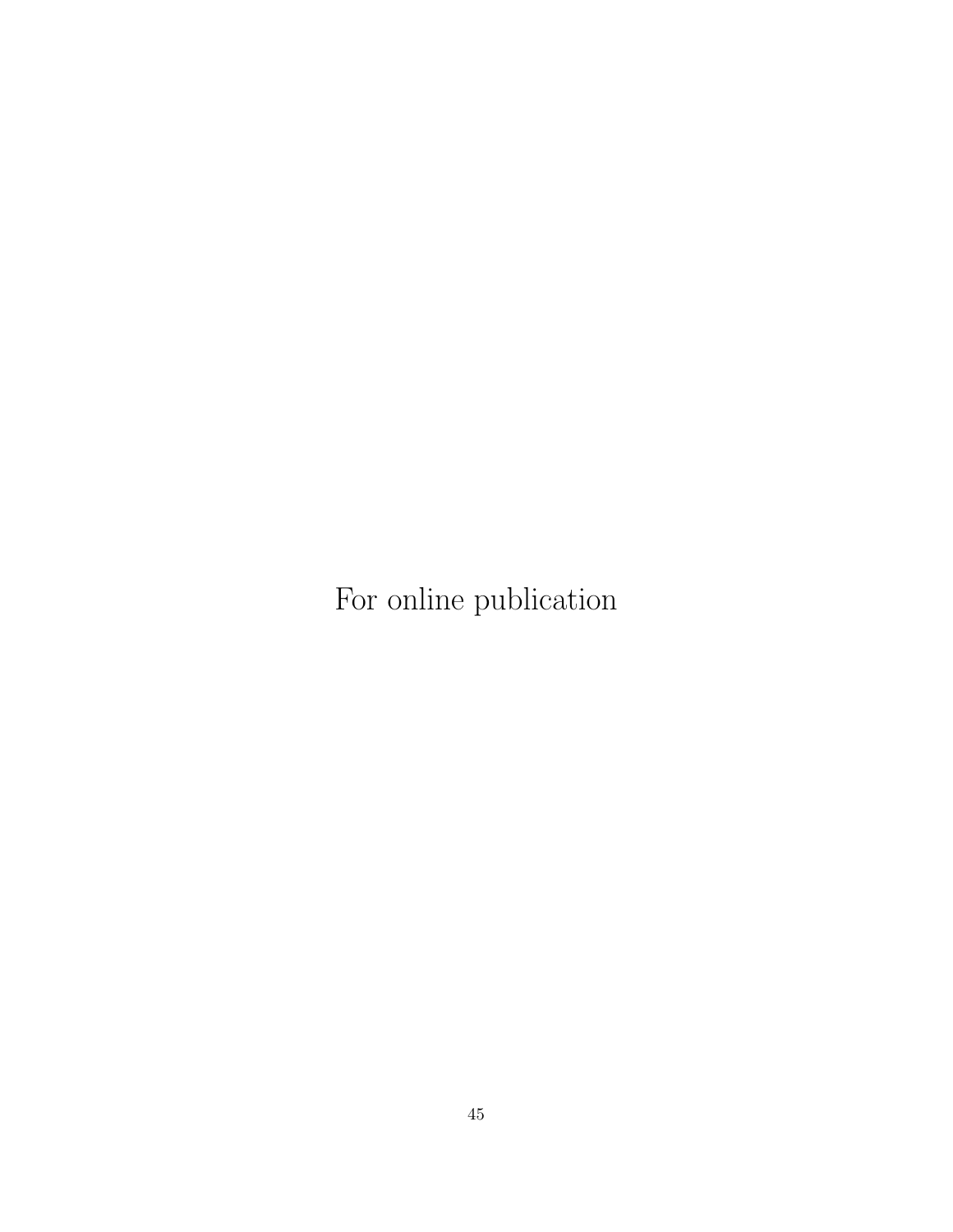For online publication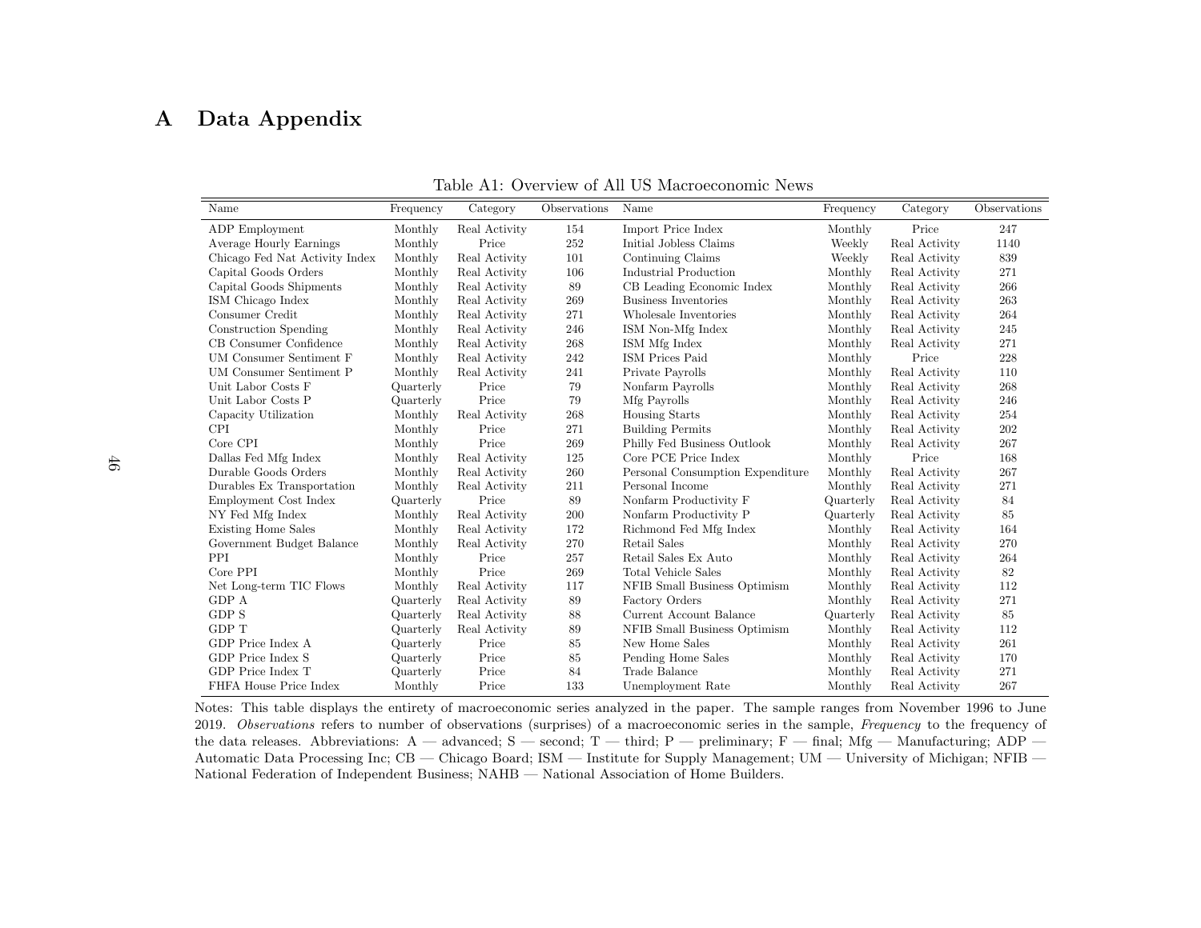# A Data Appendix

Table A1: Overview of All US Macroeconomic News

| Name | Frequency | Category | Observations | Name | Frequency | Category | Observations |
|---|---|---|---|---|---|---|---|
| ADP Employment | Monthly | Real Activity | 154 | Import Price Index | Monthly | Price | 247 |
| Average Hourly Earnings | Monthly | Price | 252 | Initial Jobless Claims | Weekly | Real Activity | 1140 |
| Chicago Fed Nat Activity Index | Monthly | Real Activity | 101 | Continuing Claims | Weekly | Real Activity | 839 |
| Capital Goods Orders | Monthly | Real Activity | 106 | Industrial Production | Monthly | Real Activity | 271 |
| Capital Goods Shipments | Monthly | Real Activity | 89 | CB Leading Economic Index | Monthly | Real Activity | 266 |
| ISM Chicago Index | Monthly | Real Activity | 269 | Business Inventories | Monthly | Real Activity | 263 |
| Consumer Credit | Monthly | Real Activity | 271 | Wholesale Inventories | Monthly | Real Activity | 264 |
| Construction Spending | Monthly | Real Activity | 246 | ISM Non-Mfg Index | Monthly | Real Activity | 245 |
| CB Consumer Confidence | Monthly | Real Activity | 268 | ISM Mfg Index | Monthly | Real Activity | 271 |
| UM Consumer Sentiment F | Monthly | Real Activity | 242 | ISM Prices Paid | Monthly | Price | 228 |
| UM Consumer Sentiment P | Monthly | Real Activity | 241 | Private Payrolls | Monthly | Real Activity | 110 |
| Unit Labor Costs F | Quarterly | Price | 79 | Nonfarm Payrolls | Monthly | Real Activity | 268 |
| Unit Labor Costs P | Quarterly | Price | 79 | Mfg Payrolls | Monthly | Real Activity | 246 |
| Capacity Utilization | Monthly | Real Activity | 268 | Housing Starts | Monthly | Real Activity | 254 |
| CPI | Monthly | Price | 271 | Building Permits | Monthly | Real Activity | 202 |
| Core CPI | Monthly | Price | 269 | Philly Fed Business Outlook | Monthly | Real Activity | 267 |
| Dallas Fed Mfg Index | Monthly | Real Activity | 125 | Core PCE Price Index | Monthly | Price | 168 |
| Durable Goods Orders | Monthly | Real Activity | 260 | Personal Consumption Expenditure | Monthly | Real Activity | 267 |
| Durables Ex Transportation | Monthly | Real Activity | 211 | Personal Income | Monthly | Real Activity | 271 |
| Employment Cost Index | Quarterly | Price | 89 | Nonfarm Productivity F | Quarterly | Real Activity | 84 |
| NY Fed Mfg Index | Monthly | Real Activity | 200 | Nonfarm Productivity P | Quarterly | Real Activity | 85 |
| Existing Home Sales | Monthly | Real Activity | 172 | Richmond Fed Mfg Index | Monthly | Real Activity | 164 |
| Government Budget Balance | Monthly | Real Activity | 270 | Retail Sales | Monthly | Real Activity | 270 |
| PPI | Monthly | Price | 257 | Retail Sales Ex Auto | Monthly | Real Activity | 264 |
| Core PPI | Monthly | Price | 269 | Total Vehicle Sales | Monthly | Real Activity | 82 |
| Net Long-term TIC Flows | Monthly | Real Activity | 117 | NFIB Small Business Optimism | Monthly | Real Activity | 112 |
| GDP A | Quarterly | Real Activity | 89 | Factory Orders | Monthly | Real Activity | 271 |
| GDP S | Quarterly | Real Activity | 88 | Current Account Balance | Quarterly | Real Activity | 85 |
| GDP T | Quarterly | Real Activity | 89 | NFIB Small Business Optimism | Monthly | Real Activity | 112 |
| GDP Price Index A | Quarterly | Price | 85 | New Home Sales | Monthly | Real Activity | 261 |
| GDP Price Index S | Quarterly | Price | 85 | Pending Home Sales | Monthly | Real Activity | 170 |
| GDP Price Index T | Quarterly | Price | 84 | Trade Balance | Monthly | Real Activity | 271 |
| FHFA House Price Index | Monthly | Price | 133 | Unemployment Rate | Monthly | Real Activity | 267 |

Notes: This table displays the entirety of macroeconomic series analyzed in the paper. The sample ranges from November 1996 to June 2019. *Observations* refers to number of observations (surprises) of a macroeconomic series in the sample, *Frequency* to the frequency of the data releases. Abbreviations: A — advanced; S — second; T — third; P — preliminary; F — final; Mfg — Manufacturing; ADP — Automatic Data Processing Inc; CB — Chicago Board; ISM — Institute for Supply Management; UM — University of Michigan; NFIB — National Federation of Independent Business; NAHB — National Association of Home Builders.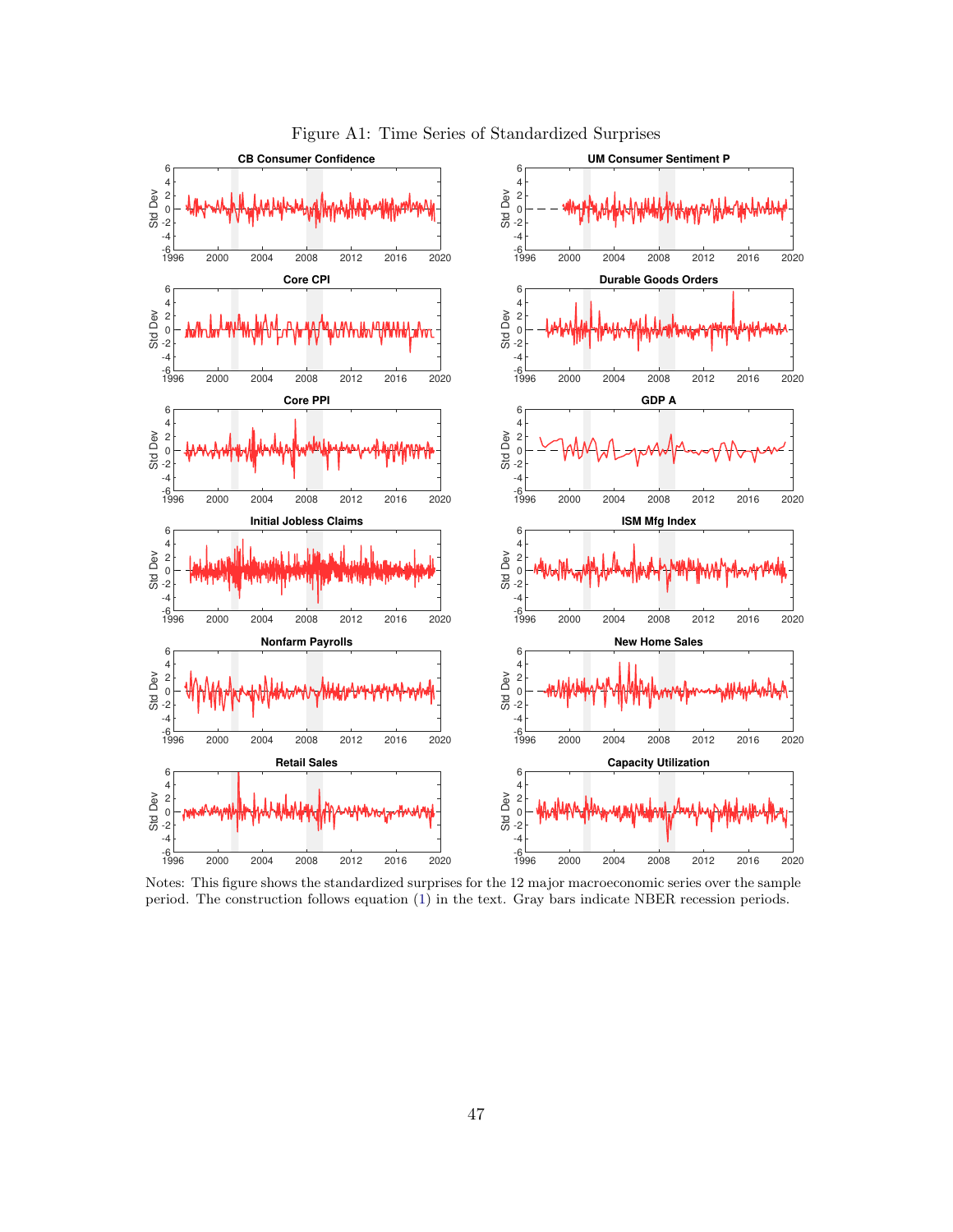Figure A1: Time Series of Standardized Surprises

Notes: This figure shows the standardized surprises for the 12 major macroeconomic series over the sample period. The construction follows equation (1) in the text. Gray bars indicate NBER recession periods.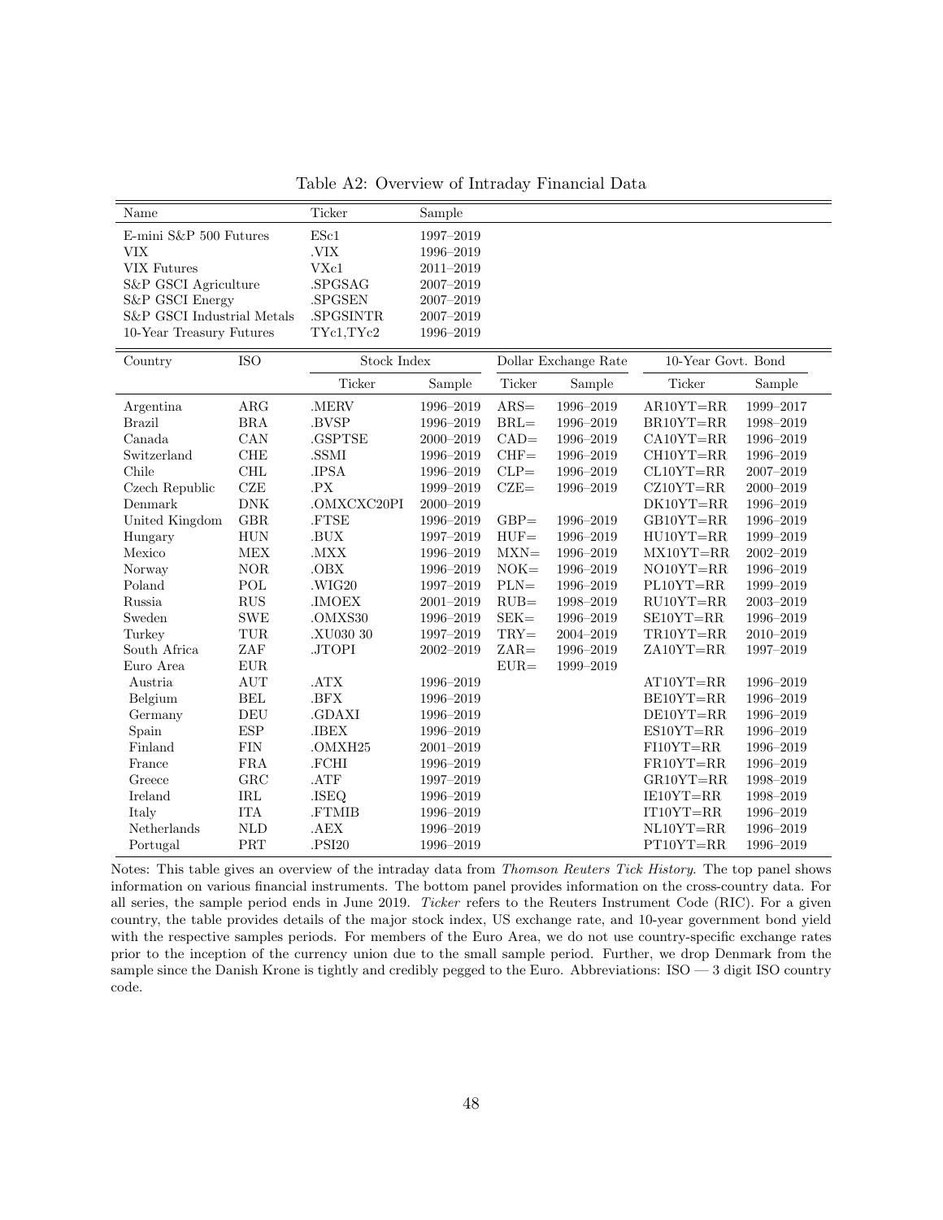Table A2: Overview of Intraday Financial Data

| Name | Ticker | Sample |
|---|---|---|
| E-mini S&P 500 Futures | ESc1 | 1997–2019 |
| VIX | .VIX | 1996–2019 |
| VIX Futures | VXc1 | 2011–2019 |
| S&P GSCI Agriculture | .SPGSAG | 2007–2019 |
| S&P GSCI Energy | .SPGSEN | 2007–2019 |
| S&P GSCI Industrial Metals | .SPGSINTR | 2007–2019 |
| 10-Year Treasury Futures | TYc1,TYc2 | 1996–2019 |

| Country | ISO | Stock Index | | Dollar Exchange Rate | | 10-Year Govt. Bond | |
|---|---|---|---|---|---|---|---|
| | | Ticker | Sample | Ticker | Sample | Ticker | Sample |
| Argentina | ARG | .MERV | 1996–2019 | ARS= | 1996–2019 | AR10YT=RR | 1999–2017 |
| Brazil | BRA | .BVSP | 1996–2019 | BRL= | 1996–2019 | BR10YT=RR | 1998–2019 |
| Canada | CAN | .GSPTSE | 2000–2019 | CAD= | 1996–2019 | CA10YT=RR | 1996–2019 |
| Switzerland | CHE | .SSMI | 1996–2019 | CHF= | 1996–2019 | CH10YT=RR | 1996–2019 |
| Chile | CHL | .IPSA | 1996–2019 | CLP= | 1996–2019 | CL10YT=RR | 2007–2019 |
| Czech Republic | CZE | .PX | 1999–2019 | CZE= | 1996–2019 | CZ10YT=RR | 2000–2019 |
| Denmark | DNK | .OMXCXC20PI | 2000–2019 | | | DK10YT=RR | 1996–2019 |
| United Kingdom | GBR | .FTSE | 1996–2019 | GBP= | 1996–2019 | GB10YT=RR | 1996–2019 |
| Hungary | HUN | .BUX | 1997–2019 | HUF= | 1996–2019 | HU10YT=RR | 1999–2019 |
| Mexico | MEX | .MXX | 1996–2019 | MXN= | 1996–2019 | MX10YT=RR | 2002–2019 |
| Norway | NOR | .OBX | 1996–2019 | NOK= | 1996–2019 | NO10YT=RR | 1996–2019 |
| Poland | POL | .WIG20 | 1997–2019 | PLN= | 1996–2019 | PL10YT=RR | 1999–2019 |
| Russia | RUS | .IMOEX | 2001–2019 | RUB= | 1998–2019 | RU10YT=RR | 2003–2019 |
| Sweden | SWE | .OMXS30 | 1996–2019 | SEK= | 1996–2019 | SE10YT=RR | 1996–2019 |
| Turkey | TUR | .XU030 30 | 1997–2019 | TRY= | 2004–2019 | TR10YT=RR | 2010–2019 |
| South Africa | ZAF | .JTOPI | 2002–2019 | ZAR= | 1996–2019 | ZA10YT=RR | 1997–2019 |
| Euro Area | EUR | | | EUR= | 1999–2019 | | |
| Austria | AUT | .ATX | 1996–2019 | | | AT10YT=RR | 1996–2019 |
| Belgium | BEL | .BFX | 1996–2019 | | | BE10YT=RR | 1996–2019 |
| Germany | DEU | .GDAXI | 1996–2019 | | | DE10YT=RR | 1996–2019 |
| Spain | ESP | .IBEX | 1996–2019 | | | ES10YT=RR | 1996–2019 |
| Finland | FIN | .OMXH25 | 2001–2019 | | | FI10YT=RR | 1996–2019 |
| France | FRA | .FCHI | 1996–2019 | | | FR10YT=RR | 1996–2019 |
| Greece | GRC | .ATF | 1997–2019 | | | GR10YT=RR | 1998–2019 |
| Ireland | IRL | .ISEQ | 1996–2019 | | | IE10YT=RR | 1998–2019 |
| Italy | ITA | .FTMIB | 1996–2019 | | | IT10YT=RR | 1996–2019 |
| Netherlands | NLD | .AEX | 1996–2019 | | | NL10YT=RR | 1996–2019 |
| Portugal | PRT | .PSI20 | 1996–2019 | | | PT10YT=RR | 1996–2019 |

Notes: This table gives an overview of the intraday data from *Thomson Reuters Tick History*. The top panel shows information on various financial instruments. The bottom panel provides information on the cross-country data. For all series, the sample period ends in June 2019. *Ticker* refers to the Reuters Instrument Code (RIC). For a given country, the table provides details of the major stock index, US exchange rate, and 10-year government bond yield with the respective samples periods. For members of the Euro Area, we do not use country-specific exchange rates prior to the inception of the currency union due to the small sample period. Further, we drop Denmark from the sample since the Danish Krone is tightly and credibly pegged to the Euro. Abbreviations: ISO — 3 digit ISO country code.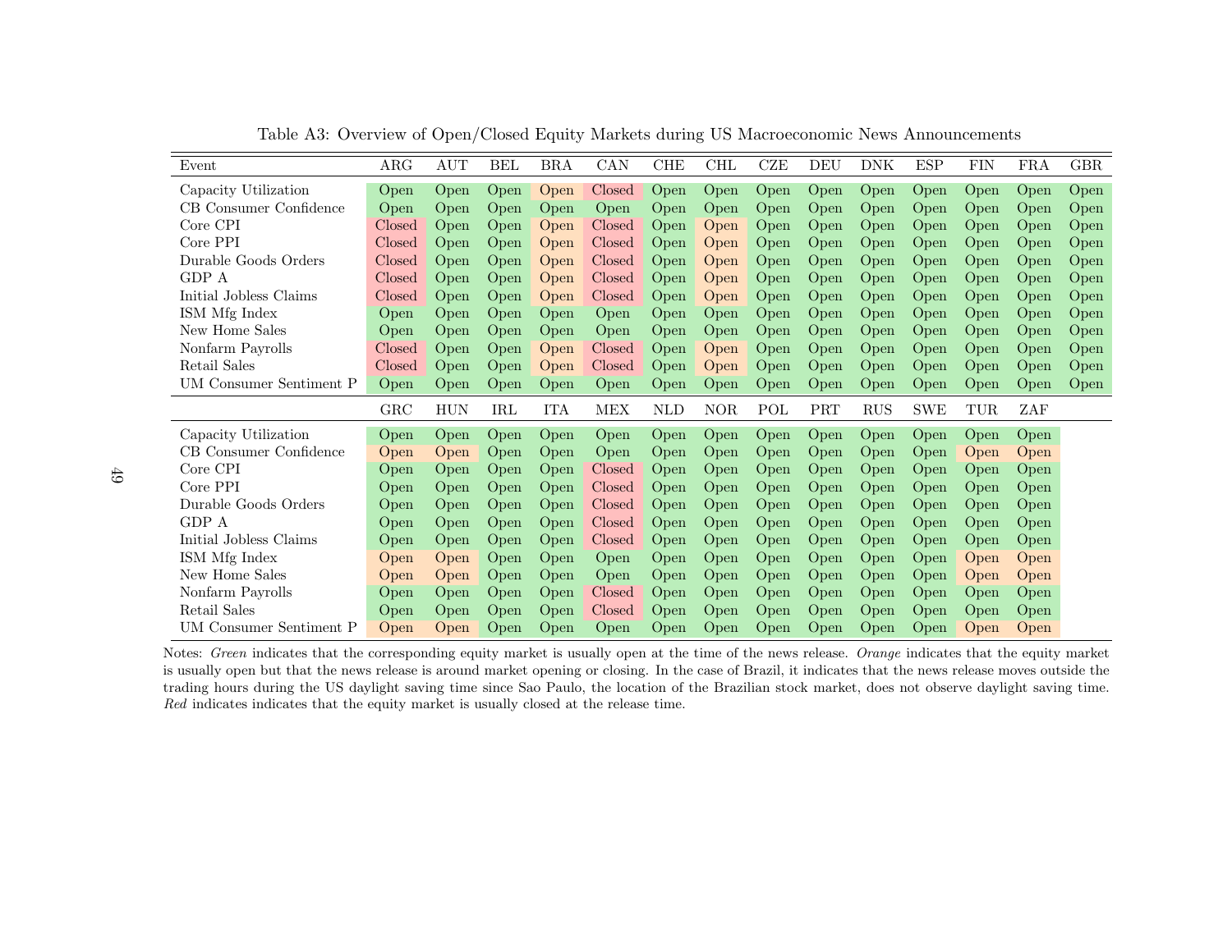Table A3: Overview of Open/Closed Equity Markets during US Macroeconomic News Announcements

| Event | ARG | AUT | BEL | BRA | CAN | CHE | CHL | CZE | DEU | DNK | ESP | FIN | FRA | GBR |
|---|---|---|---|---|---|---|---|---|---|---|---|---|---|---|
| Capacity Utilization | Open | Open | Open | Open | Closed | Open | Open | Open | Open | Open | Open | Open | Open | Open |
| CB Consumer Confidence | Open | Open | Open | Open | Open | Open | Open | Open | Open | Open | Open | Open | Open | Open |
| Core CPI | Closed | Open | Open | Open | Closed | Open | Open | Open | Open | Open | Open | Open | Open | Open |
| Core PPI | Closed | Open | Open | Open | Closed | Open | Open | Open | Open | Open | Open | Open | Open | Open |
| Durable Goods Orders | Closed | Open | Open | Open | Closed | Open | Open | Open | Open | Open | Open | Open | Open | Open |
| GDP A | Closed | Open | Open | Open | Closed | Open | Open | Open | Open | Open | Open | Open | Open | Open |
| Initial Jobless Claims | Closed | Open | Open | Open | Closed | Open | Open | Open | Open | Open | Open | Open | Open | Open |
| ISM Mfg Index | Open | Open | Open | Open | Open | Open | Open | Open | Open | Open | Open | Open | Open | Open |
| New Home Sales | Open | Open | Open | Open | Open | Open | Open | Open | Open | Open | Open | Open | Open | Open |
| Nonfarm Payrolls | Closed | Open | Open | Open | Closed | Open | Open | Open | Open | Open | Open | Open | Open | Open |
| Retail Sales | Closed | Open | Open | Open | Closed | Open | Open | Open | Open | Open | Open | Open | Open | Open |
| UM Consumer Sentiment P | Open | Open | Open | Open | Open | Open | Open | Open | Open | Open | Open | Open | Open | Open |
| | **GRC** | **HUN** | **IRL** | **ITA** | **MEX** | **NLD** | **NOR** | **POL** | **PRT** | **RUS** | **SWE** | **TUR** | **ZAF** | |
| Capacity Utilization | Open | Open | Open | Open | Open | Open | Open | Open | Open | Open | Open | Open | Open | |
| CB Consumer Confidence | Open | Open | Open | Open | Open | Open | Open | Open | Open | Open | Open | Open | Open | |
| Core CPI | Open | Open | Open | Open | Closed | Open | Open | Open | Open | Open | Open | Open | Open | |
| Core PPI | Open | Open | Open | Open | Closed | Open | Open | Open | Open | Open | Open | Open | Open | |
| Durable Goods Orders | Open | Open | Open | Open | Closed | Open | Open | Open | Open | Open | Open | Open | Open | |
| GDP A | Open | Open | Open | Open | Closed | Open | Open | Open | Open | Open | Open | Open | Open | |
| Initial Jobless Claims | Open | Open | Open | Open | Closed | Open | Open | Open | Open | Open | Open | Open | Open | |
| ISM Mfg Index | Open | Open | Open | Open | Open | Open | Open | Open | Open | Open | Open | Open | Open | |
| New Home Sales | Open | Open | Open | Open | Open | Open | Open | Open | Open | Open | Open | Open | Open | |
| Nonfarm Payrolls | Open | Open | Open | Open | Closed | Open | Open | Open | Open | Open | Open | Open | Open | |
| Retail Sales | Open | Open | Open | Open | Closed | Open | Open | Open | Open | Open | Open | Open | Open | |
| UM Consumer Sentiment P | Open | Open | Open | Open | Open | Open | Open | Open | Open | Open | Open | Open | Open | |

Notes: *Green* indicates that the corresponding equity market is usually open at the time of the news release. *Orange* indicates that the equity market is usually open but that the news release is around market opening or closing. In the case of Brazil, it indicates that the news release moves outside the trading hours during the US daylight saving time since Sao Paulo, the location of the Brazilian stock market, does not observe daylight saving time. *Red* indicates indicates that the equity market is usually closed at the release time.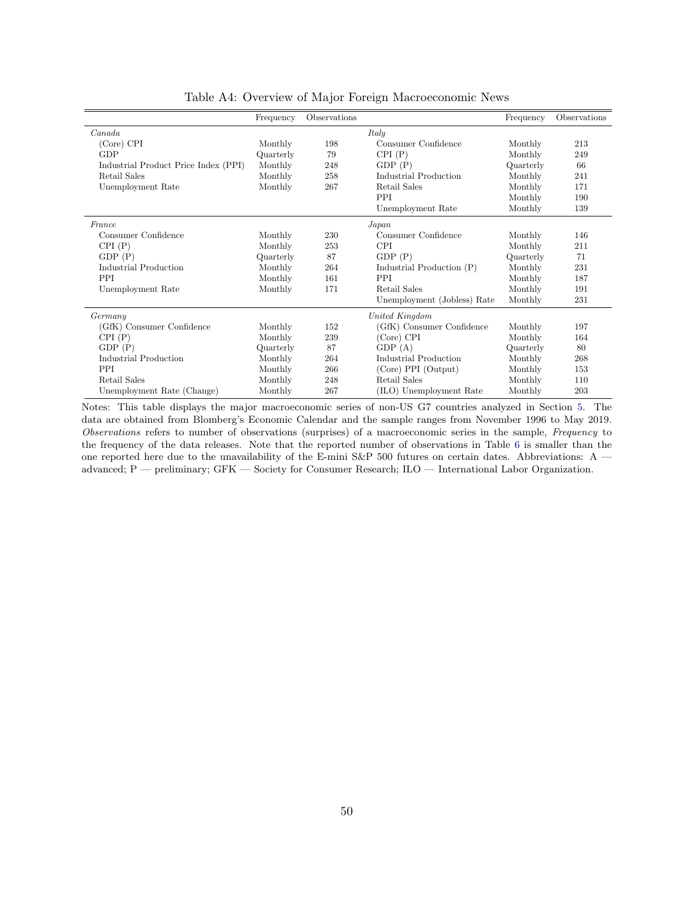Table A4: Overview of Major Foreign Macroeconomic News

| | Frequency | Observations | | Frequency | Observations |
|---|---|---|---|---|---|
| *Canada* | | | *Italy* | | |
| (Core) CPI | Monthly | 198 | Consumer Confidence | Monthly | 213 |
| GDP | Quarterly | 79 | CPI (P) | Monthly | 249 |
| Industrial Product Price Index (PPI) | Monthly | 248 | GDP (P) | Quarterly | 66 |
| Retail Sales | Monthly | 258 | Industrial Production | Monthly | 241 |
| Unemployment Rate | Monthly | 267 | Retail Sales | Monthly | 171 |
| | | | PPI | Monthly | 190 |
| | | | Unemployment Rate | Monthly | 139 |
| *France* | | | *Japan* | | |
| Consumer Confidence | Monthly | 230 | Consumer Confidence | Monthly | 146 |
| CPI (P) | Monthly | 253 | CPI | Monthly | 211 |
| GDP (P) | Quarterly | 87 | GDP (P) | Quarterly | 71 |
| Industrial Production | Monthly | 264 | Industrial Production (P) | Monthly | 231 |
| PPI | Monthly | 161 | PPI | Monthly | 187 |
| Unemployment Rate | Monthly | 171 | Retail Sales | Monthly | 191 |
| | | | Unemployment (Jobless) Rate | Monthly | 231 |
| *Germany* | | | *United Kingdom* | | |
| (GfK) Consumer Confidence | Monthly | 152 | (GfK) Consumer Confidence | Monthly | 197 |
| CPI (P) | Monthly | 239 | (Core) CPI | Monthly | 164 |
| GDP (P) | Quarterly | 87 | GDP (A) | Quarterly | 80 |
| Industrial Production | Monthly | 264 | Industrial Production | Monthly | 268 |
| PPI | Monthly | 266 | (Core) PPI (Output) | Monthly | 153 |
| Retail Sales | Monthly | 248 | Retail Sales | Monthly | 110 |
| Unemployment Rate (Change) | Monthly | 267 | (ILO) Unemployment Rate | Monthly | 203 |

Notes: This table displays the major macroeconomic series of non-US G7 countries analyzed in Section 5. The data are obtained from Blomberg's Economic Calendar and the sample ranges from November 1996 to May 2019. *Observations* refers to number of observations (surprises) of a macroeconomic series in the sample, *Frequency* to the frequency of the data releases. Note that the reported number of observations in Table 6 is smaller than the one reported here due to the unavailability of the E-mini S&P 500 futures on certain dates. Abbreviations: A — advanced; P — preliminary; GFK — Society for Consumer Research; ILO — International Labor Organization.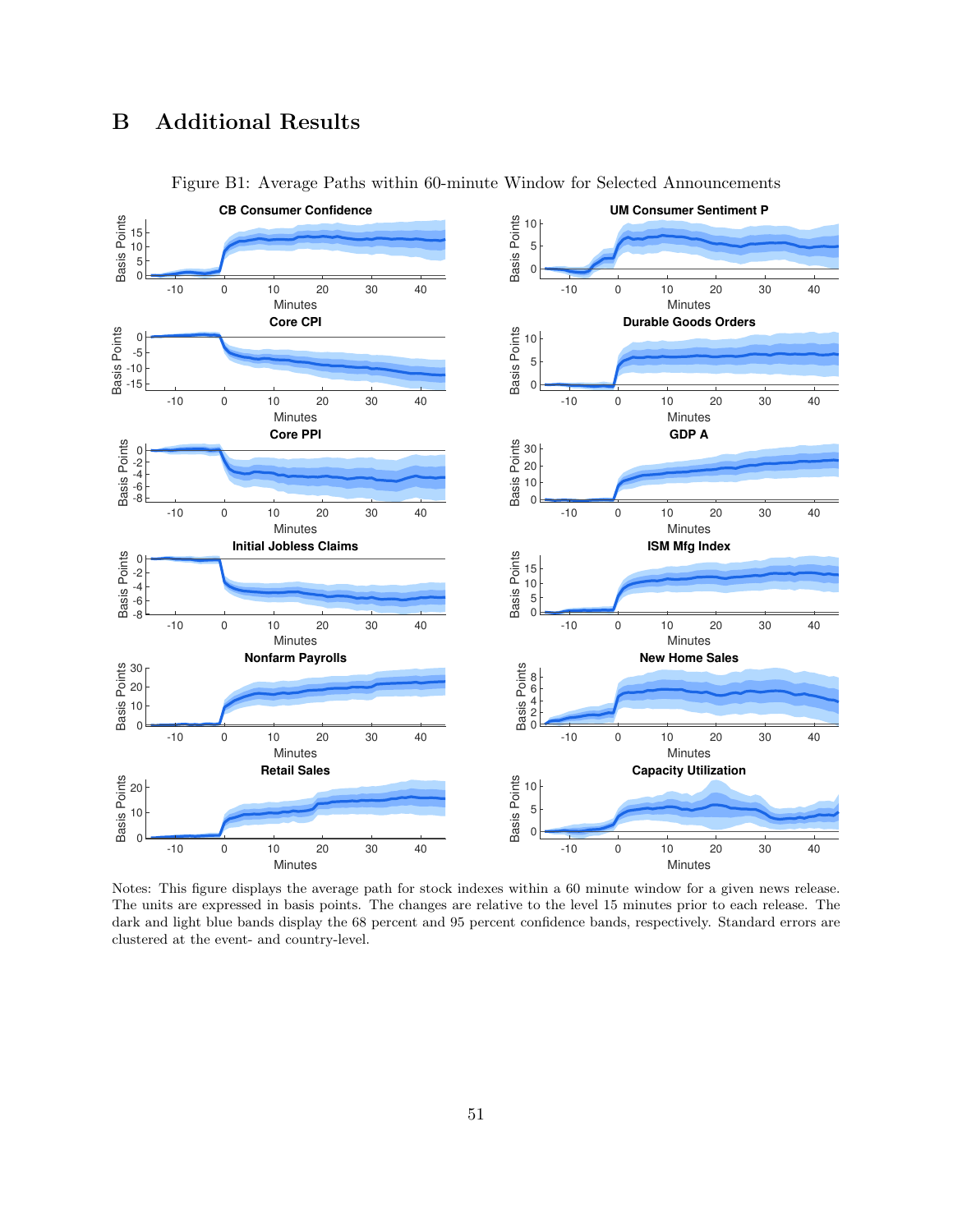# B Additional Results

Figure B1: Average Paths within 60-minute Window for Selected Announcements

Notes: This figure displays the average path for stock indexes within a 60 minute window for a given news release. The units are expressed in basis points. The changes are relative to the level 15 minutes prior to each release. The dark and light blue bands display the 68 percent and 95 percent confidence bands, respectively. Standard errors are clustered at the event- and country-level.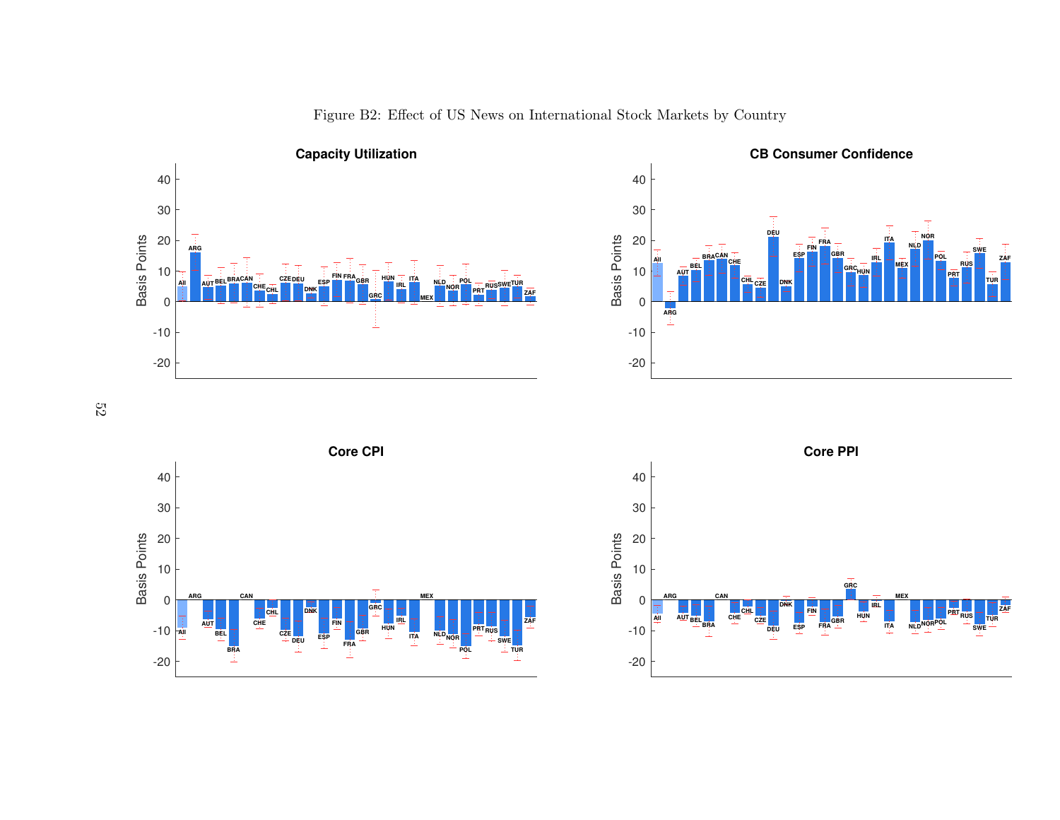Figure B2: Effect of US News on International Stock Markets by Country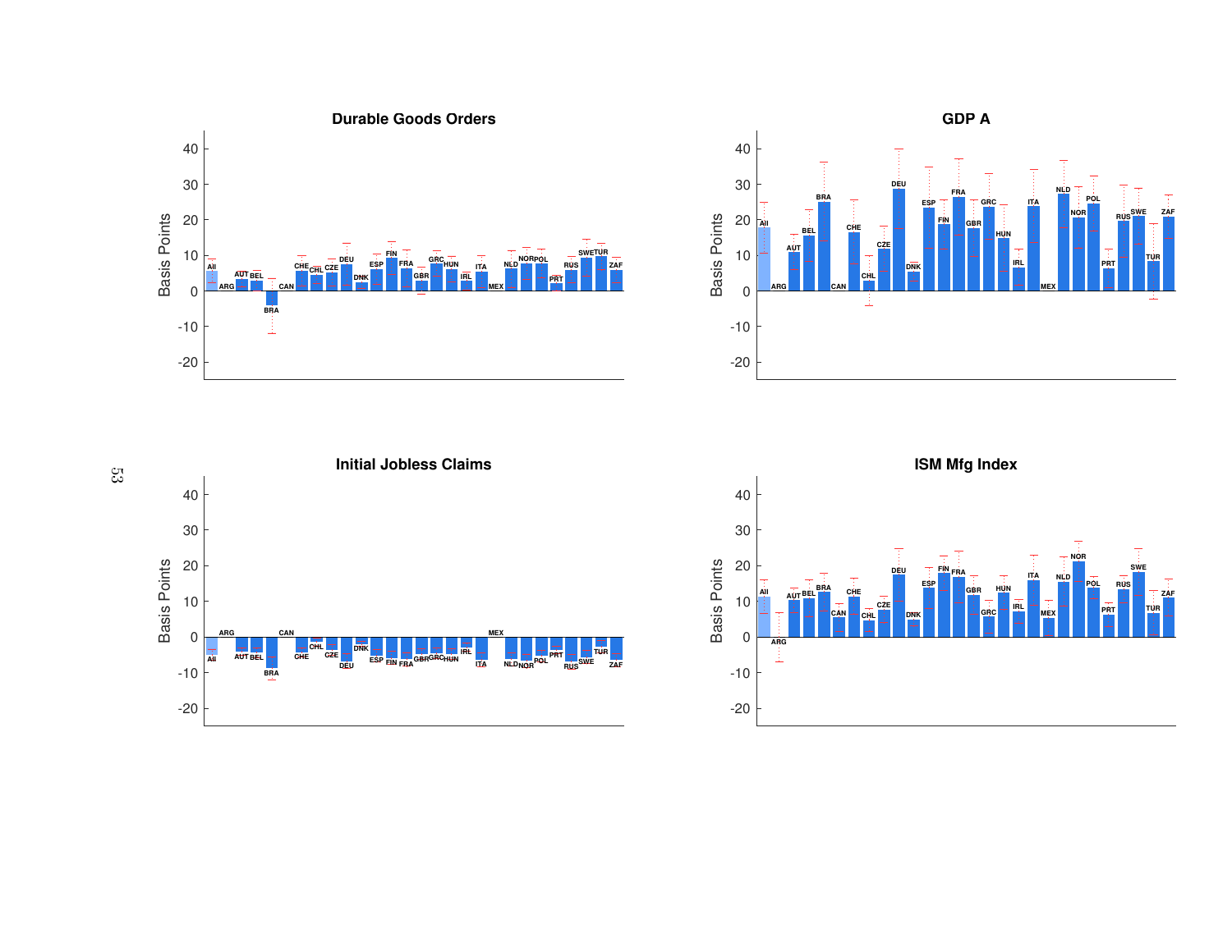Durable Goods Orders

GDP A

Initial Jobless Claims

ISM Mfg Index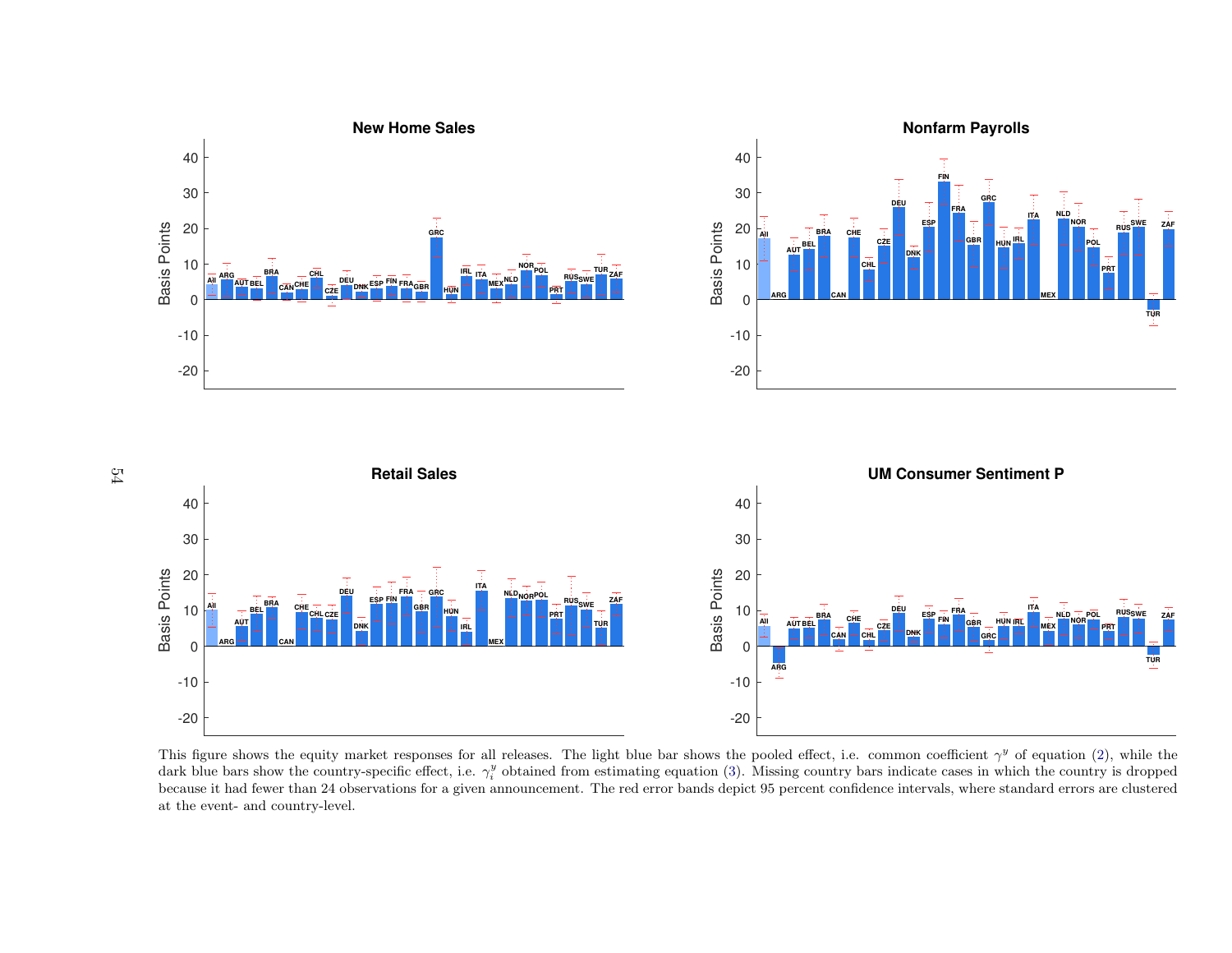This figure shows the equity market responses for all releases. The light blue bar shows the pooled effect, i.e. common coefficient $\gamma^y$ of equation (2), while the dark blue bars show the country-specific effect, i.e. $\gamma_i^y$ obtained from estimating equation (3). Missing country bars indicate cases in which the country is dropped because it had fewer than 24 observations for a given announcement. The red error bands depict 95 percent confidence intervals, where standard errors are clustered at the event- and country-level.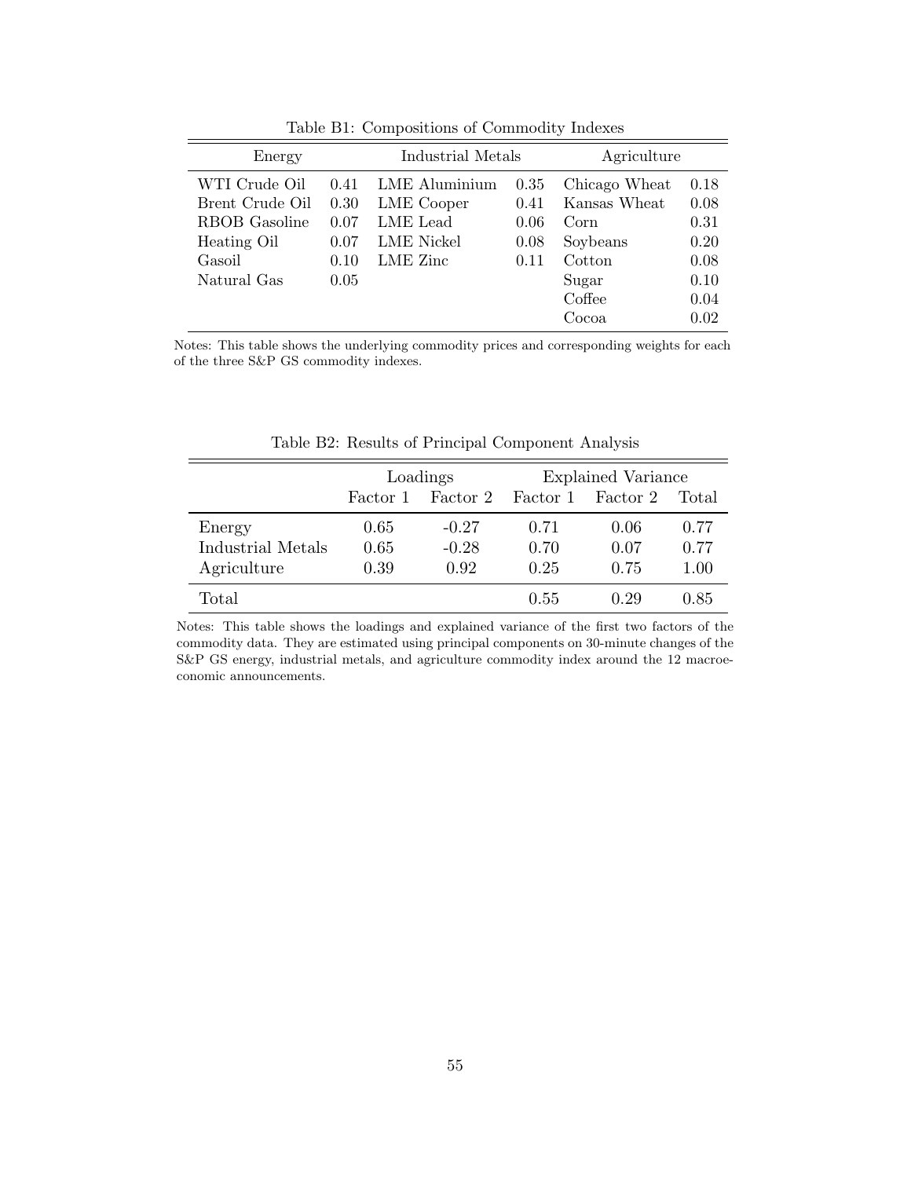Table B1: Compositions of Commodity Indexes

| Energy | | Industrial Metals | | Agriculture | |
|---|---|---|---|---|---|
| WTI Crude Oil | 0.41 | LME Aluminium | 0.35 | Chicago Wheat | 0.18 |
| Brent Crude Oil | 0.30 | LME Cooper | 0.41 | Kansas Wheat | 0.08 |
| RBOB Gasoline | 0.07 | LME Lead | 0.06 | Corn | 0.31 |
| Heating Oil | 0.07 | LME Nickel | 0.08 | Soybeans | 0.20 |
| Gasoil | 0.10 | LME Zinc | 0.11 | Cotton | 0.08 |
| Natural Gas | 0.05 | | | Sugar | 0.10 |
| | | | | Coffee | 0.04 |
| | | | | Cocoa | 0.02 |

Notes: This table shows the underlying commodity prices and corresponding weights for each of the three S&P GS commodity indexes.

Table B2: Results of Principal Component Analysis

| | Loadings | | Explained Variance | | |
|---|---|---|---|---|---|
| | Factor 1 | Factor 2 | Factor 1 | Factor 2 | Total |
| Energy | 0.65 | -0.27 | 0.71 | 0.06 | 0.77 |
| Industrial Metals | 0.65 | -0.28 | 0.70 | 0.07 | 0.77 |
| Agriculture | 0.39 | 0.92 | 0.25 | 0.75 | 1.00 |
| Total | | | 0.55 | 0.29 | 0.85 |

Notes: This table shows the loadings and explained variance of the first two factors of the commodity data. They are estimated using principal components on 30-minute changes of the S&P GS energy, industrial metals, and agriculture commodity index around the 12 macroeconomic announcements.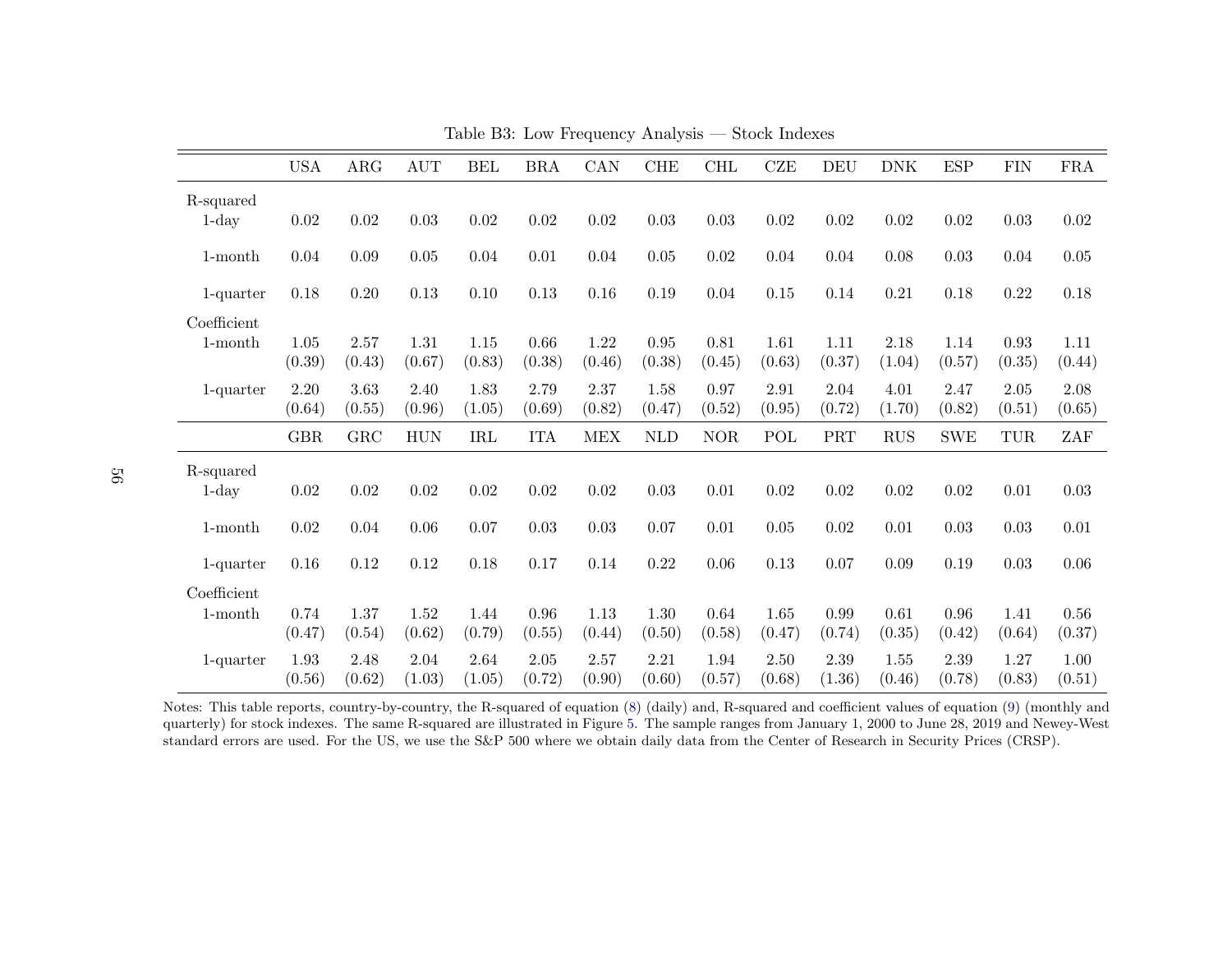Table B3: Low Frequency Analysis — Stock Indexes

| | USA | ARG | AUT | BEL | BRA | CAN | CHE | CHL | CZE | DEU | DNK | ESP | FIN | FRA |
|---|---|---|---|---|---|---|---|---|---|---|---|---|---|---|
| R-squared | | | | | | | | | | | | | | |
| 1-day | 0.02 | 0.02 | 0.03 | 0.02 | 0.02 | 0.02 | 0.03 | 0.03 | 0.02 | 0.02 | 0.02 | 0.02 | 0.03 | 0.02 |
| 1-month | 0.04 | 0.09 | 0.05 | 0.04 | 0.01 | 0.04 | 0.05 | 0.02 | 0.04 | 0.04 | 0.08 | 0.03 | 0.04 | 0.05 |
| 1-quarter | 0.18 | 0.20 | 0.13 | 0.10 | 0.13 | 0.16 | 0.19 | 0.04 | 0.15 | 0.14 | 0.21 | 0.18 | 0.22 | 0.18 |
| Coefficient | | | | | | | | | | | | | | |
| 1-month | 1.05 | 2.57 | 1.31 | 1.15 | 0.66 | 1.22 | 0.95 | 0.81 | 1.61 | 1.11 | 2.18 | 1.14 | 0.93 | 1.11 |
| | (0.39) | (0.43) | (0.67) | (0.83) | (0.38) | (0.46) | (0.38) | (0.45) | (0.63) | (0.37) | (1.04) | (0.57) | (0.35) | (0.44) |
| 1-quarter | 2.20 | 3.63 | 2.40 | 1.83 | 2.79 | 2.37 | 1.58 | 0.97 | 2.91 | 2.04 | 4.01 | 2.47 | 2.05 | 2.08 |
| | (0.64) | (0.55) | (0.96) | (1.05) | (0.69) | (0.82) | (0.47) | (0.52) | (0.95) | (0.72) | (1.70) | (0.82) | (0.51) | (0.65) |
| | **GBR** | **GRC** | **HUN** | **IRL** | **ITA** | **MEX** | **NLD** | **NOR** | **POL** | **PRT** | **RUS** | **SWE** | **TUR** | **ZAF** |
| R-squared | | | | | | | | | | | | | | |
| 1-day | 0.02 | 0.02 | 0.02 | 0.02 | 0.02 | 0.02 | 0.03 | 0.01 | 0.02 | 0.02 | 0.02 | 0.02 | 0.01 | 0.03 |
| 1-month | 0.02 | 0.04 | 0.06 | 0.07 | 0.03 | 0.03 | 0.07 | 0.01 | 0.05 | 0.02 | 0.01 | 0.03 | 0.03 | 0.01 |
| 1-quarter | 0.16 | 0.12 | 0.12 | 0.18 | 0.17 | 0.14 | 0.22 | 0.06 | 0.13 | 0.07 | 0.09 | 0.19 | 0.03 | 0.06 |
| Coefficient | | | | | | | | | | | | | | |
| 1-month | 0.74 | 1.37 | 1.52 | 1.44 | 0.96 | 1.13 | 1.30 | 0.64 | 1.65 | 0.99 | 0.61 | 0.96 | 1.41 | 0.56 |
| | (0.47) | (0.54) | (0.62) | (0.79) | (0.55) | (0.44) | (0.50) | (0.58) | (0.47) | (0.74) | (0.35) | (0.42) | (0.64) | (0.37) |
| 1-quarter | 1.93 | 2.48 | 2.04 | 2.64 | 2.05 | 2.57 | 2.21 | 1.94 | 2.50 | 2.39 | 1.55 | 2.39 | 1.27 | 1.00 |
| | (0.56) | (0.62) | (1.03) | (1.05) | (0.72) | (0.90) | (0.60) | (0.57) | (0.68) | (1.36) | (0.46) | (0.78) | (0.83) | (0.51) |

Notes: This table reports, country-by-country, the R-squared of equation (8) (daily) and, R-squared and coefficient values of equation (9) (monthly and quarterly) for stock indexes. The same R-squared are illustrated in Figure 5. The sample ranges from January 1, 2000 to June 28, 2019 and Newey-West standard errors are used. For the US, we use the S&P 500 where we obtain daily data from the Center of Research in Security Prices (CRSP).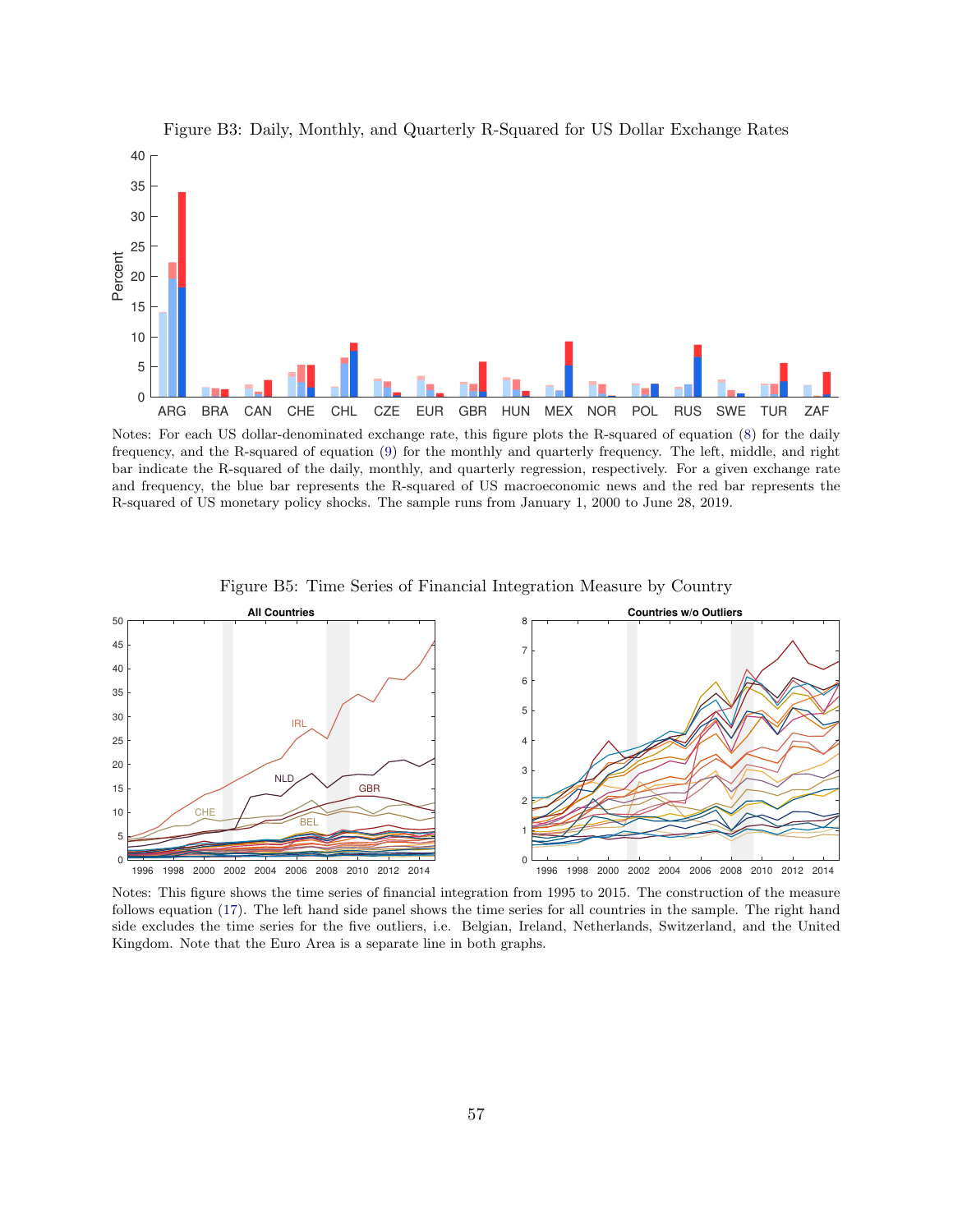Figure B3: Daily, Monthly, and Quarterly R-Squared for US Dollar Exchange Rates

Notes: For each US dollar-denominated exchange rate, this figure plots the R-squared of equation (8) for the daily frequency, and the R-squared of equation (9) for the monthly and quarterly frequency. The left, middle, and right bar indicate the R-squared of the daily, monthly, and quarterly regression, respectively. For a given exchange rate and frequency, the blue bar represents the R-squared of US macroeconomic news and the red bar represents the R-squared of US monetary policy shocks. The sample runs from January 1, 2000 to June 28, 2019.

Figure B5: Time Series of Financial Integration Measure by Country

Notes: This figure shows the time series of financial integration from 1995 to 2015. The construction of the measure follows equation (17). The left hand side panel shows the time series for all countries in the sample. The right hand side excludes the time series for the five outliers, i.e. Belgian, Ireland, Netherlands, Switzerland, and the United Kingdom. Note that the Euro Area is a separate line in both graphs.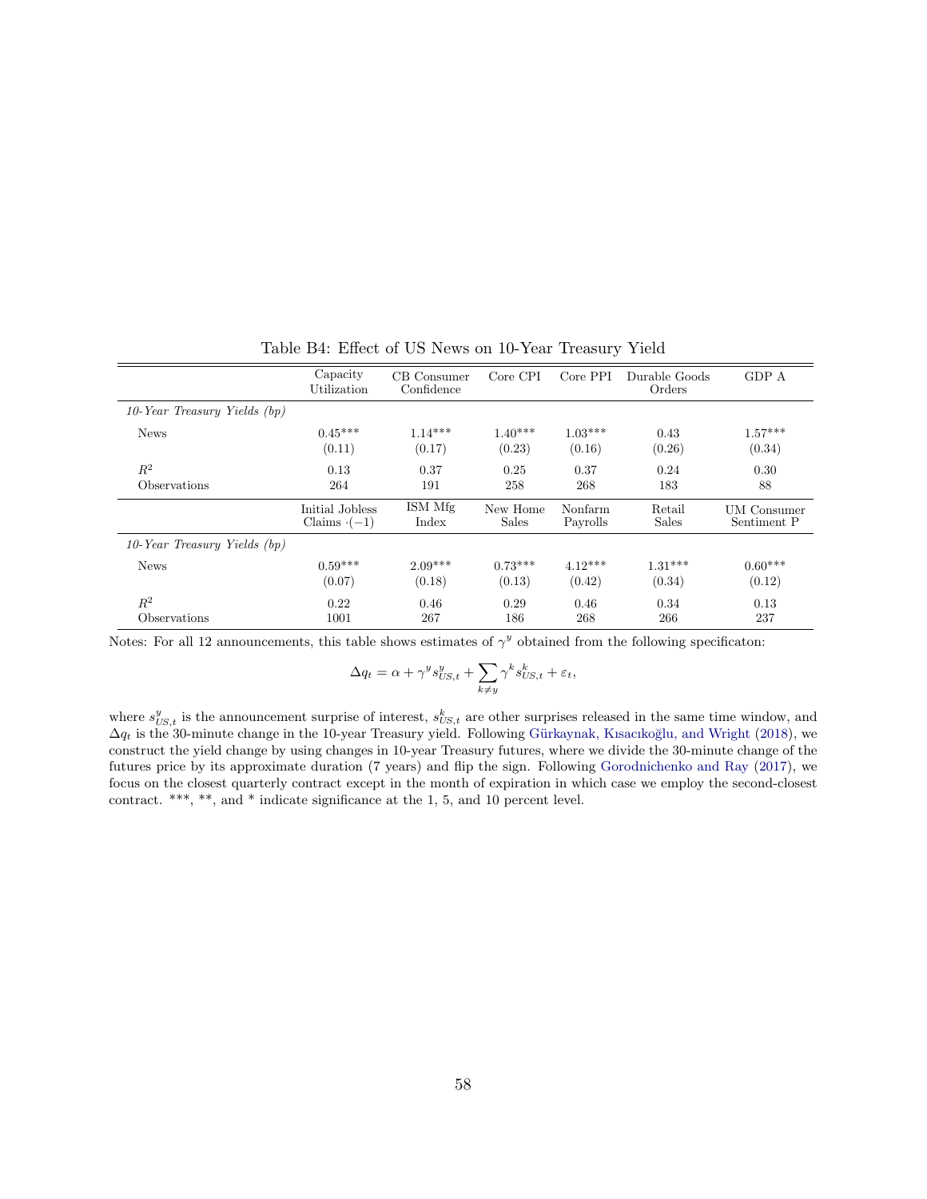Table B4: Effect of US News on 10-Year Treasury Yield

| | Capacity Utilization | CB Consumer Confidence | Core CPI | Core PPI | Durable Goods Orders | GDP A |
|---|---|---|---|---|---|---|
| *10-Year Treasury Yields (bp)* | | | | | | |
| News | 0.45*** | 1.14*** | 1.40*** | 1.03*** | 0.43 | 1.57*** |
| | (0.11) | (0.17) | (0.23) | (0.16) | (0.26) | (0.34) |
| $R^2$ | 0.13 | 0.37 | 0.25 | 0.37 | 0.24 | 0.30 |
| Observations | 264 | 191 | 258 | 268 | 183 | 88 |

| | Initial Jobless Claims $\cdot(-1)$ | ISM Mfg Index | New Home Sales | Nonfarm Payrolls | Retail Sales | UM Consumer Sentiment P |
|---|---|---|---|---|---|---|
| *10-Year Treasury Yields (bp)* | | | | | | |
| News | 0.59*** | 2.09*** | 0.73*** | 4.12*** | 1.31*** | 0.60*** |
| | (0.07) | (0.18) | (0.13) | (0.42) | (0.34) | (0.12) |
| $R^2$ | 0.22 | 0.46 | 0.29 | 0.46 | 0.34 | 0.13 |
| Observations | 1001 | 267 | 186 | 268 | 266 | 237 |

Notes: For all 12 announcements, this table shows estimates of $\gamma^y$ obtained from the following specificaton:

$$\Delta q_t = \alpha + \gamma^y s^y_{US,t} + \sum_{k \neq y} \gamma^k s^k_{US,t} + \varepsilon_t,$$

where $s^y_{US,t}$ is the announcement surprise of interest, $s^k_{US,t}$ are other surprises released in the same time window, and $\Delta q_t$ is the 30-minute change in the 10-year Treasury yield. Following Gürkaynak, Kısacıkoğlu, and Wright (2018), we construct the yield change by using changes in 10-year Treasury futures, where we divide the 30-minute change of the futures price by its approximate duration (7 years) and flip the sign. Following Gorodnichenko and Ray (2017), we focus on the closest quarterly contract except in the month of expiration in which case we employ the second-closest contract. ***, **, and * indicate significance at the 1, 5, and 10 percent level.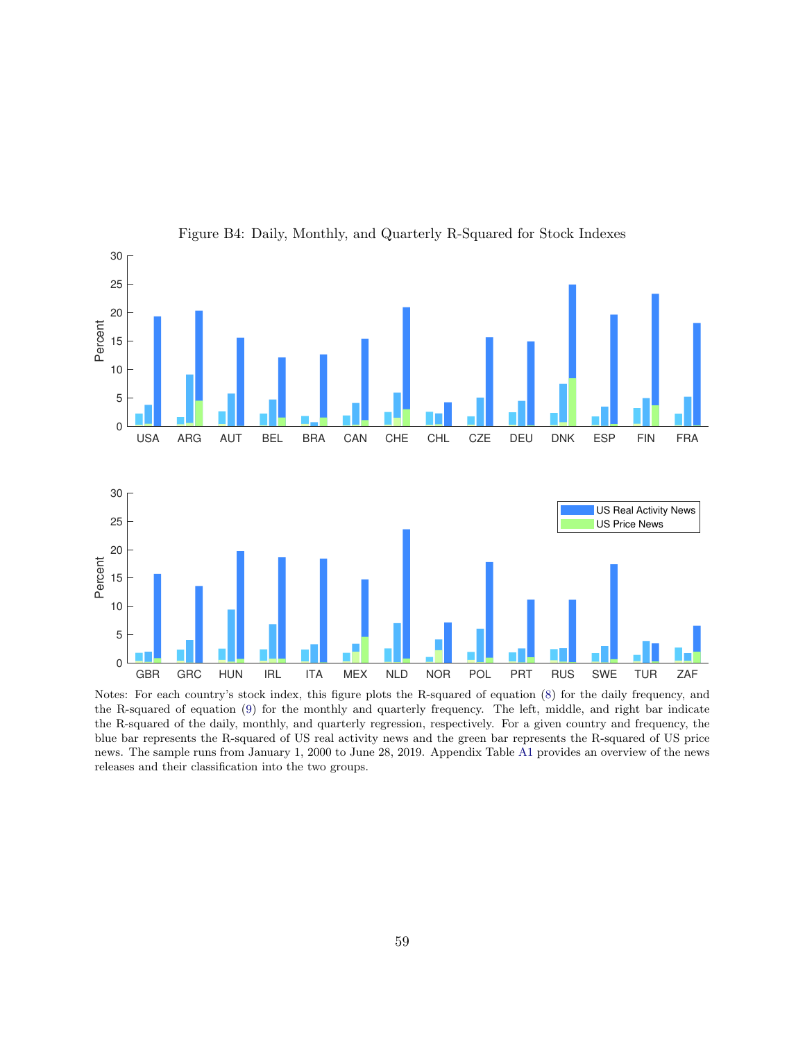Figure B4: Daily, Monthly, and Quarterly R-Squared for Stock Indexes

Notes: For each country's stock index, this figure plots the R-squared of equation (8) for the daily frequency, and the R-squared of equation (9) for the monthly and quarterly frequency. The left, middle, and right bar indicate the R-squared of the daily, monthly, and quarterly regression, respectively. For a given country and frequency, the blue bar represents the R-squared of US real activity news and the green bar represents the R-squared of US price news. The sample runs from January 1, 2000 to June 28, 2019. Appendix Table A1 provides an overview of the news releases and their classification into the two groups.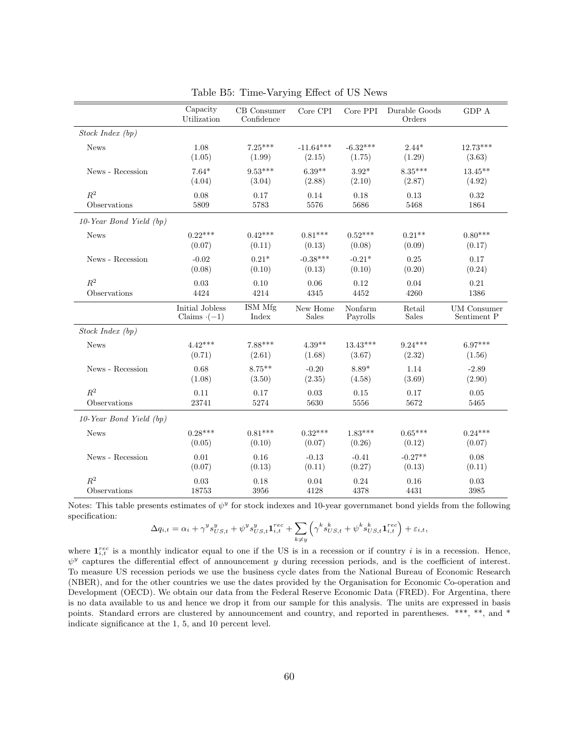Table B5: Time-Varying Effect of US News

| | Capacity Utilization | CB Consumer Confidence | Core CPI | Core PPI | Durable Goods Orders | GDP A |
|---|---|---|---|---|---|---|
| *Stock Index (bp)* | | | | | | |
| News | 1.08 | 7.25*** | -11.64*** | -6.32*** | 2.44* | 12.73*** |
| | (1.05) | (1.99) | (2.15) | (1.75) | (1.29) | (3.63) |
| News - Recession | 7.64* | 9.53*** | 6.39** | 3.92* | 8.35*** | 13.45** |
| | (4.04) | (3.04) | (2.88) | (2.10) | (2.87) | (4.92) |
| $R^2$ | 0.08 | 0.17 | 0.14 | 0.18 | 0.13 | 0.32 |
| Observations | 5809 | 5783 | 5576 | 5686 | 5468 | 1864 |
| *10-Year Bond Yield (bp)* | | | | | | |
| News | 0.22*** | 0.42*** | 0.81*** | 0.52*** | 0.21** | 0.80*** |
| | (0.07) | (0.11) | (0.13) | (0.08) | (0.09) | (0.17) |
| News - Recession | -0.02 | 0.21* | -0.38*** | -0.21* | 0.25 | 0.17 |
| | (0.08) | (0.10) | (0.13) | (0.10) | (0.20) | (0.24) |
| $R^2$ | 0.03 | 0.10 | 0.06 | 0.12 | 0.04 | 0.21 |
| Observations | 4424 | 4214 | 4345 | 4452 | 4260 | 1386 |

| | Initial Jobless Claims $\cdot(-1)$ | ISM Mfg Index | New Home Sales | Nonfarm Payrolls | Retail Sales | UM Consumer Sentiment P |
|---|---|---|---|---|---|---|
| *Stock Index (bp)* | | | | | | |
| News | 4.42*** | 7.88*** | 4.39** | 13.43*** | 9.24*** | 6.97*** |
| | (0.71) | (2.61) | (1.68) | (3.67) | (2.32) | (1.56) |
| News - Recession | 0.68 | 8.75** | -0.20 | 8.89* | 1.14 | -2.89 |
| | (1.08) | (3.50) | (2.35) | (4.58) | (3.69) | (2.90) |
| $R^2$ | 0.11 | 0.17 | 0.03 | 0.15 | 0.17 | 0.05 |
| Observations | 23741 | 5274 | 5630 | 5556 | 5672 | 5465 |
| *10-Year Bond Yield (bp)* | | | | | | |
| News | 0.28*** | 0.81*** | 0.32*** | 1.83*** | 0.65*** | 0.24*** |
| | (0.05) | (0.10) | (0.07) | (0.26) | (0.12) | (0.07) |
| News - Recession | 0.01 | 0.16 | -0.13 | -0.41 | -0.27** | 0.08 |
| | (0.07) | (0.13) | (0.11) | (0.27) | (0.13) | (0.11) |
| $R^2$ | 0.03 | 0.18 | 0.04 | 0.24 | 0.16 | 0.03 |
| Observations | 18753 | 3956 | 4128 | 4378 | 4431 | 3985 |

Notes: This table presents estimates of $\psi^y$ for stock indexes and 10-year governmanet bond yields from the following specification:

$$\Delta q_{i,t} = \alpha_i + \gamma^y s^y_{US,t} + \psi^y s^y_{US,t} \mathbf{1}^{rec}_{i,t} + \sum_{k \neq y} \left( \gamma^k s^k_{US,t} + \psi^k s^k_{US,t} \mathbf{1}^{rec}_{i,t} \right) + \varepsilon_{i,t},$$

where $\mathbf{1}^{rec}_{i,t}$ is a monthly indicator equal to one if the US is in a recession or if country $i$ is in a recession. Hence, $\psi^y$ captures the differential effect of announcement $y$ during recession periods, and is the coefficient of interest. To measure US recession periods we use the business cycle dates from the National Bureau of Economic Research (NBER), and for the other countries we use the dates provided by the Organisation for Economic Co-operation and Development (OECD). We obtain our data from the Federal Reserve Economic Data (FRED). For Argentina, there is no data available to us and hence we drop it from our sample for this analysis. The units are expressed in basis points. Standard errors are clustered by announcement and country, and reported in parentheses. ***, **, and * indicate significance at the 1, 5, and 10 percent level.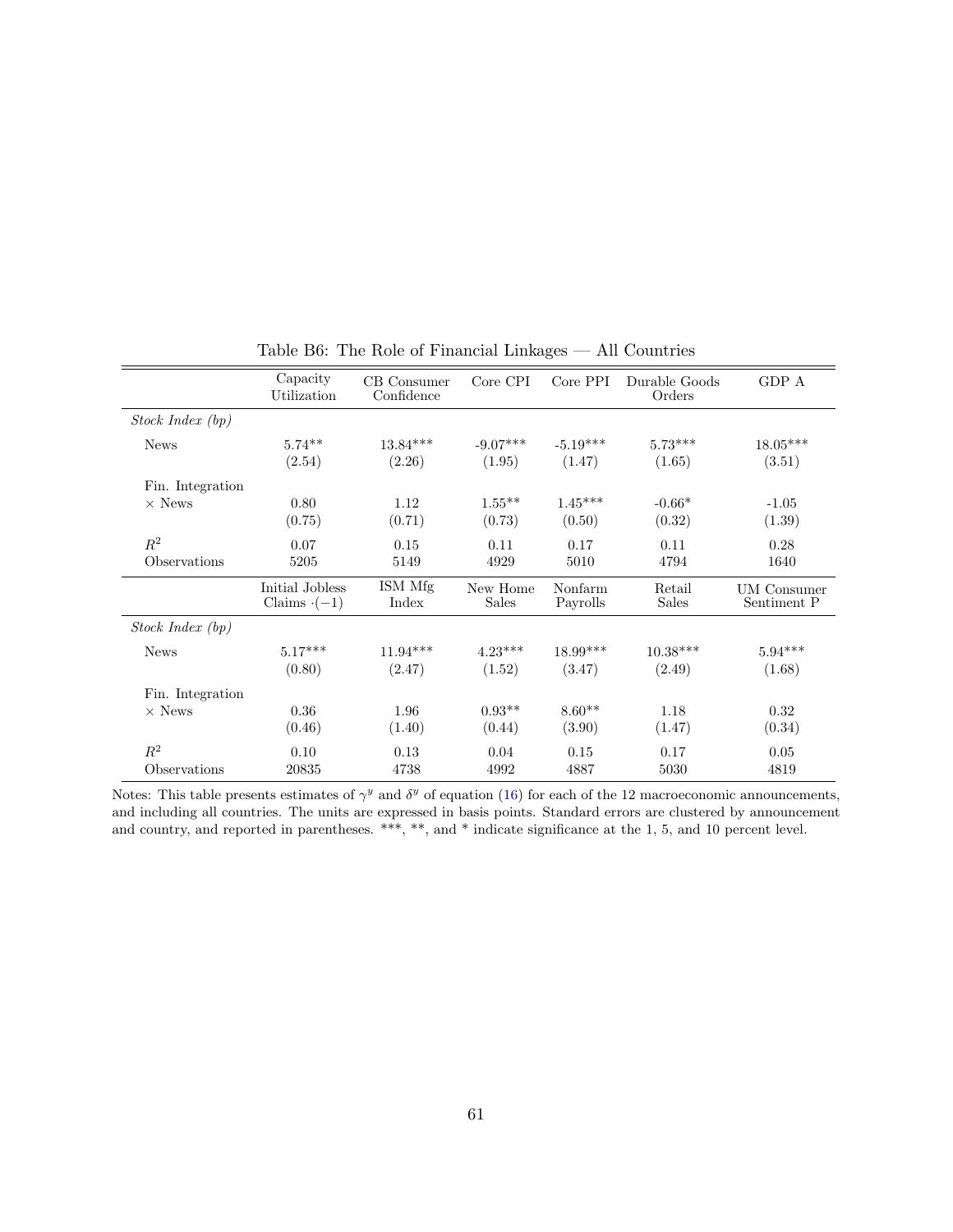Table B6: The Role of Financial Linkages — All Countries

| | Capacity Utilization | CB Consumer Confidence | Core CPI | Core PPI | Durable Goods Orders | GDP A |
|---|---|---|---|---|---|---|
| *Stock Index (bp)* | | | | | | |
| News | 5.74** | 13.84*** | -9.07*** | -5.19*** | 5.73*** | 18.05*** |
| | (2.54) | (2.26) | (1.95) | (1.47) | (1.65) | (3.51) |
| Fin. Integration $\times$ News | 0.80 | 1.12 | 1.55** | 1.45*** | -0.66* | -1.05 |
| | (0.75) | (0.71) | (0.73) | (0.50) | (0.32) | (1.39) |
| $R^2$ | 0.07 | 0.15 | 0.11 | 0.17 | 0.11 | 0.28 |
| Observations | 5205 | 5149 | 4929 | 5010 | 4794 | 1640 |
| | Initial Jobless Claims $\cdot(-1)$ | ISM Mfg Index | New Home Sales | Nonfarm Payrolls | Retail Sales | UM Consumer Sentiment P |
| *Stock Index (bp)* | | | | | | |
| News | 5.17*** | 11.94*** | 4.23*** | 18.99*** | 10.38*** | 5.94*** |
| | (0.80) | (2.47) | (1.52) | (3.47) | (2.49) | (1.68) |
| Fin. Integration $\times$ News | 0.36 | 1.96 | 0.93** | 8.60** | 1.18 | 0.32 |
| | (0.46) | (1.40) | (0.44) | (3.90) | (1.47) | (0.34) |
| $R^2$ | 0.10 | 0.13 | 0.04 | 0.15 | 0.17 | 0.05 |
| Observations | 20835 | 4738 | 4992 | 4887 | 5030 | 4819 |

Notes: This table presents estimates of $\gamma^y$ and $\delta^y$ of equation (16) for each of the 12 macroeconomic announcements, and including all countries. The units are expressed in basis points. Standard errors are clustered by announcement and country, and reported in parentheses. ***, **, and * indicate significance at the 1, 5, and 10 percent level.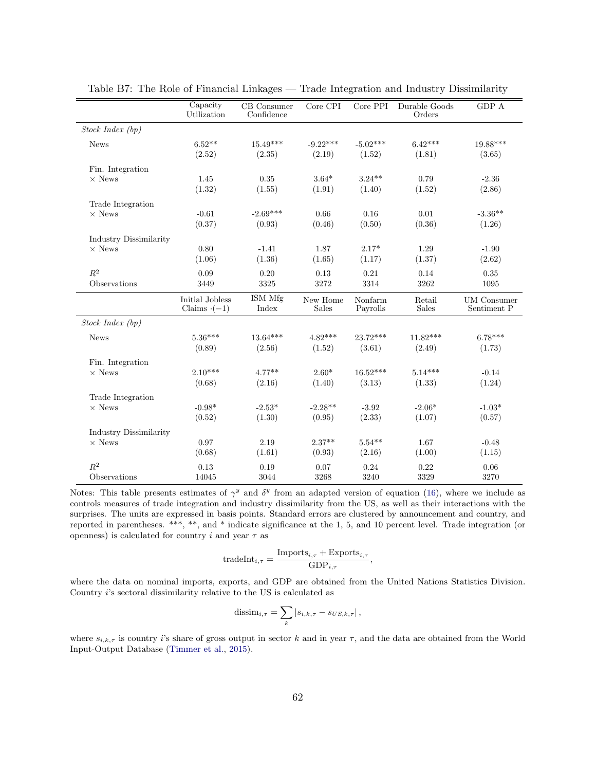Table B7: The Role of Financial Linkages — Trade Integration and Industry Dissimilarity

| | Capacity Utilization | CB Consumer Confidence | Core CPI | Core PPI | Durable Goods Orders | GDP A |
|---|---|---|---|---|---|---|
| *Stock Index (bp)* | | | | | | |
| News | 6.52** | 15.49*** | -9.22*** | -5.02*** | 6.42*** | 19.88*** |
| | (2.52) | (2.35) | (2.19) | (1.52) | (1.81) | (3.65) |
| Fin. Integration × News | 1.45 | 0.35 | 3.64* | 3.24** | 0.79 | -2.36 |
| | (1.32) | (1.55) | (1.91) | (1.40) | (1.52) | (2.86) |
| Trade Integration × News | -0.61 | -2.69*** | 0.66 | 0.16 | 0.01 | -3.36** |
| | (0.37) | (0.93) | (0.46) | (0.50) | (0.36) | (1.26) |
| Industry Dissimilarity × News | 0.80 | -1.41 | 1.87 | 2.17* | 1.29 | -1.90 |
| | (1.06) | (1.36) | (1.65) | (1.17) | (1.37) | (2.62) |
| $R^2$ | 0.09 | 0.20 | 0.13 | 0.21 | 0.14 | 0.35 |
| Observations | 3449 | 3325 | 3272 | 3314 | 3262 | 1095 |
| | **Initial Jobless Claims $\cdot(-1)$** | **ISM Mfg Index** | **New Home Sales** | **Nonfarm Payrolls** | **Retail Sales** | **UM Consumer Sentiment P** |
| *Stock Index (bp)* | | | | | | |
| News | 5.36*** | 13.64*** | 4.82*** | 23.72*** | 11.82*** | 6.78*** |
| | (0.89) | (2.56) | (1.52) | (3.61) | (2.49) | (1.73) |
| Fin. Integration × News | 2.10*** | 4.77** | 2.60* | 16.52*** | 5.14*** | -0.14 |
| | (0.68) | (2.16) | (1.40) | (3.13) | (1.33) | (1.24) |
| Trade Integration × News | -0.98* | -2.53* | -2.28** | -3.92 | -2.06* | -1.03* |
| | (0.52) | (1.30) | (0.95) | (2.33) | (1.07) | (0.57) |
| Industry Dissimilarity × News | 0.97 | 2.19 | 2.37** | 5.54** | 1.67 | -0.48 |
| | (0.68) | (1.61) | (0.93) | (2.16) | (1.00) | (1.15) |
| $R^2$ | 0.13 | 0.19 | 0.07 | 0.24 | 0.22 | 0.06 |
| Observations | 14045 | 3044 | 3268 | 3240 | 3329 | 3270 |

Notes: This table presents estimates of $\gamma^y$ and $\delta^y$ from an adapted version of equation (16), where we include as controls measures of trade integration and industry dissimilarity from the US, as well as their interactions with the surprises. The units are expressed in basis points. Standard errors are clustered by announcement and country, and reported in parentheses. ***, **, and * indicate significance at the 1, 5, and 10 percent level. Trade integration (or openness) is calculated for country $i$ and year $\tau$ as

$$\text{tradeInt}_{i,\tau} = \frac{\text{Imports}_{i,\tau} + \text{Exports}_{i,\tau}}{\text{GDP}_{i,\tau}},$$

where the data on nominal imports, exports, and GDP are obtained from the United Nations Statistics Division. Country $i$'s sectoral dissimilarity relative to the US is calculated as

$$\text{dissim}_{i,\tau} = \sum_k |s_{i,k,\tau} - s_{US,k,\tau}|,$$

where $s_{i,k,\tau}$ is country $i$'s share of gross output in sector $k$ and in year $\tau$, and the data are obtained from the World Input-Output Database (Timmer et al., 2015).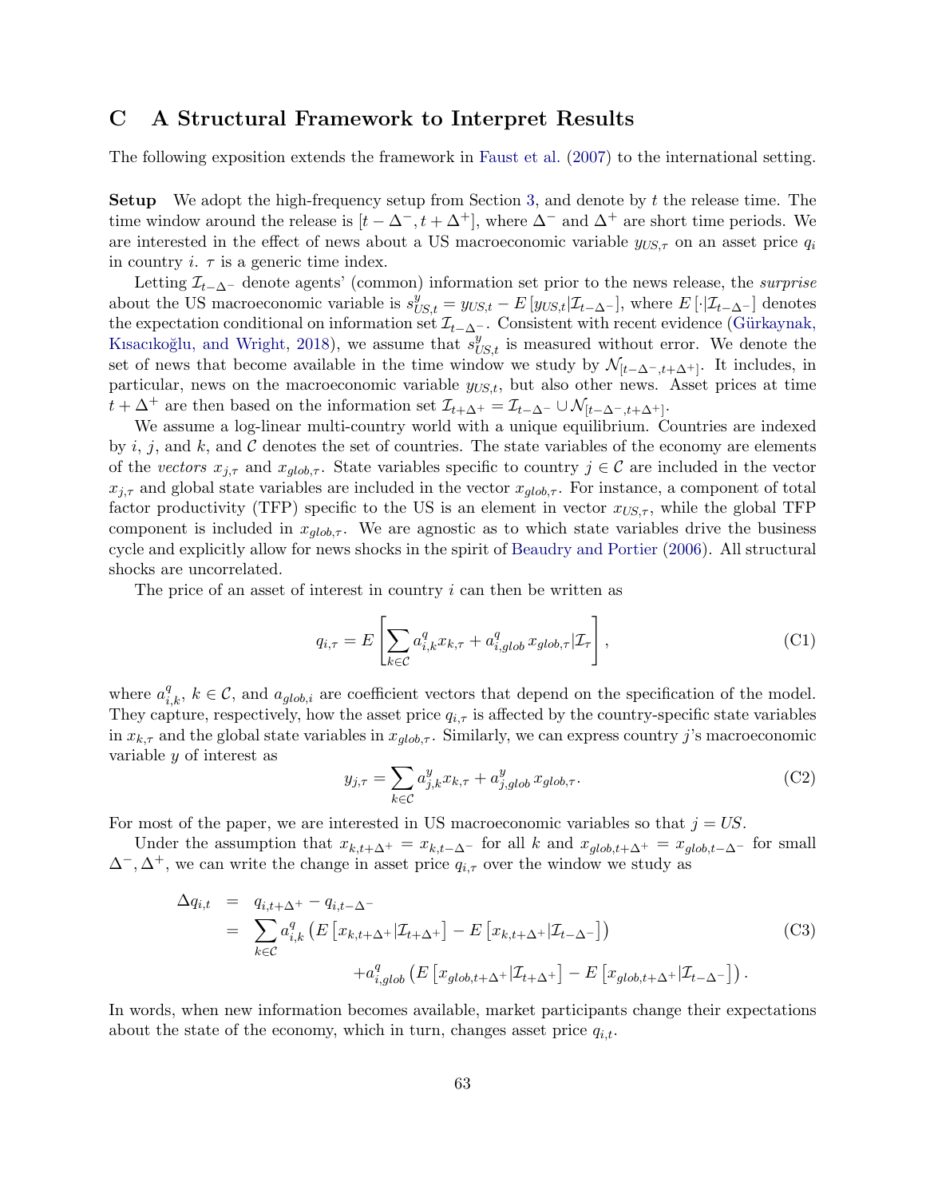# C A Structural Framework to Interpret Results

The following exposition extends the framework in Faust et al. (2007) to the international setting.

**Setup** We adopt the high-frequency setup from Section 3, and denote by $t$ the release time. The time window around the release is $[t-\Delta^-, t+\Delta^+]$, where $\Delta^-$ and $\Delta^+$ are short time periods. We are interested in the effect of news about a US macroeconomic variable $y_{US,\tau}$ on an asset price $q_i$ in country $i$. $\tau$ is a generic time index.

Letting $\mathcal{I}_{t-\Delta^-}$ denote agents' (common) information set prior to the news release, the *surprise* about the US macroeconomic variable is $s^y_{US,t} = y_{US,t} - E\left[y_{US,t}|\mathcal{I}_{t-\Delta^-}\right]$, where $E\left[\cdot|\mathcal{I}_{t-\Delta^-}\right]$ denotes the expectation conditional on information set $\mathcal{I}_{t-\Delta^-}$. Consistent with recent evidence (Gürkaynak, Kısacıkoğlu, and Wright, 2018), we assume that $s^y_{US,t}$ is measured without error. We denote the set of news that become available in the time window we study by $\mathcal{N}_{[t-\Delta^-,t+\Delta^+]}$. It includes, in particular, news on the macroeconomic variable $y_{US,t}$, but also other news. Asset prices at time $t+\Delta^+$ are then based on the information set $\mathcal{I}_{t+\Delta^+} = \mathcal{I}_{t-\Delta^-} \cup \mathcal{N}_{[t-\Delta^-,t+\Delta^+]}$.

We assume a log-linear multi-country world with a unique equilibrium. Countries are indexed by $i$, $j$, and $k$, and $\mathcal{C}$ denotes the set of countries. The state variables of the economy are elements of the *vectors* $x_{j,\tau}$ and $x_{glob,\tau}$. State variables specific to country $j \in \mathcal{C}$ are included in the vector $x_{j,\tau}$ and global state variables are included in the vector $x_{glob,\tau}$. For instance, a component of total factor productivity (TFP) specific to the US is an element in vector $x_{US,\tau}$, while the global TFP component is included in $x_{glob,\tau}$. We are agnostic as to which state variables drive the business cycle and explicitly allow for news shocks in the spirit of Beaudry and Portier (2006). All structural shocks are uncorrelated.

The price of an asset of interest in country $i$ can then be written as

$$q_{i,\tau} = E\left[\sum_{k\in\mathcal{C}} a^q_{i,k} x_{k,\tau} + a^q_{i,glob}\, x_{glob,\tau}|\mathcal{I}_\tau\right], \tag{C1}$$

where $a^q_{i,k}$, $k \in \mathcal{C}$, and $a_{glob,i}$ are coefficient vectors that depend on the specification of the model. They capture, respectively, how the asset price $q_{i,\tau}$ is affected by the country-specific state variables in $x_{k,\tau}$ and the global state variables in $x_{glob,\tau}$. Similarly, we can express country $j$'s macroeconomic variable $y$ of interest as

$$y_{j,\tau} = \sum_{k\in\mathcal{C}} a^y_{j,k} x_{k,\tau} + a^y_{j,glob}\, x_{glob,\tau}. \tag{C2}$$

For most of the paper, we are interested in US macroeconomic variables so that $j = US$.

Under the assumption that $x_{k,t+\Delta^+} = x_{k,t-\Delta^-}$ for all $k$ and $x_{glob,t+\Delta^+} = x_{glob,t-\Delta^-}$ for small $\Delta^-, \Delta^+$, we can write the change in asset price $q_{i,\tau}$ over the window we study as

$$\begin{aligned}
\Delta q_{i,t} &= q_{i,t+\Delta^+} - q_{i,t-\Delta^-} \\
&= \sum_{k\in\mathcal{C}} a^q_{i,k}\left(E\left[x_{k,t+\Delta^+}|\mathcal{I}_{t+\Delta^+}\right] - E\left[x_{k,t+\Delta^+}|\mathcal{I}_{t-\Delta^-}\right]\right) \\
&\qquad\qquad + a^q_{i,glob}\left(E\left[x_{glob,t+\Delta^+}|\mathcal{I}_{t+\Delta^+}\right] - E\left[x_{glob,t+\Delta^+}|\mathcal{I}_{t-\Delta^-}\right]\right).
\end{aligned} \tag{C3}$$

In words, when new information becomes available, market participants change their expectations about the state of the economy, which in turn, changes asset price $q_{i,t}$.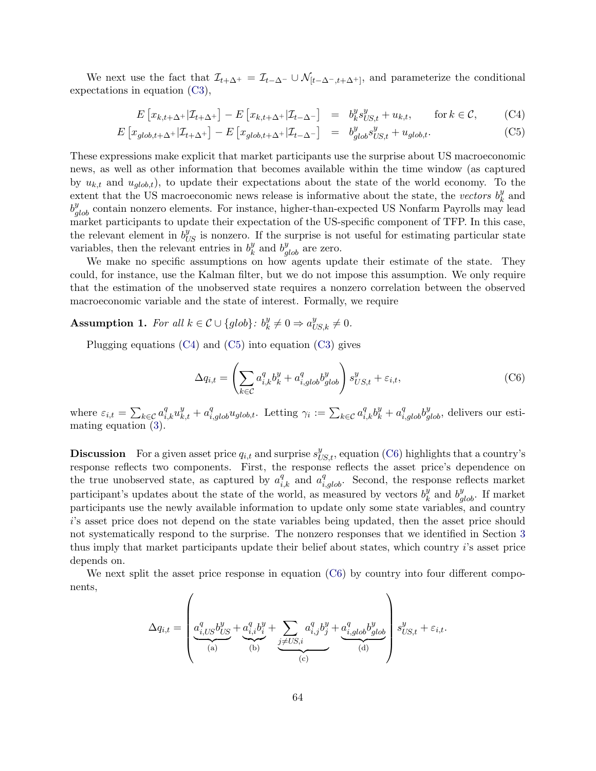We next use the fact that $\mathcal{I}_{t+\Delta^+} = \mathcal{I}_{t-\Delta^-} \cup \mathcal{N}_{[t-\Delta^-,t+\Delta^+]}$, and parameterize the conditional expectations in equation (C3),

$$
\begin{aligned}
E\left[x_{k,t+\Delta^+}|\mathcal{I}_{t+\Delta^+}\right] - E\left[x_{k,t+\Delta^+}|\mathcal{I}_{t-\Delta^-}\right] &= b_k^y s_{US,t}^y + u_{k,t}, \qquad \text{for } k \in \mathcal{C}, &\text{(C4)}\\
E\left[x_{glob,t+\Delta^+}|\mathcal{I}_{t+\Delta^+}\right] - E\left[x_{glob,t+\Delta^+}|\mathcal{I}_{t-\Delta^-}\right] &= b_{glob}^y s_{US,t}^y + u_{glob,t}. &\text{(C5)}
\end{aligned}
$$

These expressions make explicit that market participants use the surprise about US macroeconomic news, as well as other information that becomes available within the time window (as captured by $u_{k,t}$ and $u_{glob,t}$), to update their expectations about the state of the world economy. To the extent that the US macroeconomic news release is informative about the state, the *vectors* $b_k^y$ and $b_{glob}^y$ contain nonzero elements. For instance, higher-than-expected US Nonfarm Payrolls may lead market participants to update their expectation of the US-specific component of TFP. In this case, the relevant element in $b_{US}^y$ is nonzero. If the surprise is not useful for estimating particular state variables, then the relevant entries in $b_k^y$ and $b_{glob}^y$ are zero.

We make no specific assumptions on how agents update their estimate of the state. They could, for instance, use the Kalman filter, but we do not impose this assumption. We only require that the estimation of the unobserved state requires a nonzero correlation between the observed macroeconomic variable and the state of interest. Formally, we require

**Assumption 1.** *For all $k \in \mathcal{C} \cup \{glob\}$: $b_k^y \neq 0 \Rightarrow a_{US,k}^y \neq 0$.*

Plugging equations (C4) and (C5) into equation (C3) gives

$$
\Delta q_{i,t} = \left( \sum_{k \in \mathcal{C}} a_{i,k}^q b_k^y + a_{i,glob}^q b_{glob}^y \right) s_{US,t}^y + \varepsilon_{i,t}, \tag{C6}
$$

where $\varepsilon_{i,t} = \sum_{k \in \mathcal{C}} a_{i,k}^q u_{k,t}^y + a_{i,glob}^q u_{glob,t}$. Letting $\gamma_i := \sum_{k \in \mathcal{C}} a_{i,k}^q b_k^y + a_{i,glob}^q b_{glob}^y$, delivers our estimating equation (3).

**Discussion** For a given asset price $q_{i,t}$ and surprise $s_{US,t}^y$, equation (C6) highlights that a country's response reflects two components. First, the response reflects the asset price's dependence on the true unobserved state, as captured by $a_{i,k}^q$ and $a_{i,glob}^q$. Second, the response reflects market participant's updates about the state of the world, as measured by vectors $b_k^y$ and $b_{glob}^y$. If market participants use the newly available information to update only some state variables, and country $i$'s asset price does not depend on the state variables being updated, then the asset price should not systematically respond to the surprise. The nonzero responses that we identified in Section 3 thus imply that market participants update their belief about states, which country $i$'s asset price depends on.

We next split the asset price response in equation (C6) by country into four different components,

$$
\Delta q_{i,t} = \left( \underbrace{a_{i,US}^q b_{US}^y}_{\text{(a)}} + \underbrace{a_{i,i}^q b_i^y}_{\text{(b)}} + \underbrace{\sum_{j \neq US,i} a_{i,j}^q b_j^y}_{\text{(c)}} + \underbrace{a_{i,glob}^q b_{glob}^y}_{\text{(d)}} \right) s_{US,t}^y + \varepsilon_{i,t}.
$$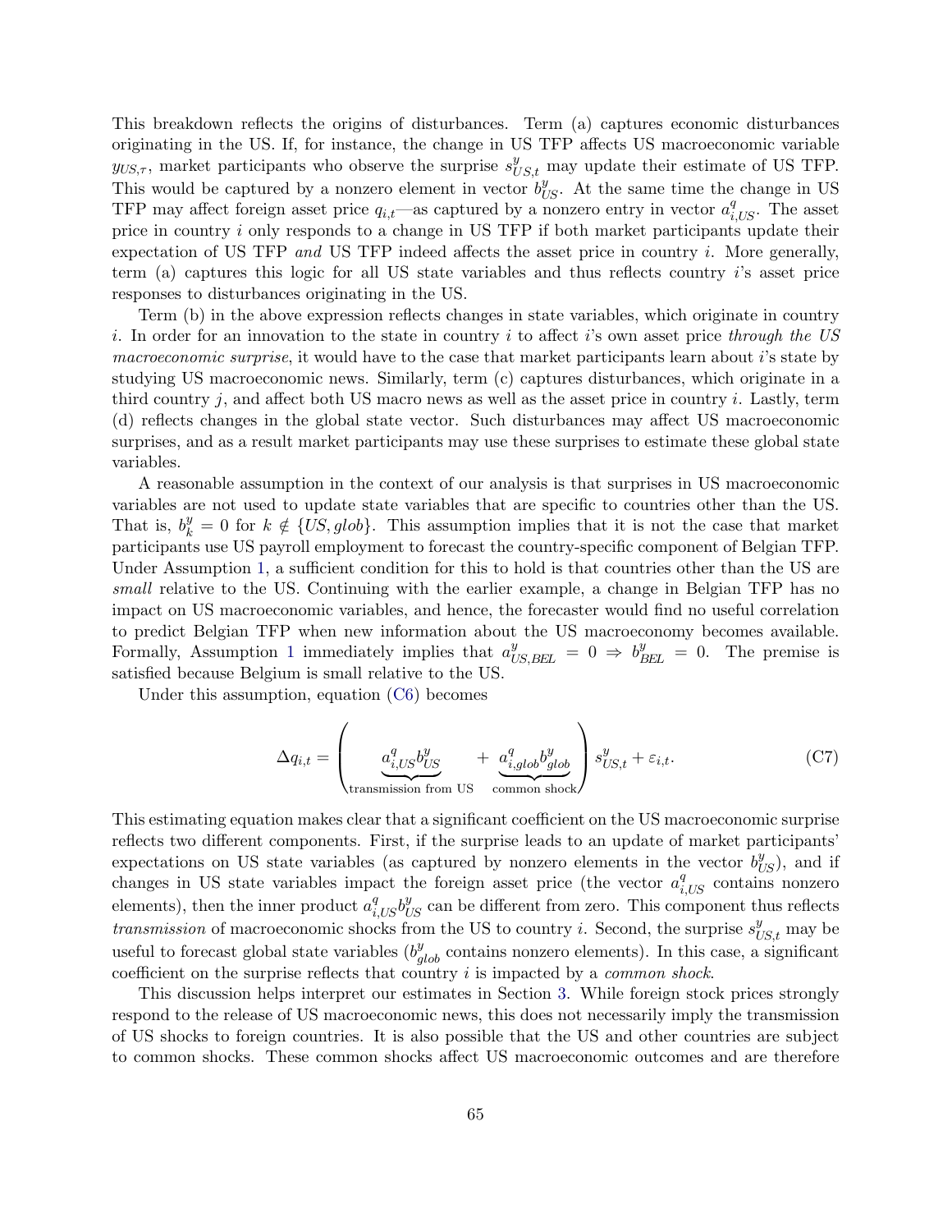This breakdown reflects the origins of disturbances. Term (a) captures economic disturbances originating in the US. If, for instance, the change in US TFP affects US macroeconomic variable $y_{US,\tau}$, market participants who observe the surprise $s^y_{US,t}$ may update their estimate of US TFP. This would be captured by a nonzero element in vector $b^y_{US}$. At the same time the change in US TFP may affect foreign asset price $q_{i,t}$—as captured by a nonzero entry in vector $a^q_{i,US}$. The asset price in country $i$ only responds to a change in US TFP if both market participants update their expectation of US TFP *and* US TFP indeed affects the asset price in country $i$. More generally, term (a) captures this logic for all US state variables and thus reflects country $i$'s asset price responses to disturbances originating in the US.

Term (b) in the above expression reflects changes in state variables, which originate in country $i$. In order for an innovation to the state in country $i$ to affect $i$'s own asset price *through the US macroeconomic surprise*, it would have to the case that market participants learn about $i$'s state by studying US macroeconomic news. Similarly, term (c) captures disturbances, which originate in a third country $j$, and affect both US macro news as well as the asset price in country $i$. Lastly, term (d) reflects changes in the global state vector. Such disturbances may affect US macroeconomic surprises, and as a result market participants may use these surprises to estimate these global state variables.

A reasonable assumption in the context of our analysis is that surprises in US macroeconomic variables are not used to update state variables that are specific to countries other than the US. That is, $b^y_k = 0$ for $k \notin \{US, glob\}$. This assumption implies that it is not the case that market participants use US payroll employment to forecast the country-specific component of Belgian TFP. Under Assumption 1, a sufficient condition for this to hold is that countries other than the US are *small* relative to the US. Continuing with the earlier example, a change in Belgian TFP has no impact on US macroeconomic variables, and hence, the forecaster would find no useful correlation to predict Belgian TFP when new information about the US macroeconomy becomes available. Formally, Assumption 1 immediately implies that $a^y_{US,BEL} = 0 \Rightarrow b^y_{BEL} = 0$. The premise is satisfied because Belgium is small relative to the US.

Under this assumption, equation (C6) becomes

$$\Delta q_{i,t} = \left( \underbrace{a^q_{i,US} b^y_{US}}_{\text{transmission from US}} + \underbrace{a^q_{i,glob} b^y_{glob}}_{\text{common shock}} \right) s^y_{US,t} + \varepsilon_{i,t}. \tag{C7}$$

This estimating equation makes clear that a significant coefficient on the US macroeconomic surprise reflects two different components. First, if the surprise leads to an update of market participants' expectations on US state variables (as captured by nonzero elements in the vector $b^y_{US}$), and if changes in US state variables impact the foreign asset price (the vector $a^q_{i,US}$ contains nonzero elements), then the inner product $a^q_{i,US} b^y_{US}$ can be different from zero. This component thus reflects *transmission* of macroeconomic shocks from the US to country $i$. Second, the surprise $s^y_{US,t}$ may be useful to forecast global state variables ($b^y_{glob}$ contains nonzero elements). In this case, a significant coefficient on the surprise reflects that country $i$ is impacted by a *common shock*.

This discussion helps interpret our estimates in Section 3. While foreign stock prices strongly respond to the release of US macroeconomic news, this does not necessarily imply the transmission of US shocks to foreign countries. It is also possible that the US and other countries are subject to common shocks. These common shocks affect US macroeconomic outcomes and are therefore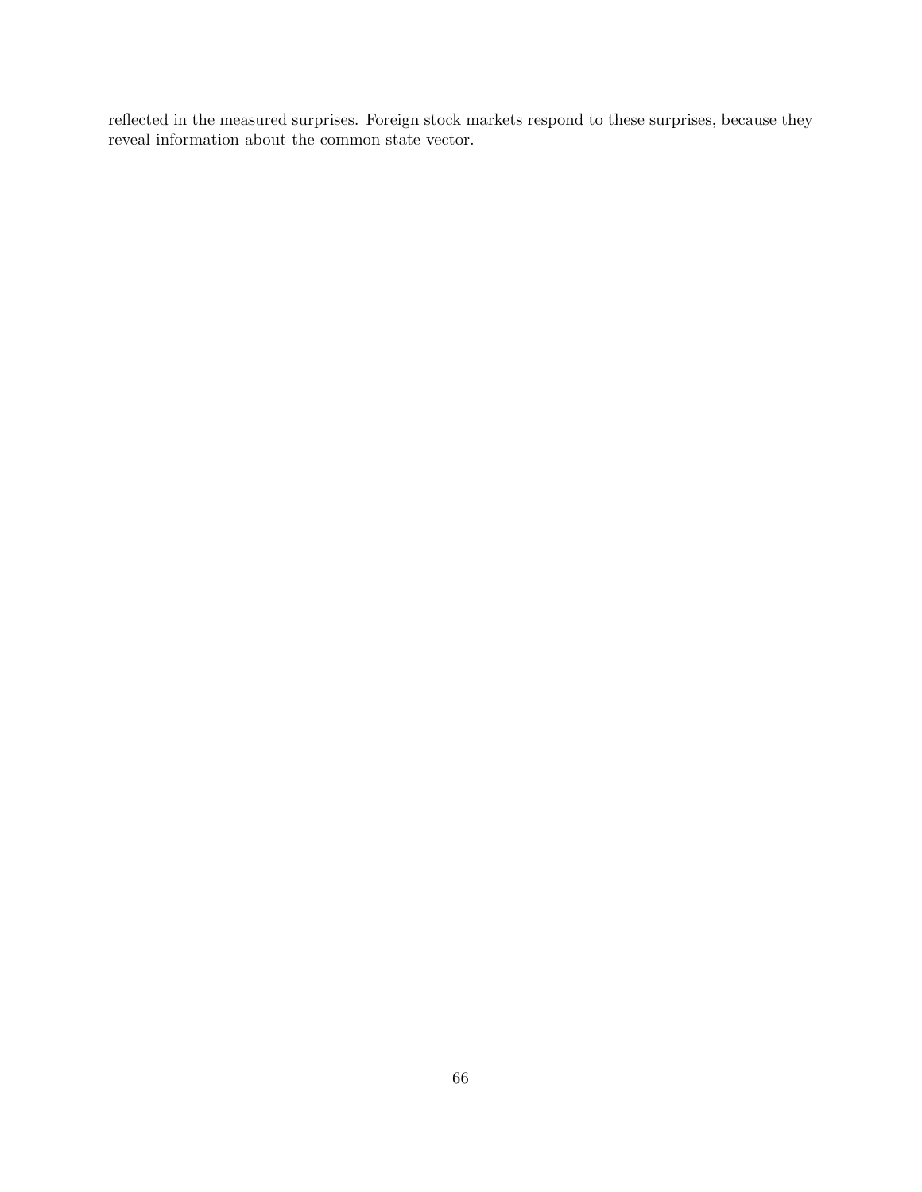reflected in the measured surprises. Foreign stock markets respond to these surprises, because they reveal information about the common state vector.